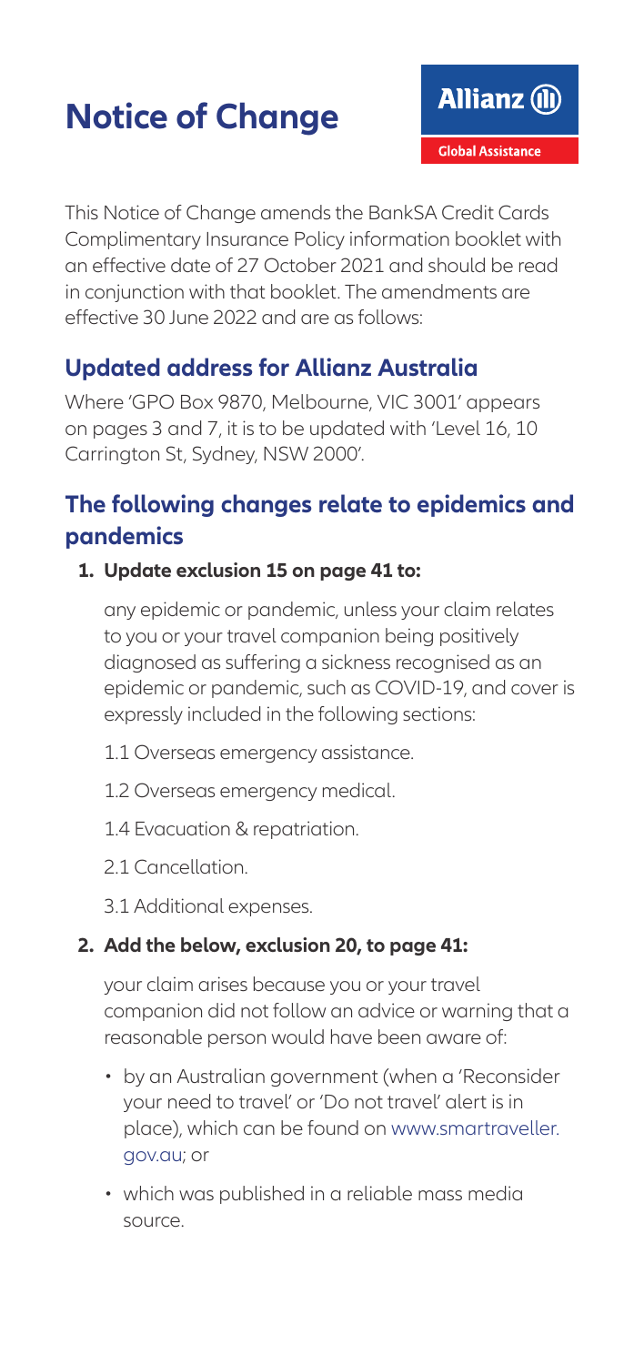# Notice of Change

Allianz Global Assistance

This Notice of Change amends the BankSA Credit Cards Complimentary Insurance Policy information booklet with an effective date of 27 October 2021 and should be read in conjunction with that booklet. The amendments are effective 30 June 2022 and are as follows:

## Updated address for Allianz Australia

Where 'GPO Box 9870, Melbourne, VIC 3001' appears on pages 3 and 7, it is to be updated with 'Level 16, 10 Carrington St, Sydney, NSW 2000'.

## The following changes relate to epidemics and pandemics

1. **Update exclusion 15 on page 41 to:**

   any epidemic or pandemic, unless your claim relates to you or your travel companion being positively diagnosed as suffering a sickness recognised as an epidemic or pandemic, such as COVID-19, and cover is expressly included in the following sections:

   1.1 Overseas emergency assistance.

   1.2 Overseas emergency medical.

   1.4 Evacuation & repatriation.

   2.1 Cancellation.

   3.1 Additional expenses.

2. **Add the below, exclusion 20, to page 41:**

   your claim arises because you or your travel companion did not follow an advice or warning that a reasonable person would have been aware of:

   - by an Australian government (when a 'Reconsider your need to travel' or 'Do not travel' alert is in place), which can be found on www.smartraveller.gov.au; or
   - which was published in a reliable mass media source.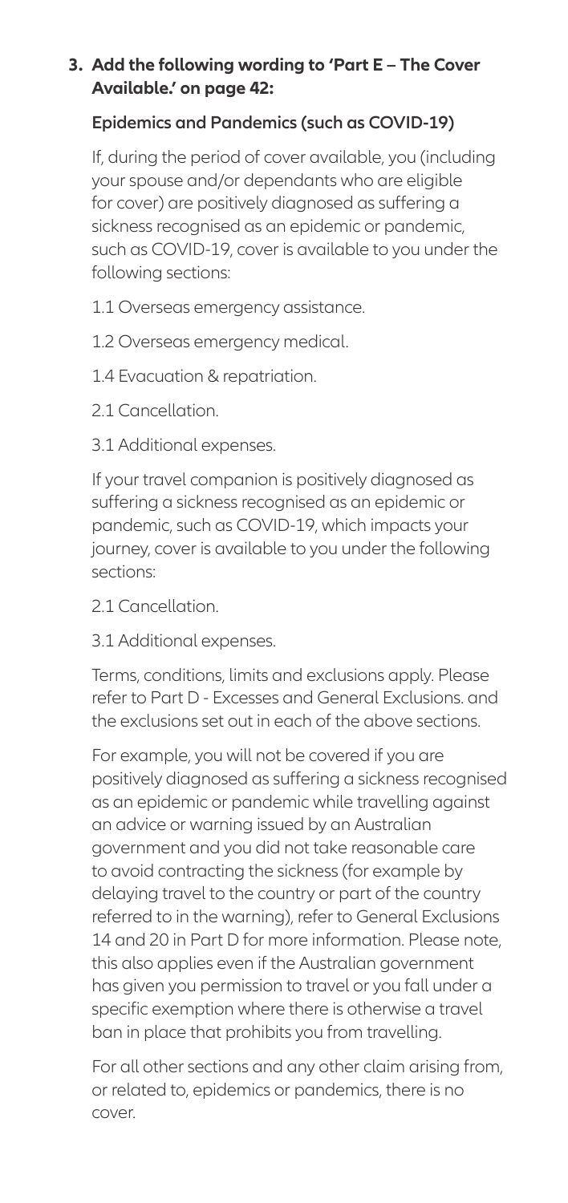**3. Add the following wording to 'Part E – The Cover Available.' on page 42:**

**Epidemics and Pandemics (such as COVID-19)**

If, during the period of cover available, you (including your spouse and/or dependants who are eligible for cover) are positively diagnosed as suffering a sickness recognised as an epidemic or pandemic, such as COVID-19, cover is available to you under the following sections:

1.1 Overseas emergency assistance.

1.2 Overseas emergency medical.

1.4 Evacuation & repatriation.

2.1 Cancellation.

3.1 Additional expenses.

If your travel companion is positively diagnosed as suffering a sickness recognised as an epidemic or pandemic, such as COVID-19, which impacts your journey, cover is available to you under the following sections:

2.1 Cancellation.

3.1 Additional expenses.

Terms, conditions, limits and exclusions apply. Please refer to Part D - Excesses and General Exclusions. and the exclusions set out in each of the above sections.

For example, you will not be covered if you are positively diagnosed as suffering a sickness recognised as an epidemic or pandemic while travelling against an advice or warning issued by an Australian government and you did not take reasonable care to avoid contracting the sickness (for example by delaying travel to the country or part of the country referred to in the warning), refer to General Exclusions 14 and 20 in Part D for more information. Please note, this also applies even if the Australian government has given you permission to travel or you fall under a specific exemption where there is otherwise a travel ban in place that prohibits you from travelling.

For all other sections and any other claim arising from, or related to, epidemics or pandemics, there is no cover.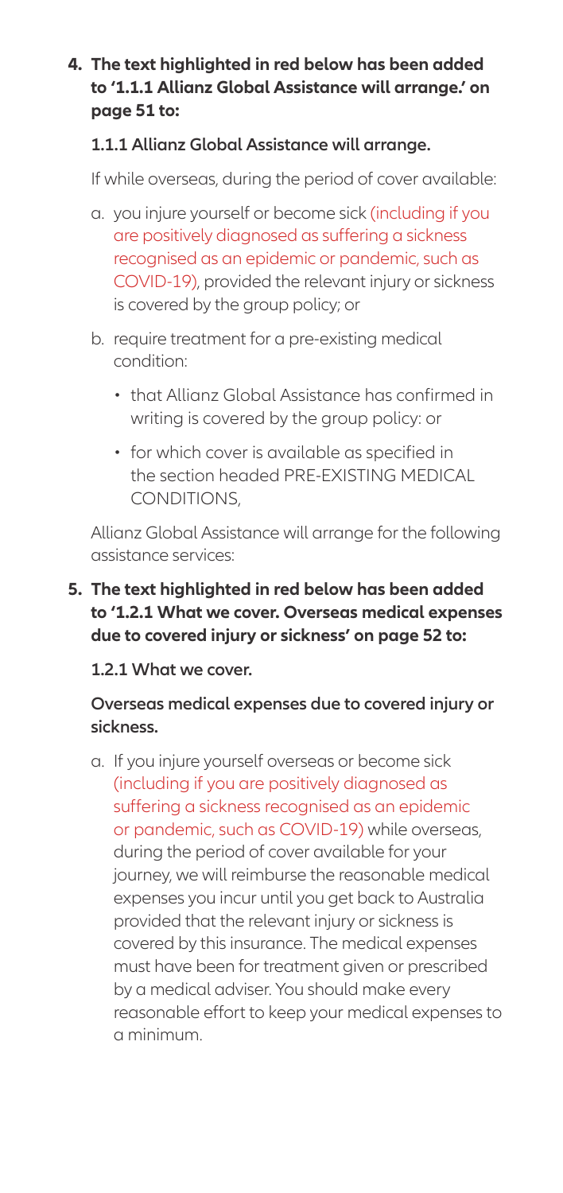**4. The text highlighted in red below has been added to '1.1.1 Allianz Global Assistance will arrange.' on page 51 to:**

**1.1.1 Allianz Global Assistance will arrange.**

If while overseas, during the period of cover available:

a. you injure yourself or become sick (including if you are positively diagnosed as suffering a sickness recognised as an epidemic or pandemic, such as COVID-19), provided the relevant injury or sickness is covered by the group policy; or

b. require treatment for a pre-existing medical condition:

   - that Allianz Global Assistance has confirmed in writing is covered by the group policy: or
   - for which cover is available as specified in the section headed PRE-EXISTING MEDICAL CONDITIONS,

Allianz Global Assistance will arrange for the following assistance services:

**5. The text highlighted in red below has been added to '1.2.1 What we cover. Overseas medical expenses due to covered injury or sickness' on page 52 to:**

**1.2.1 What we cover.**

**Overseas medical expenses due to covered injury or sickness.**

a. If you injure yourself overseas or become sick (including if you are positively diagnosed as suffering a sickness recognised as an epidemic or pandemic, such as COVID-19) while overseas, during the period of cover available for your journey, we will reimburse the reasonable medical expenses you incur until you get back to Australia provided that the relevant injury or sickness is covered by this insurance. The medical expenses must have been for treatment given or prescribed by a medical adviser. You should make every reasonable effort to keep your medical expenses to a minimum.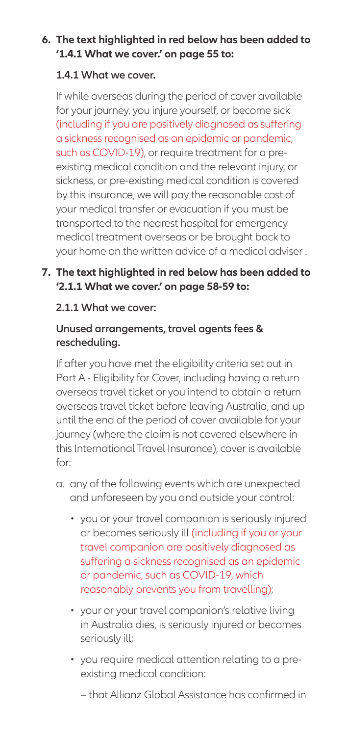**6. The text highlighted in red below has been added to '1.4.1 What we cover.' on page 55 to:**

**1.4.1 What we cover.**

If while overseas during the period of cover available for your journey, you injure yourself, or become sick (including if you are positively diagnosed as suffering a sickness recognised as an epidemic or pandemic, such as COVID-19), or require treatment for a pre-existing medical condition and the relevant injury, or sickness, or pre-existing medical condition is covered by this insurance, we will pay the reasonable cost of your medical transfer or evacuation if you must be transported to the nearest hospital for emergency medical treatment overseas or be brought back to your home on the written advice of a medical adviser .

**7. The text highlighted in red below has been added to '2.1.1 What we cover.' on page 58-59 to:**

**2.1.1 What we cover:**

**Unused arrangements, travel agents fees & rescheduling.**

If after you have met the eligibility criteria set out in Part A - Eligibility for Cover, including having a return overseas travel ticket or you intend to obtain a return overseas travel ticket before leaving Australia, and up until the end of the period of cover available for your journey (where the claim is not covered elsewhere in this International Travel Insurance), cover is available for:

a. any of the following events which are unexpected and unforeseen by you and outside your control:
   - you or your travel companion is seriously injured or becomes seriously ill (including if you or your travel companion are positively diagnosed as suffering a sickness recognised as an epidemic or pandemic, such as COVID-19, which reasonably prevents you from travelling);
   - your or your travel companion's relative living in Australia dies, is seriously injured or becomes seriously ill;
   - you require medical attention relating to a pre-existing medical condition:
     – that Allianz Global Assistance has confirmed in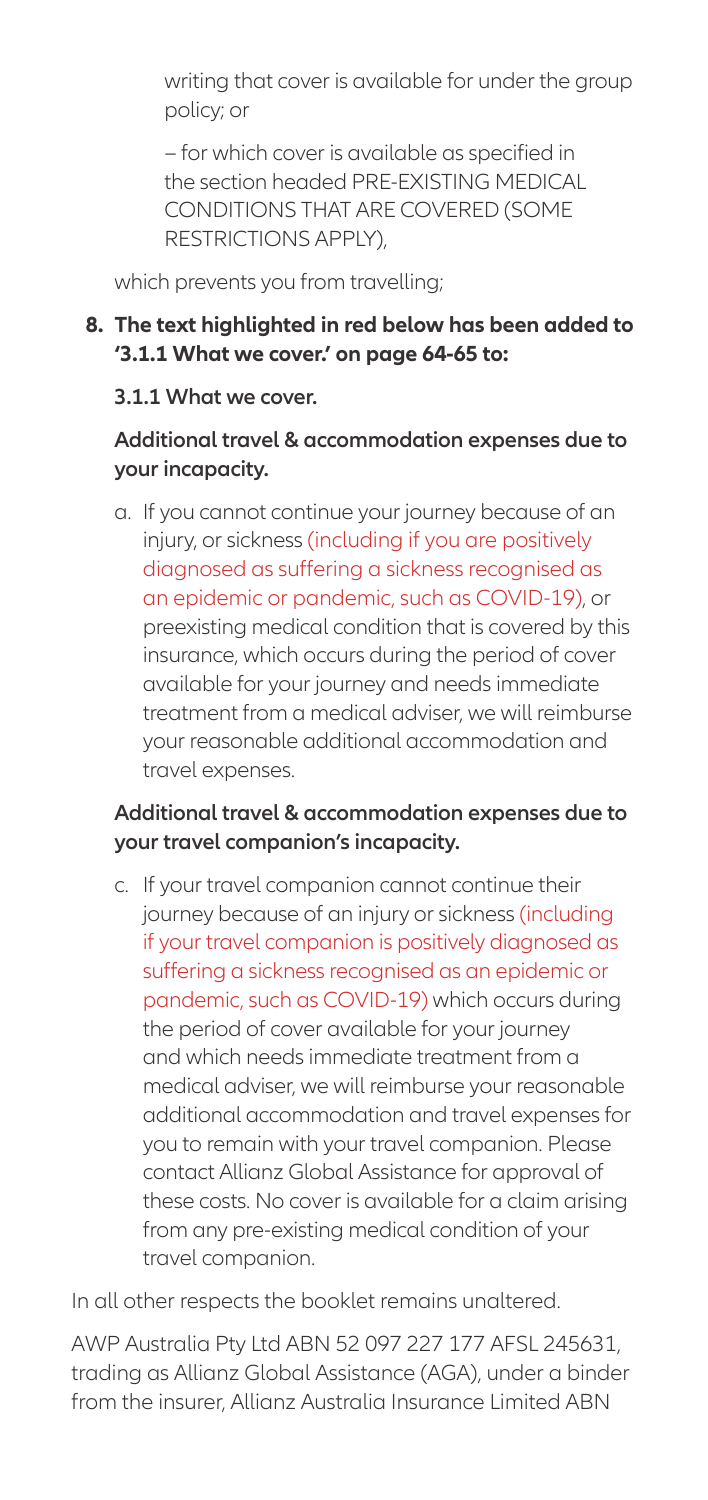writing that cover is available for under the group policy; or

– for which cover is available as specified in the section headed PRE-EXISTING MEDICAL CONDITIONS THAT ARE COVERED (SOME RESTRICTIONS APPLY),

which prevents you from travelling;

**8. The text highlighted in red below has been added to '3.1.1 What we cover.' on page 64-65 to:**

**3.1.1 What we cover.**

**Additional travel & accommodation expenses due to your incapacity.**

a. If you cannot continue your journey because of an injury, or sickness (including if you are positively diagnosed as suffering a sickness recognised as an epidemic or pandemic, such as COVID-19), or preexisting medical condition that is covered by this insurance, which occurs during the period of cover available for your journey and needs immediate treatment from a medical adviser, we will reimburse your reasonable additional accommodation and travel expenses.

**Additional travel & accommodation expenses due to your travel companion's incapacity.**

c. If your travel companion cannot continue their journey because of an injury or sickness (including if your travel companion is positively diagnosed as suffering a sickness recognised as an epidemic or pandemic, such as COVID-19) which occurs during the period of cover available for your journey and which needs immediate treatment from a medical adviser, we will reimburse your reasonable additional accommodation and travel expenses for you to remain with your travel companion. Please contact Allianz Global Assistance for approval of these costs. No cover is available for a claim arising from any pre-existing medical condition of your travel companion.

In all other respects the booklet remains unaltered.

AWP Australia Pty Ltd ABN 52 097 227 177 AFSL 245631, trading as Allianz Global Assistance (AGA), under a binder from the insurer, Allianz Australia Insurance Limited ABN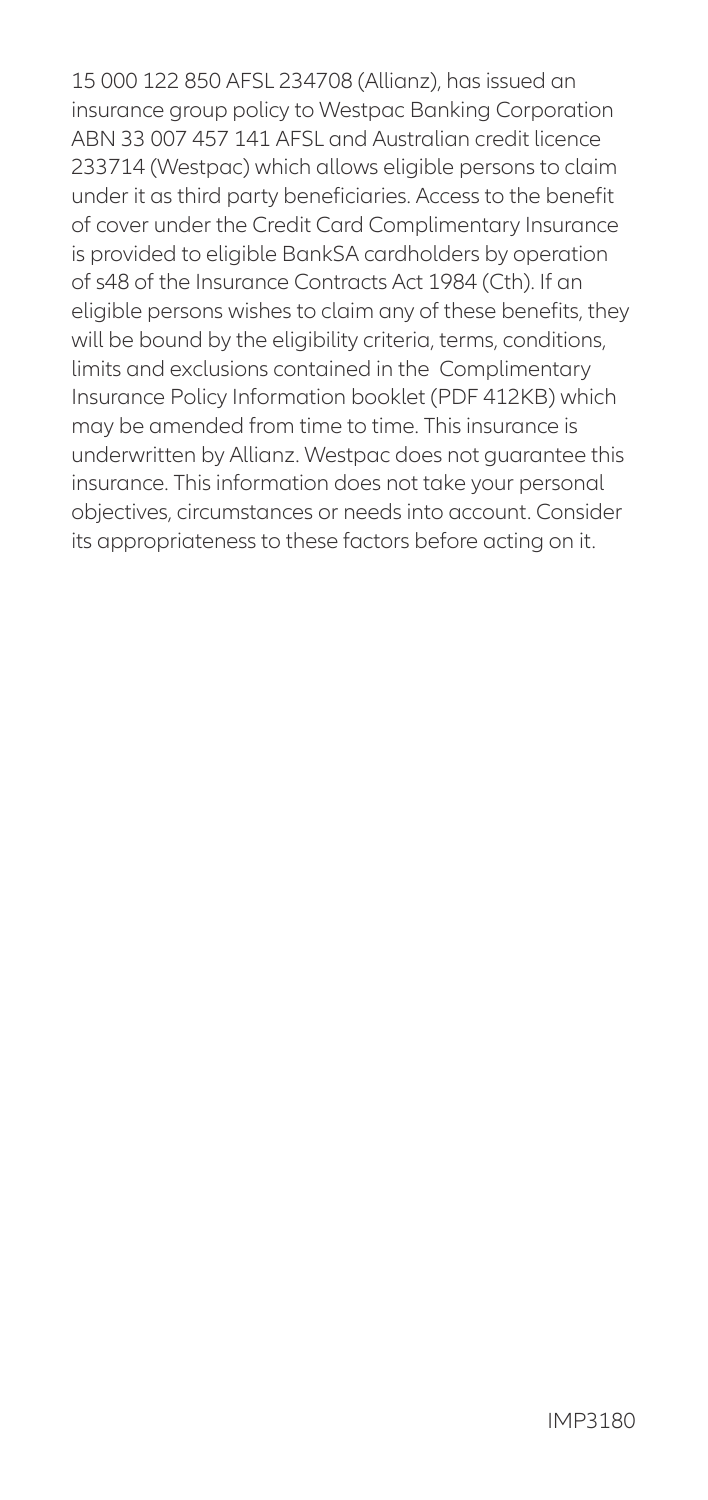15 000 122 850 AFSL 234708 (Allianz), has issued an insurance group policy to Westpac Banking Corporation ABN 33 007 457 141 AFSL and Australian credit licence 233714 (Westpac) which allows eligible persons to claim under it as third party beneficiaries. Access to the benefit of cover under the Credit Card Complimentary Insurance is provided to eligible BankSA cardholders by operation of s48 of the Insurance Contracts Act 1984 (Cth). If an eligible persons wishes to claim any of these benefits, they will be bound by the eligibility criteria, terms, conditions, limits and exclusions contained in the Complimentary Insurance Policy Information booklet (PDF 412KB) which may be amended from time to time. This insurance is underwritten by Allianz. Westpac does not guarantee this insurance. This information does not take your personal objectives, circumstances or needs into account. Consider its appropriateness to these factors before acting on it.

IMP3180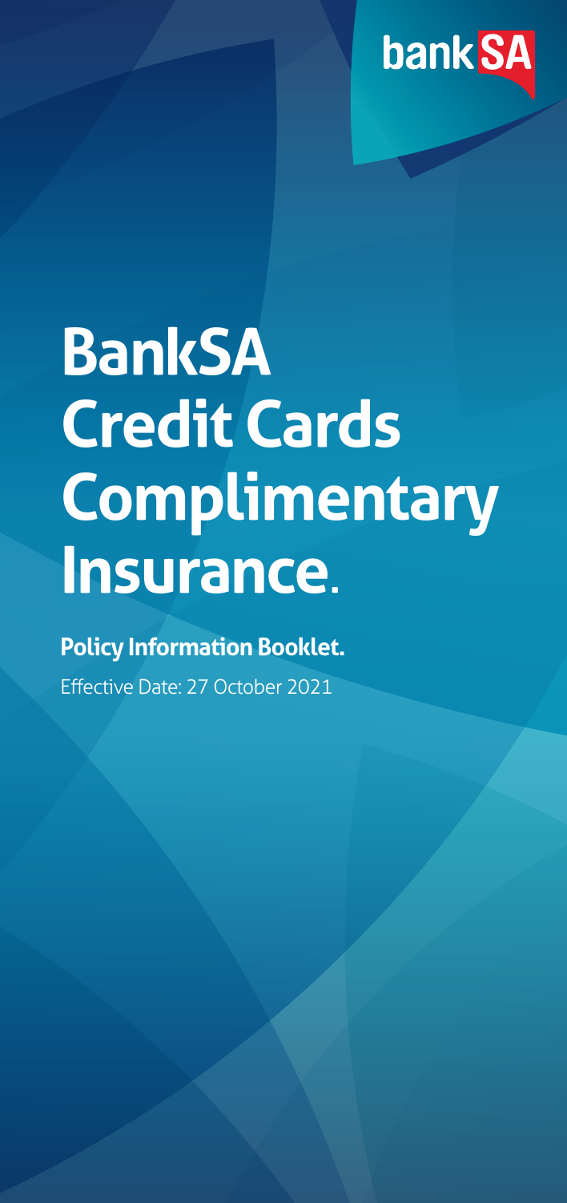bank SA

# BankSA Credit Cards Complimentary Insurance.

**Policy Information Booklet.**

Effective Date: 27 October 2021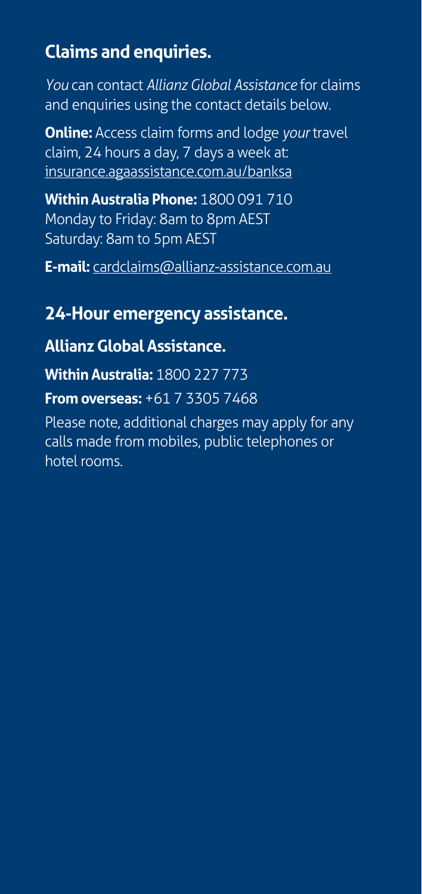## Claims and enquiries.

*You* can contact *Allianz Global Assistance* for claims and enquiries using the contact details below.

**Online:** Access claim forms and lodge *your* travel claim, 24 hours a day, 7 days a week at: insurance.agaassistance.com.au/banksa

**Within Australia Phone:** 1800 091 710
Monday to Friday: 8am to 8pm AEST
Saturday: 8am to 5pm AEST

**E-mail:** cardclaims@allianz-assistance.com.au

## 24-Hour emergency assistance.

### Allianz Global Assistance.

**Within Australia:** 1800 227 773

**From overseas:** +61 7 3305 7468

Please note, additional charges may apply for any calls made from mobiles, public telephones or hotel rooms.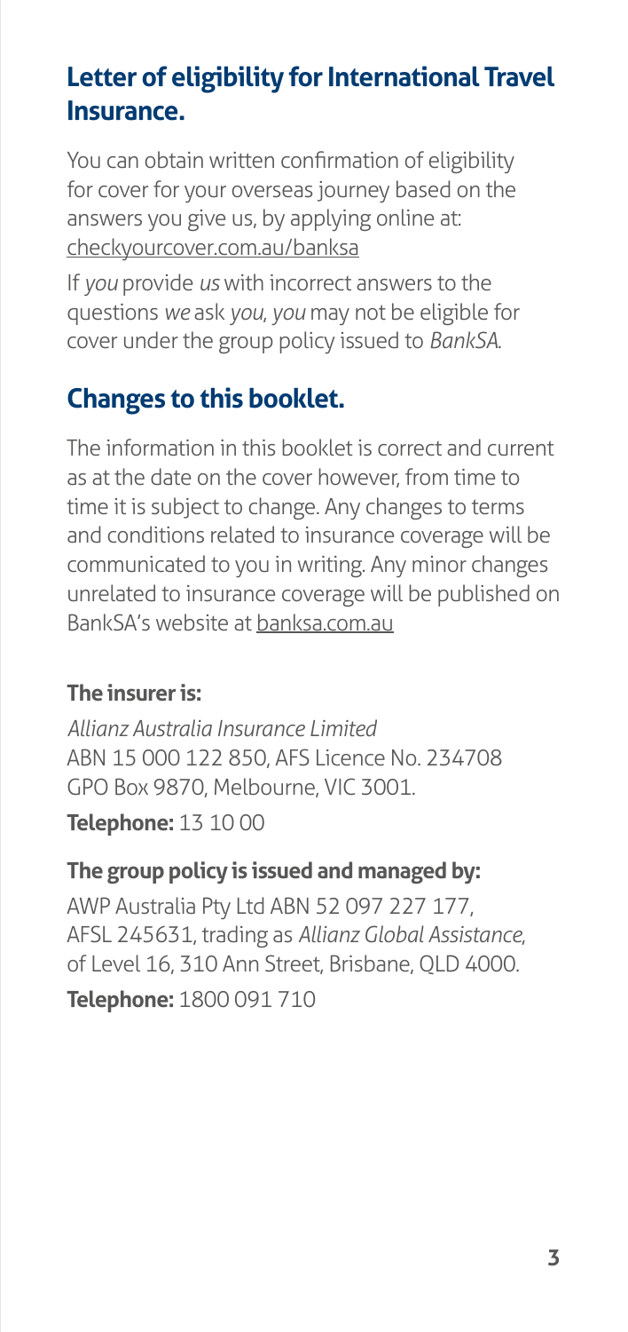## Letter of eligibility for International Travel Insurance.

You can obtain written confirmation of eligibility for cover for your overseas journey based on the answers you give us, by applying online at: checkyourcover.com.au/banksa

If *you* provide *us* with incorrect answers to the questions *we* ask *you*, *you* may not be eligible for cover under the group policy issued to *BankSA*.

## Changes to this booklet.

The information in this booklet is correct and current as at the date on the cover however, from time to time it is subject to change. Any changes to terms and conditions related to insurance coverage will be communicated to you in writing. Any minor changes unrelated to insurance coverage will be published on BankSA's website at banksa.com.au

**The insurer is:**

*Allianz Australia Insurance Limited*
ABN 15 000 122 850, AFS Licence No. 234708
GPO Box 9870, Melbourne, VIC 3001.

**Telephone:** 13 10 00

**The group policy is issued and managed by:**

AWP Australia Pty Ltd ABN 52 097 227 177, AFSL 245631, trading as *Allianz Global Assistance*, of Level 16, 310 Ann Street, Brisbane, QLD 4000.

**Telephone:** 1800 091 710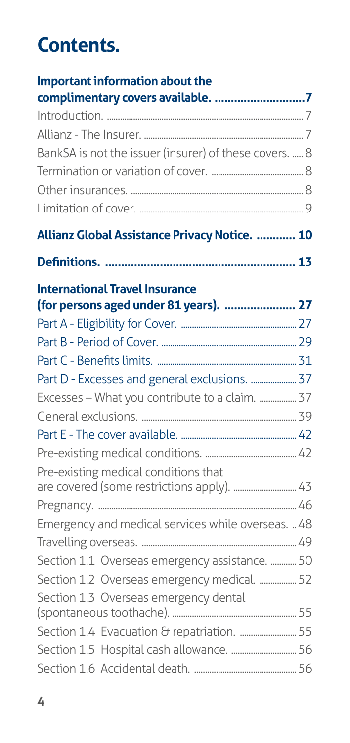# Contents.

| | |
|---|---|
| **Important information about the complimentary covers available.** | **7** |
| Introduction. | 7 |
| Allianz - The Insurer. | 7 |
| BankSA is not the issuer (insurer) of these covers. | 8 |
| Termination or variation of cover. | 8 |
| Other insurances. | 8 |
| Limitation of cover. | 9 |
| **Allianz Global Assistance Privacy Notice.** | **10** |
| **Definitions.** | **13** |
| **International Travel Insurance (for persons aged under 81 years).** | **27** |
| Part A - Eligibility for Cover. | 27 |
| Part B - Period of Cover. | 29 |
| Part C - Benefits limits. | 31 |
| Part D - Excesses and general exclusions. | 37 |
| Excesses – What you contribute to a claim. | 37 |
| General exclusions. | 39 |
| Part E - The cover available. | 42 |
| Pre-existing medical conditions. | 42 |
| Pre-existing medical conditions that are covered (some restrictions apply). | 43 |
| Pregnancy. | 46 |
| Emergency and medical services while overseas. | 48 |
| Travelling overseas. | 49 |
| Section 1.1 Overseas emergency assistance. | 50 |
| Section 1.2 Overseas emergency medical. | 52 |
| Section 1.3 Overseas emergency dental (spontaneous toothache). | 55 |
| Section 1.4 Evacuation & repatriation. | 55 |
| Section 1.5 Hospital cash allowance. | 56 |
| Section 1.6 Accidental death. | 56 |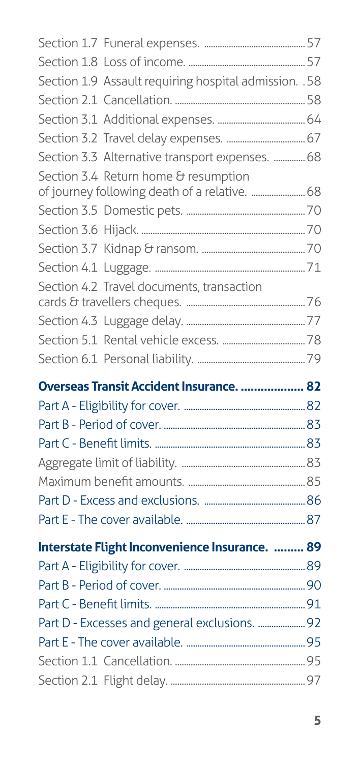Section 1.7 Funeral expenses. .......... 57
Section 1.8 Loss of income. .......... 57
Section 1.9 Assault requiring hospital admission. .58
Section 2.1 Cancellation. .......... 58
Section 3.1 Additional expenses. .......... 64
Section 3.2 Travel delay expenses. .......... 67
Section 3.3 Alternative transport expenses. .......... 68
Section 3.4 Return home & resumption of journey following death of a relative. .......... 68
Section 3.5 Domestic pets. .......... 70
Section 3.6 Hijack. .......... 70
Section 3.7 Kidnap & ransom. .......... 70
Section 4.1 Luggage. .......... 71
Section 4.2 Travel documents, transaction cards & travellers cheques. .......... 76
Section 4.3 Luggage delay. .......... 77
Section 5.1 Rental vehicle excess. .......... 78
Section 6.1 Personal liability. .......... 79

**Overseas Transit Accident Insurance. .......... 82**

Part A - Eligibility for cover. .......... 82
Part B - Period of cover. .......... 83
Part C - Benefit limits. .......... 83
Aggregate limit of liability. .......... 83
Maximum benefit amounts. .......... 85
Part D - Excess and exclusions. .......... 86
Part E - The cover available. .......... 87

**Interstate Flight Inconvenience Insurance. .......... 89**

Part A - Eligibility for cover. .......... 89
Part B - Period of cover. .......... 90
Part C - Benefit limits. .......... 91
Part D - Excesses and general exclusions. .......... 92
Part E - The cover available. .......... 95
Section 1.1 Cancellation. .......... 95
Section 2.1 Flight delay. .......... 97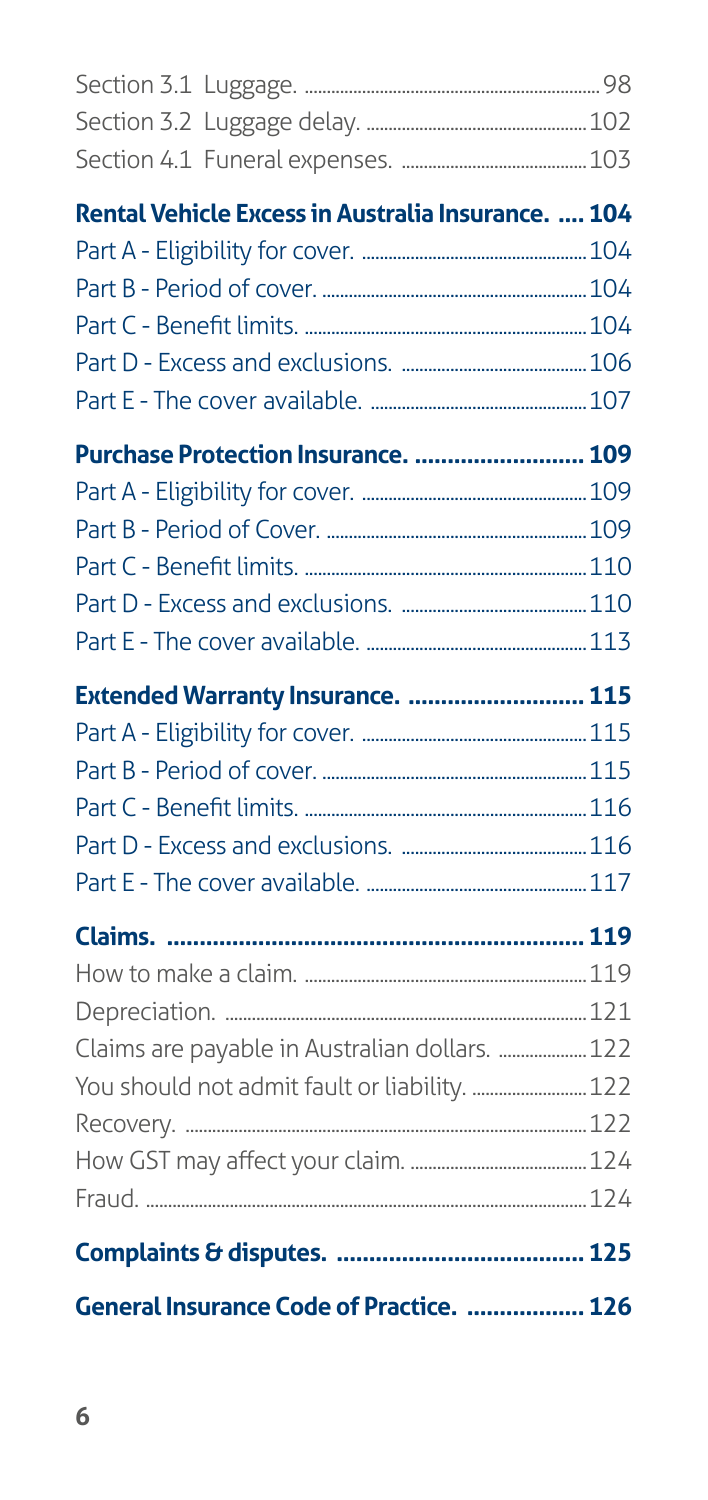Section 3.1 Luggage. 98

Section 3.2 Luggage delay. 102

Section 4.1 Funeral expenses. 103

**Rental Vehicle Excess in Australia Insurance. 104**

Part A - Eligibility for cover. 104

Part B - Period of cover. 104

Part C - Benefit limits. 104

Part D - Excess and exclusions. 106

Part E - The cover available. 107

**Purchase Protection Insurance. 109**

Part A - Eligibility for cover. 109

Part B - Period of Cover. 109

Part C - Benefit limits. 110

Part D - Excess and exclusions. 110

Part E - The cover available. 113

**Extended Warranty Insurance. 115**

Part A - Eligibility for cover. 115

Part B - Period of cover. 115

Part C - Benefit limits. 116

Part D - Excess and exclusions. 116

Part E - The cover available. 117

**Claims. 119**

How to make a claim. 119

Depreciation. 121

Claims are payable in Australian dollars. 122

You should not admit fault or liability. 122

Recovery. 122

How GST may affect your claim. 124

Fraud. 124

**Complaints & disputes. 125**

**General Insurance Code of Practice. 126**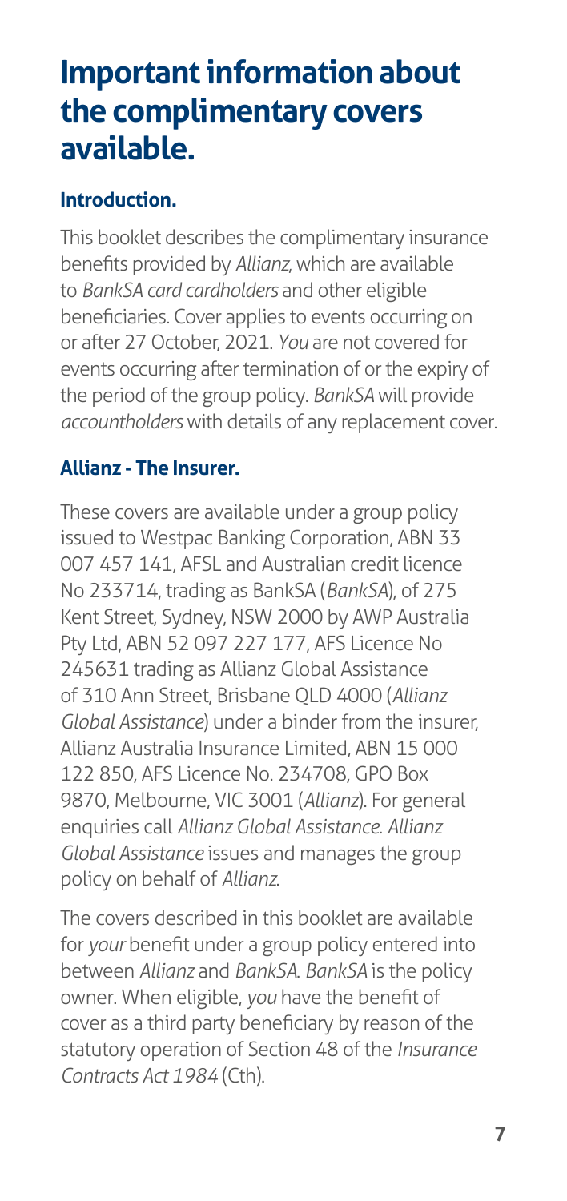# Important information about the complimentary covers available.

### Introduction.

This booklet describes the complimentary insurance benefits provided by *Allianz*, which are available to *BankSA card cardholders* and other eligible beneficiaries. Cover applies to events occurring on or after 27 October, 2021. *You* are not covered for events occurring after termination of or the expiry of the period of the group policy. *BankSA* will provide *accountholders* with details of any replacement cover.

### Allianz - The Insurer.

These covers are available under a group policy issued to Westpac Banking Corporation, ABN 33 007 457 141, AFSL and Australian credit licence No 233714, trading as BankSA (*BankSA*), of 275 Kent Street, Sydney, NSW 2000 by AWP Australia Pty Ltd, ABN 52 097 227 177, AFS Licence No 245631 trading as Allianz Global Assistance of 310 Ann Street, Brisbane QLD 4000 (*Allianz Global Assistance*) under a binder from the insurer, Allianz Australia Insurance Limited, ABN 15 000 122 850, AFS Licence No. 234708, GPO Box 9870, Melbourne, VIC 3001 (*Allianz*). For general enquiries call *Allianz Global Assistance. Allianz Global Assistance* issues and manages the group policy on behalf of *Allianz.*

The covers described in this booklet are available for *your* benefit under a group policy entered into between *Allianz* and *BankSA. BankSA* is the policy owner. When eligible, *you* have the benefit of cover as a third party beneficiary by reason of the statutory operation of Section 48 of the *Insurance Contracts Act 1984* (Cth).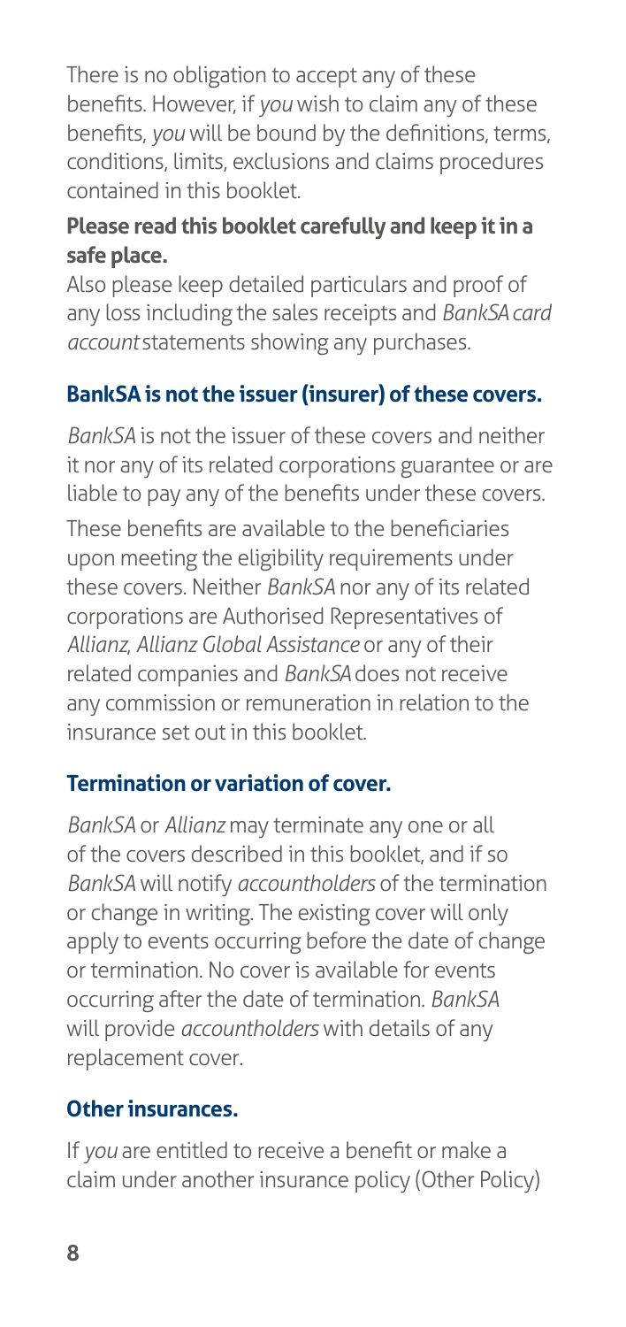There is no obligation to accept any of these benefits. However, if *you* wish to claim any of these benefits, *you* will be bound by the definitions, terms, conditions, limits, exclusions and claims procedures contained in this booklet.

**Please read this booklet carefully and keep it in a safe place.**

Also please keep detailed particulars and proof of any loss including the sales receipts and *BankSA card account* statements showing any purchases.

### BankSA is not the issuer (insurer) of these covers.

*BankSA* is not the issuer of these covers and neither it nor any of its related corporations guarantee or are liable to pay any of the benefits under these covers.

These benefits are available to the beneficiaries upon meeting the eligibility requirements under these covers. Neither *BankSA* nor any of its related corporations are Authorised Representatives of *Allianz*, *Allianz Global Assistance* or any of their related companies and *BankSA* does not receive any commission or remuneration in relation to the insurance set out in this booklet.

### Termination or variation of cover.

*BankSA* or *Allianz* may terminate any one or all of the covers described in this booklet, and if so *BankSA* will notify *accountholders* of the termination or change in writing. The existing cover will only apply to events occurring before the date of change or termination. No cover is available for events occurring after the date of termination. *BankSA* will provide *accountholders* with details of any replacement cover.

### Other insurances.

If *you* are entitled to receive a benefit or make a claim under another insurance policy (Other Policy)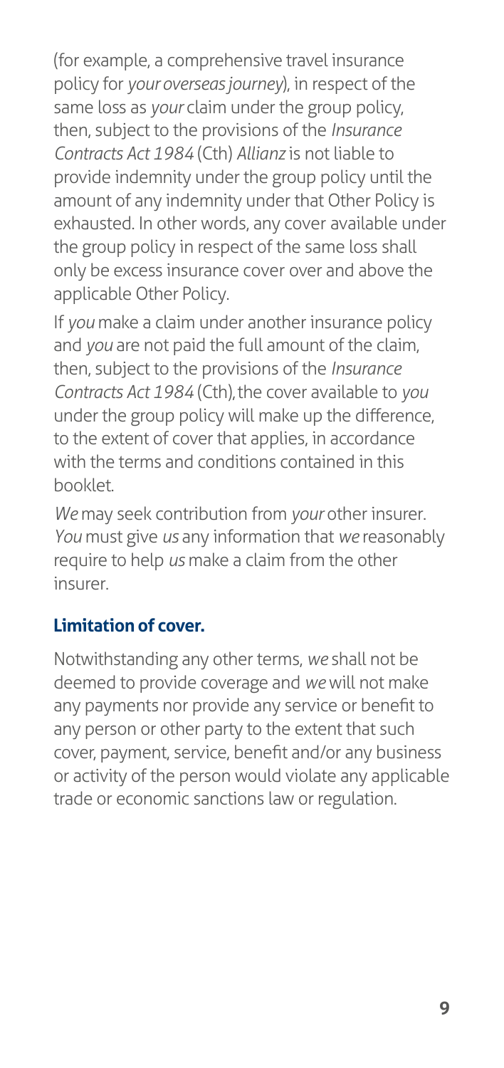(for example, a comprehensive travel insurance policy for *your overseas journey*), in respect of the same loss as *your* claim under the group policy, then, subject to the provisions of the *Insurance Contracts Act 1984* (Cth) *Allianz* is not liable to provide indemnity under the group policy until the amount of any indemnity under that Other Policy is exhausted. In other words, any cover available under the group policy in respect of the same loss shall only be excess insurance cover over and above the applicable Other Policy.

If *you* make a claim under another insurance policy and *you* are not paid the full amount of the claim, then, subject to the provisions of the *Insurance Contracts Act 1984* (Cth), the cover available to *you* under the group policy will make up the difference, to the extent of cover that applies, in accordance with the terms and conditions contained in this booklet.

*We* may seek contribution from *your* other insurer. *You* must give *us* any information that *we* reasonably require to help *us* make a claim from the other insurer.

### Limitation of cover.

Notwithstanding any other terms, *we* shall not be deemed to provide coverage and *we* will not make any payments nor provide any service or benefit to any person or other party to the extent that such cover, payment, service, benefit and/or any business or activity of the person would violate any applicable trade or economic sanctions law or regulation.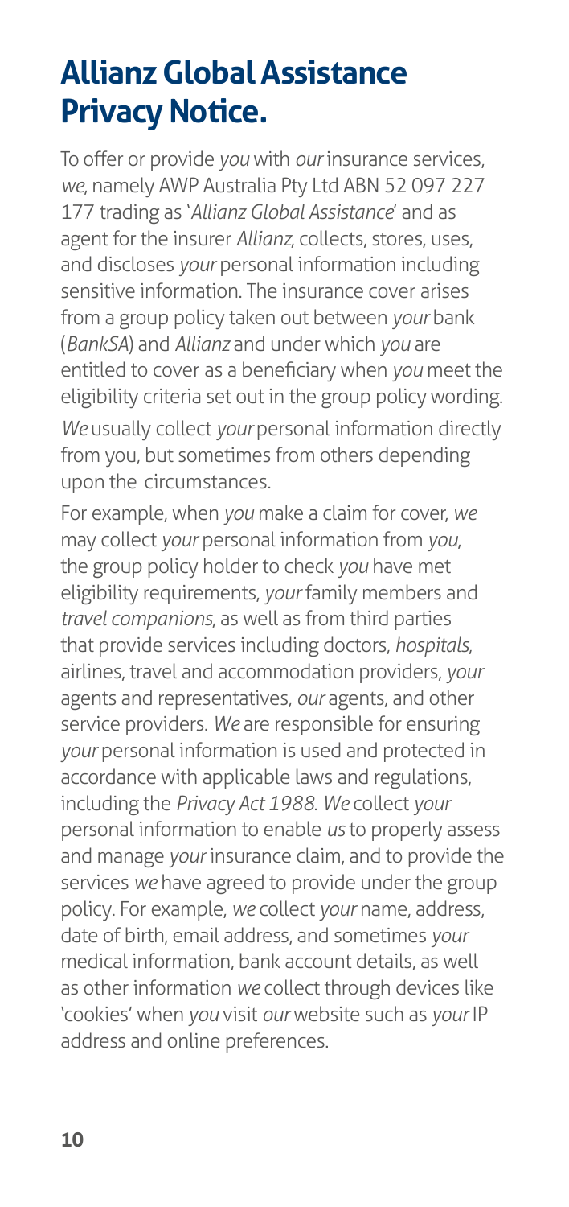# Allianz Global Assistance Privacy Notice.

To offer or provide *you* with *our* insurance services, *we*, namely AWP Australia Pty Ltd ABN 52 097 227 177 trading as '*Allianz Global Assistance*' and as agent for the insurer *Allianz*, collects, stores, uses, and discloses *your* personal information including sensitive information. The insurance cover arises from a group policy taken out between *your* bank (*BankSA*) and *Allianz* and under which *you* are entitled to cover as a beneficiary when *you* meet the eligibility criteria set out in the group policy wording. *We* usually collect *your* personal information directly from you, but sometimes from others depending upon the circumstances.

For example, when *you* make a claim for cover, *we* may collect *your* personal information from *you*, the group policy holder to check *you* have met eligibility requirements, *your* family members and *travel companions*, as well as from third parties that provide services including doctors, *hospitals*, airlines, travel and accommodation providers, *your* agents and representatives, *our* agents, and other service providers. *We* are responsible for ensuring *your* personal information is used and protected in accordance with applicable laws and regulations, including the *Privacy Act 1988*. *We* collect *your* personal information to enable *us* to properly assess and manage *your* insurance claim, and to provide the services *we* have agreed to provide under the group policy. For example, *we* collect *your* name, address, date of birth, email address, and sometimes *your* medical information, bank account details, as well as other information *we* collect through devices like 'cookies' when *you* visit *our* website such as *your* IP address and online preferences.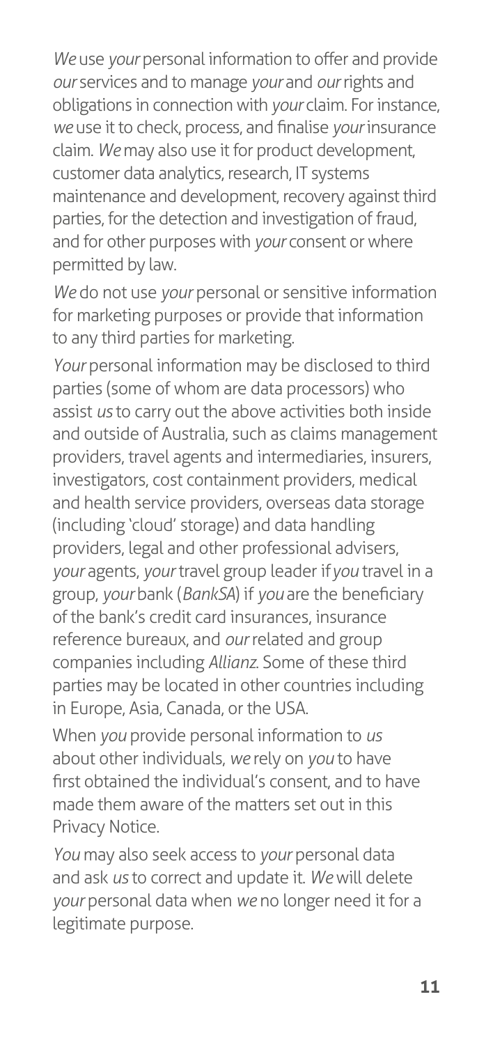*We* use *your* personal information to offer and provide *our* services and to manage *your* and *our* rights and obligations in connection with *your* claim. For instance, *we* use it to check, process, and finalise *your* insurance claim. *We* may also use it for product development, customer data analytics, research, IT systems maintenance and development, recovery against third parties, for the detection and investigation of fraud, and for other purposes with *your* consent or where permitted by law.

*We* do not use *your* personal or sensitive information for marketing purposes or provide that information to any third parties for marketing.

*Your* personal information may be disclosed to third parties (some of whom are data processors) who assist *us* to carry out the above activities both inside and outside of Australia, such as claims management providers, travel agents and intermediaries, insurers, investigators, cost containment providers, medical and health service providers, overseas data storage (including 'cloud' storage) and data handling providers, legal and other professional advisers, *your* agents, *your* travel group leader if *you* travel in a group, *your* bank (*BankSA*) if *you* are the beneficiary of the bank's credit card insurances, insurance reference bureaux, and *our* related and group companies including *Allianz*. Some of these third parties may be located in other countries including in Europe, Asia, Canada, or the USA.

When *you* provide personal information to *us* about other individuals, *we* rely on *you* to have first obtained the individual's consent, and to have made them aware of the matters set out in this Privacy Notice.

*You* may also seek access to *your* personal data and ask *us* to correct and update it. *We* will delete *your* personal data when *we* no longer need it for a legitimate purpose.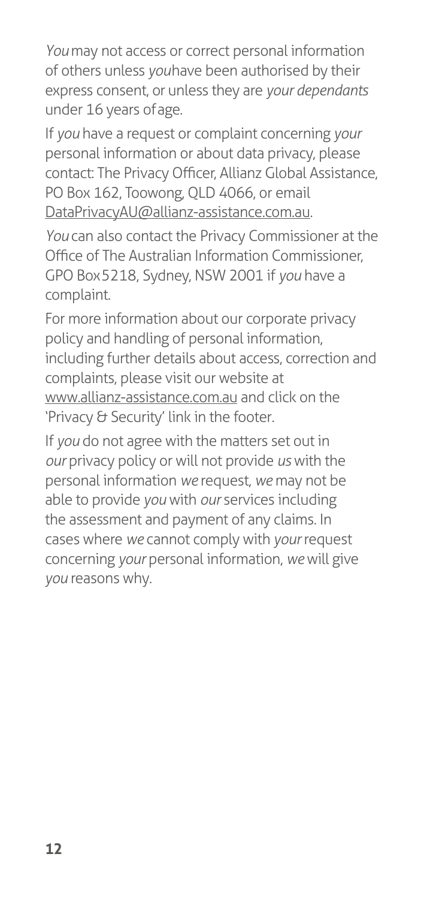*You* may not access or correct personal information of others unless *you* have been authorised by their express consent, or unless they are *your dependants* under 16 years of age.

If *you* have a request or complaint concerning *your* personal information or about data privacy, please contact: The Privacy Officer, Allianz Global Assistance, PO Box 162, Toowong, QLD 4066, or email DataPrivacyAU@allianz-assistance.com.au.

*You* can also contact the Privacy Commissioner at the Office of The Australian Information Commissioner, GPO Box 5218, Sydney, NSW 2001 if *you* have a complaint.

For more information about our corporate privacy policy and handling of personal information, including further details about access, correction and complaints, please visit our website at www.allianz-assistance.com.au and click on the 'Privacy & Security' link in the footer.

If *you* do not agree with the matters set out in *our* privacy policy or will not provide *us* with the personal information *we* request, *we* may not be able to provide *you* with *our* services including the assessment and payment of any claims. In cases where *we* cannot comply with *your* request concerning *your* personal information, *we* will give *you* reasons why.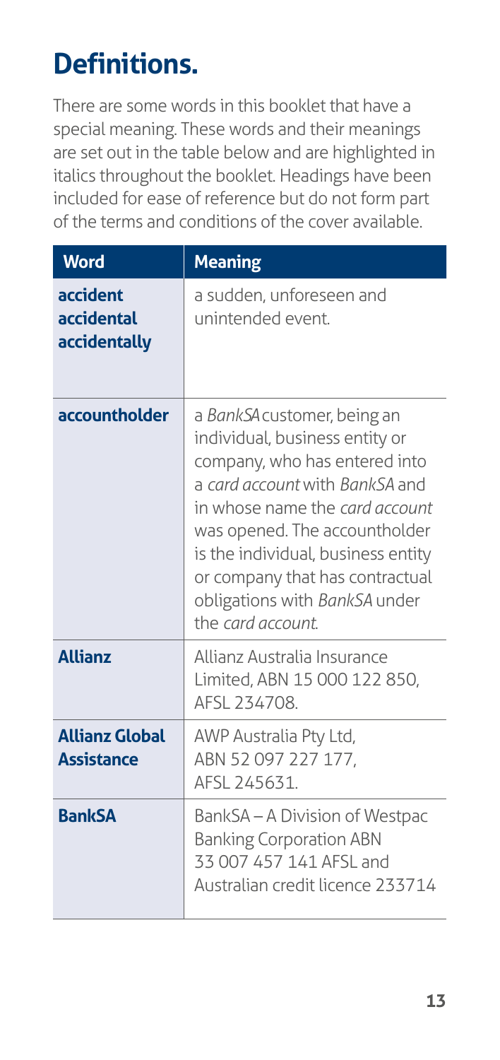# Definitions.

There are some words in this booklet that have a special meaning. These words and their meanings are set out in the table below and are highlighted in italics throughout the booklet. Headings have been included for ease of reference but do not form part of the terms and conditions of the cover available.

| Word | Meaning |
|---|---|
| **accident accidental accidentally** | a sudden, unforeseen and unintended event. |
| **accountholder** | a *BankSA* customer, being an individual, business entity or company, who has entered into a *card account* with *BankSA* and in whose name the *card account* was opened. The accountholder is the individual, business entity or company that has contractual obligations with *BankSA* under the *card account*. |
| **Allianz** | Allianz Australia Insurance Limited, ABN 15 000 122 850, AFSL 234708. |
| **Allianz Global Assistance** | AWP Australia Pty Ltd, ABN 52 097 227 177, AFSL 245631. |
| **BankSA** | BankSA – A Division of Westpac Banking Corporation ABN 33 007 457 141 AFSL and Australian credit licence 233714 |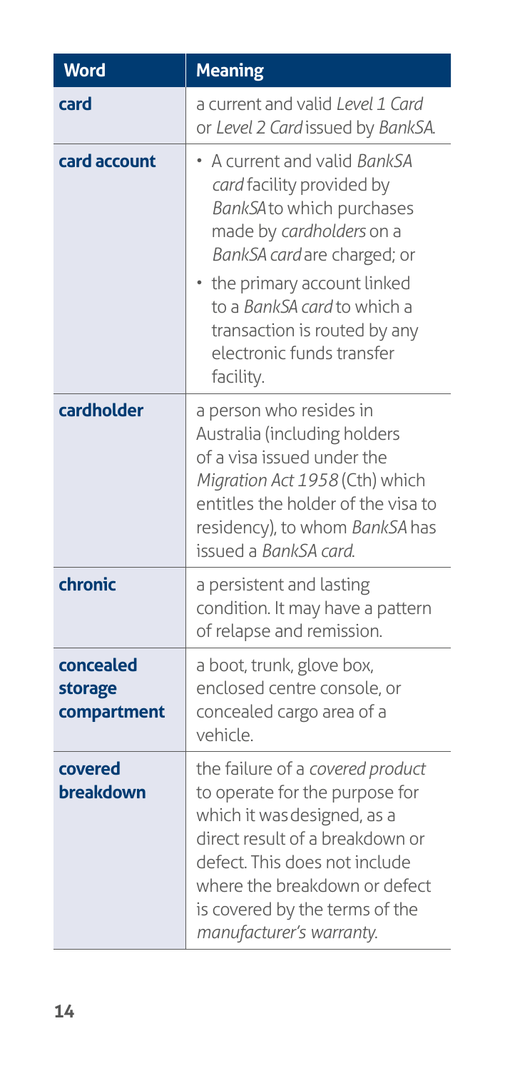| Word | Meaning |
|---|---|
| **card** | a current and valid *Level 1 Card* or *Level 2 Card* issued by *BankSA*. |
| **card account** | • A current and valid *BankSA card* facility provided by *BankSA* to which purchases made by *cardholders* on a *BankSA card* are charged; or<br>• the primary account linked to a *BankSA card* to which a transaction is routed by any electronic funds transfer facility. |
| **cardholder** | a person who resides in Australia (including holders of a visa issued under the *Migration Act 1958* (Cth) which entitles the holder of the visa to residency), to whom *BankSA* has issued a *BankSA card*. |
| **chronic** | a persistent and lasting condition. It may have a pattern of relapse and remission. |
| **concealed storage compartment** | a boot, trunk, glove box, enclosed centre console, or concealed cargo area of a vehicle. |
| **covered breakdown** | the failure of a *covered product* to operate for the purpose for which it was designed, as a direct result of a breakdown or defect. This does not include where the breakdown or defect is covered by the terms of the *manufacturer's warranty*. |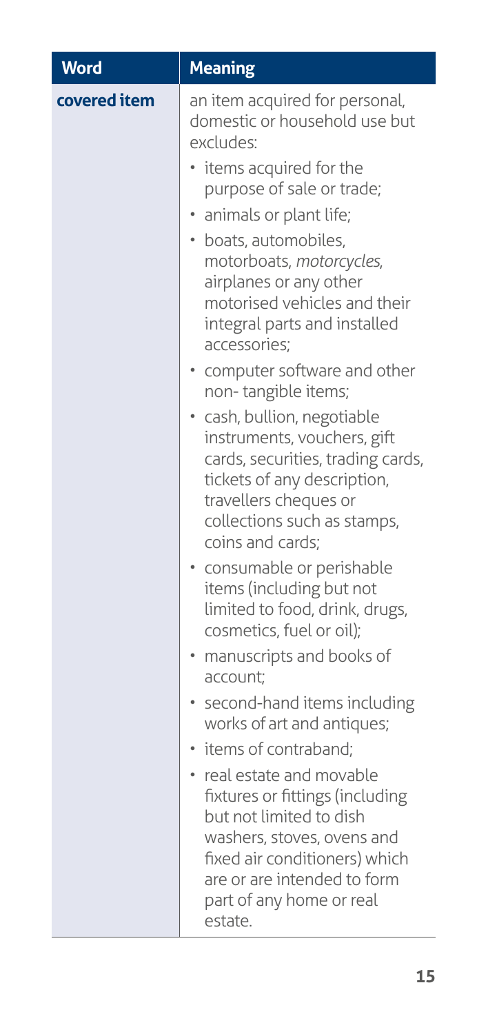| Word | Meaning |
| --- | --- |
| **covered item** | an item acquired for personal, domestic or household use but excludes:<br>• items acquired for the purpose of sale or trade;<br>• animals or plant life;<br>• boats, automobiles, motorboats, *motorcycles*, airplanes or any other motorised vehicles and their integral parts and installed accessories;<br>• computer software and other non- tangible items;<br>• cash, bullion, negotiable instruments, vouchers, gift cards, securities, trading cards, tickets of any description, travellers cheques or collections such as stamps, coins and cards;<br>• consumable or perishable items (including but not limited to food, drink, drugs, cosmetics, fuel or oil);<br>• manuscripts and books of account;<br>• second-hand items including works of art and antiques;<br>• items of contraband;<br>• real estate and movable fixtures or fittings (including but not limited to dish washers, stoves, ovens and fixed air conditioners) which are or are intended to form part of any home or real estate. |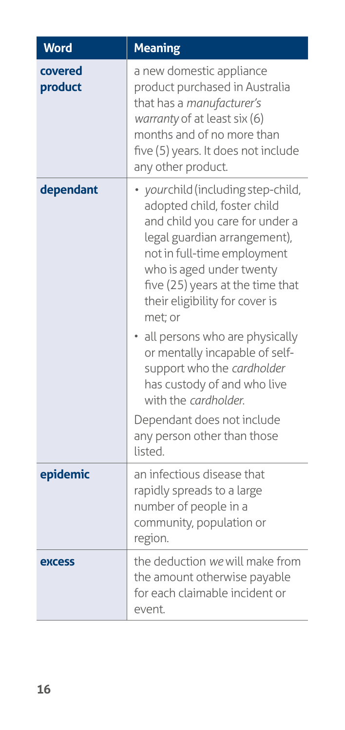| Word | Meaning |
|---|---|
| **covered product** | a new domestic appliance product purchased in Australia that has a *manufacturer's warranty* of at least six (6) months and of no more than five (5) years. It does not include any other product. |
| **dependant** | • *your* child (including step-child, adopted child, foster child and child you care for under a legal guardian arrangement), not in full-time employment who is aged under twenty five (25) years at the time that their eligibility for cover is met; or<br>• all persons who are physically or mentally incapable of self-support who the *cardholder* has custody of and who live with the *cardholder*.<br>Dependant does not include any person other than those listed. |
| **epidemic** | an infectious disease that rapidly spreads to a large number of people in a community, population or region. |
| **excess** | the deduction *we* will make from the amount otherwise payable for each claimable incident or event. |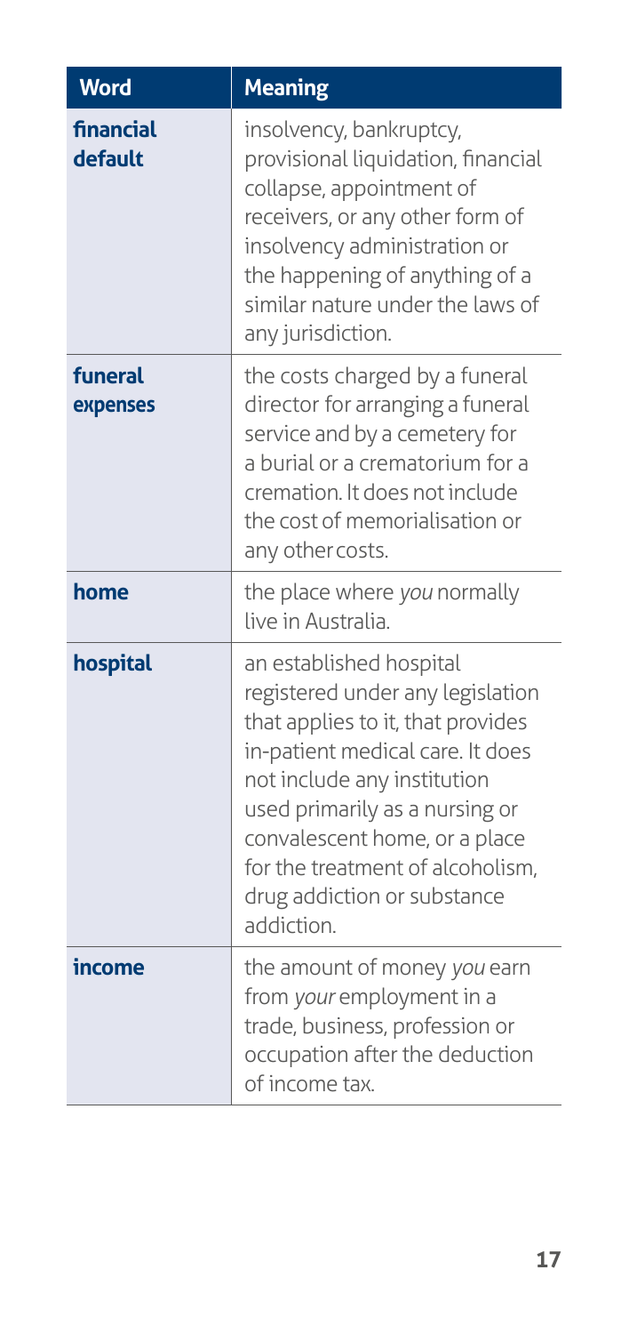| Word | Meaning |
|---|---|
| **financial default** | insolvency, bankruptcy, provisional liquidation, financial collapse, appointment of receivers, or any other form of insolvency administration or the happening of anything of a similar nature under the laws of any jurisdiction. |
| **funeral expenses** | the costs charged by a funeral director for arranging a funeral service and by a cemetery for a burial or a crematorium for a cremation. It does not include the cost of memorialisation or any other costs. |
| **home** | the place where *you* normally live in Australia. |
| **hospital** | an established hospital registered under any legislation that applies to it, that provides in-patient medical care. It does not include any institution used primarily as a nursing or convalescent home, or a place for the treatment of alcoholism, drug addiction or substance addiction. |
| **income** | the amount of money *you* earn from *your* employment in a trade, business, profession or occupation after the deduction of income tax. |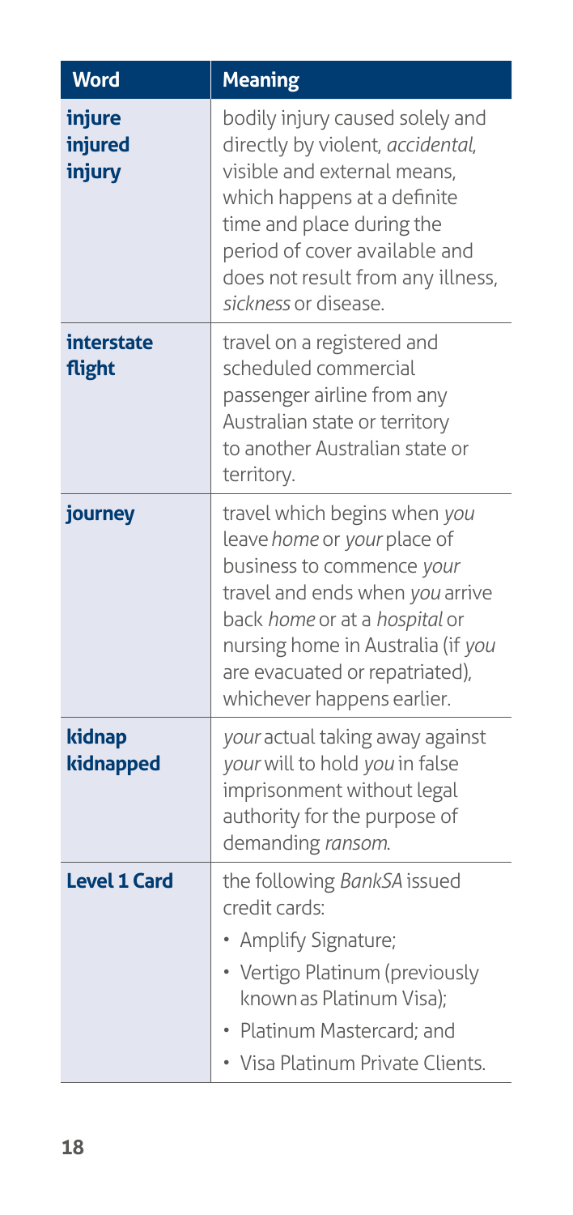| Word | Meaning |
| --- | --- |
| **injure injured injury** | bodily injury caused solely and directly by violent, *accidental*, visible and external means, which happens at a definite time and place during the period of cover available and does not result from any illness, *sickness* or disease. |
| **interstate flight** | travel on a registered and scheduled commercial passenger airline from any Australian state or territory to another Australian state or territory. |
| **journey** | travel which begins when *you* leave *home* or *your* place of business to commence *your* travel and ends when *you* arrive back *home* or at a *hospital* or nursing home in Australia (if *you* are evacuated or repatriated), whichever happens earlier. |
| **kidnap kidnapped** | *your* actual taking away against *your* will to hold *you* in false imprisonment without legal authority for the purpose of demanding *ransom*. |
| **Level 1 Card** | the following *BankSA* issued credit cards:<br>• Amplify Signature;<br>• Vertigo Platinum (previously known as Platinum Visa);<br>• Platinum Mastercard; and<br>• Visa Platinum Private Clients. |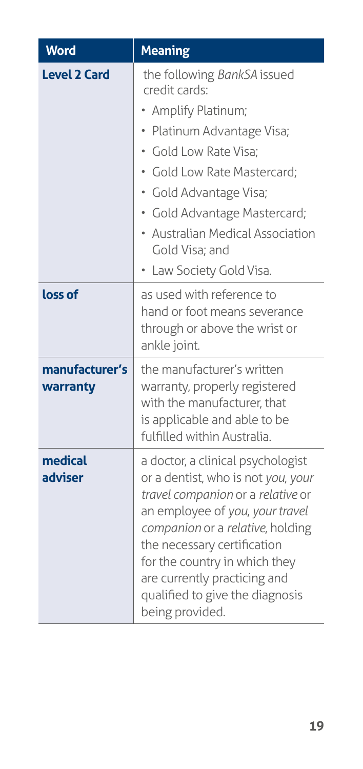| Word | Meaning |
| --- | --- |
| **Level 2 Card** | the following *BankSA* issued credit cards:<br>• Amplify Platinum;<br>• Platinum Advantage Visa;<br>• Gold Low Rate Visa;<br>• Gold Low Rate Mastercard;<br>• Gold Advantage Visa;<br>• Gold Advantage Mastercard;<br>• Australian Medical Association Gold Visa; and<br>• Law Society Gold Visa. |
| **loss of** | as used with reference to hand or foot means severance through or above the wrist or ankle joint. |
| **manufacturer's warranty** | the manufacturer's written warranty, properly registered with the manufacturer, that is applicable and able to be fulfilled within Australia. |
| **medical adviser** | a doctor, a clinical psychologist or a dentist, who is not *you*, *your travel companion* or a *relative* or an employee of *you*, *your travel companion* or a *relative*, holding the necessary certification for the country in which they are currently practicing and qualified to give the diagnosis being provided. |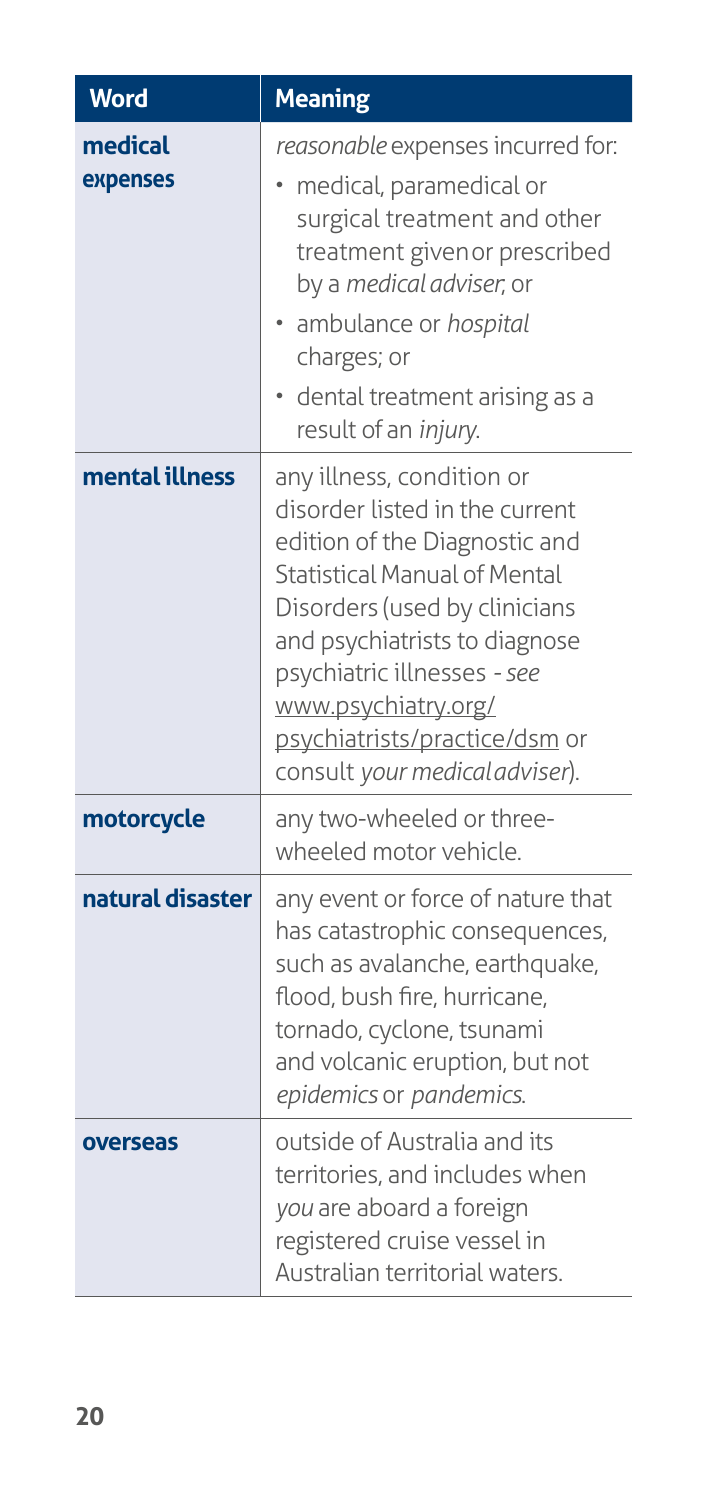| Word | Meaning |
|---|---|
| **medical expenses** | *reasonable* expenses incurred for: <br>• medical, paramedical or surgical treatment and other treatment given or prescribed by a *medical adviser*, or <br>• ambulance or *hospital* charges; or <br>• dental treatment arising as a result of an *injury*. |
| **mental illness** | any illness, condition or disorder listed in the current edition of the Diagnostic and Statistical Manual of Mental Disorders (used by clinicians and psychiatrists to diagnose psychiatric illnesses - *see* www.psychiatry.org/psychiatrists/practice/dsm or consult *your medical adviser*). |
| **motorcycle** | any two-wheeled or three-wheeled motor vehicle. |
| **natural disaster** | any event or force of nature that has catastrophic consequences, such as avalanche, earthquake, flood, bush fire, hurricane, tornado, cyclone, tsunami and volcanic eruption, but not *epidemics* or *pandemics*. |
| **overseas** | outside of Australia and its territories, and includes when *you* are aboard a foreign registered cruise vessel in Australian territorial waters. |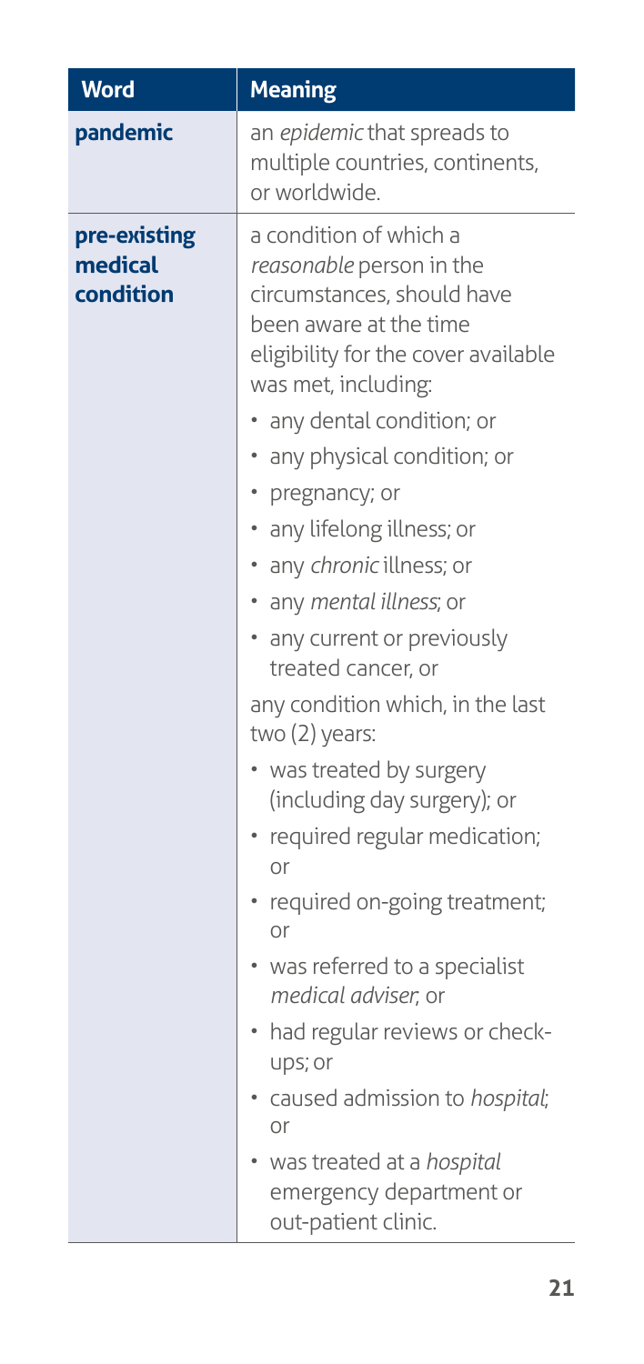| Word | Meaning |
|---|---|
| **pandemic** | an *epidemic* that spreads to multiple countries, continents, or worldwide. |
| **pre-existing medical condition** | a condition of which a *reasonable* person in the circumstances, should have been aware at the time eligibility for the cover available was met, including:<br>• any dental condition; or<br>• any physical condition; or<br>• pregnancy; or<br>• any lifelong illness; or<br>• any *chronic* illness; or<br>• any *mental illness*; or<br>• any current or previously treated cancer, or<br>any condition which, in the last two (2) years:<br>• was treated by surgery (including day surgery); or<br>• required regular medication; or<br>• required on-going treatment; or<br>• was referred to a specialist *medical adviser*, or<br>• had regular reviews or check-ups; or<br>• caused admission to *hospital*; or<br>• was treated at a *hospital* emergency department or out-patient clinic. |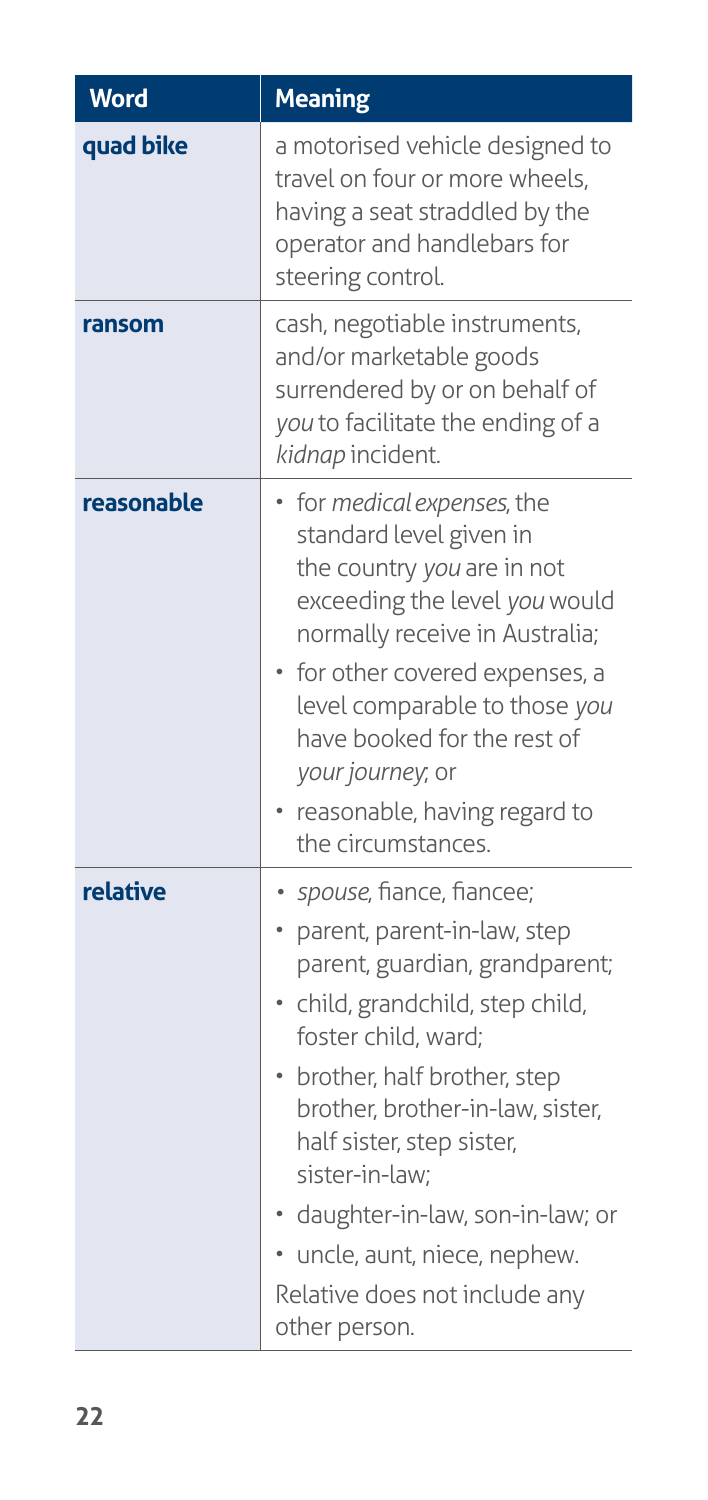| Word | Meaning |
|---|---|
| **quad bike** | a motorised vehicle designed to travel on four or more wheels, having a seat straddled by the operator and handlebars for steering control. |
| **ransom** | cash, negotiable instruments, and/or marketable goods surrendered by or on behalf of *you* to facilitate the ending of a *kidnap* incident. |
| **reasonable** | • for *medical expenses*, the standard level given in the country *you* are in not exceeding the level *you* would normally receive in Australia;<br>• for other covered expenses, a level comparable to those *you* have booked for the rest of *your journey*; or<br>• reasonable, having regard to the circumstances. |
| **relative** | • *spouse*, fiance, fiancee;<br>• parent, parent-in-law, step parent, guardian, grandparent;<br>• child, grandchild, step child, foster child, ward;<br>• brother, half brother, step brother, brother-in-law, sister, half sister, step sister, sister-in-law;<br>• daughter-in-law, son-in-law; or<br>• uncle, aunt, niece, nephew.<br>Relative does not include any other person. |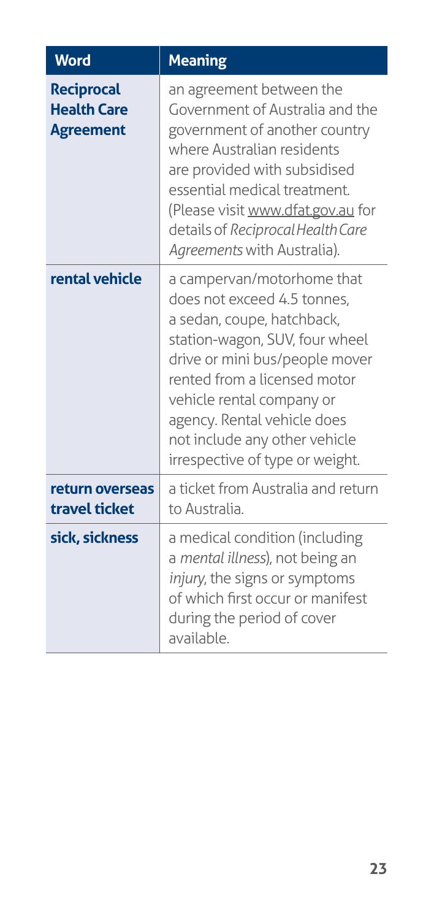| Word | Meaning |
|---|---|
| **Reciprocal Health Care Agreement** | an agreement between the Government of Australia and the government of another country where Australian residents are provided with subsidised essential medical treatment. (Please visit www.dfat.gov.au for details of *Reciprocal Health Care Agreements* with Australia). |
| **rental vehicle** | a campervan/motorhome that does not exceed 4.5 tonnes, a sedan, coupe, hatchback, station-wagon, SUV, four wheel drive or mini bus/people mover rented from a licensed motor vehicle rental company or agency. Rental vehicle does not include any other vehicle irrespective of type or weight. |
| **return overseas travel ticket** | a ticket from Australia and return to Australia. |
| **sick, sickness** | a medical condition (including a *mental illness*), not being an *injury*, the signs or symptoms of which first occur or manifest during the period of cover available. |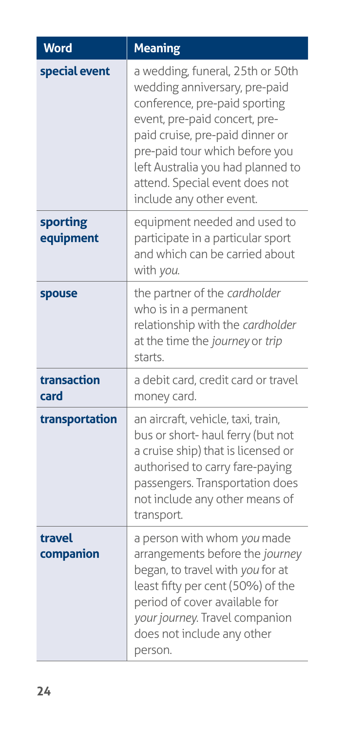| Word | Meaning |
| --- | --- |
| **special event** | a wedding, funeral, 25th or 50th wedding anniversary, pre-paid conference, pre-paid sporting event, pre-paid concert, pre-paid cruise, pre-paid dinner or pre-paid tour which before you left Australia you had planned to attend. Special event does not include any other event. |
| **sporting equipment** | equipment needed and used to participate in a particular sport and which can be carried about with *you*. |
| **spouse** | the partner of the *cardholder* who is in a permanent relationship with the *cardholder* at the time the *journey* or *trip* starts. |
| **transaction card** | a debit card, credit card or travel money card. |
| **transportation** | an aircraft, vehicle, taxi, train, bus or short- haul ferry (but not a cruise ship) that is licensed or authorised to carry fare-paying passengers. Transportation does not include any other means of transport. |
| **travel companion** | a person with whom *you* made arrangements before the *journey* began, to travel with *you* for at least fifty per cent (50%) of the period of cover available for *your journey*. Travel companion does not include any other person. |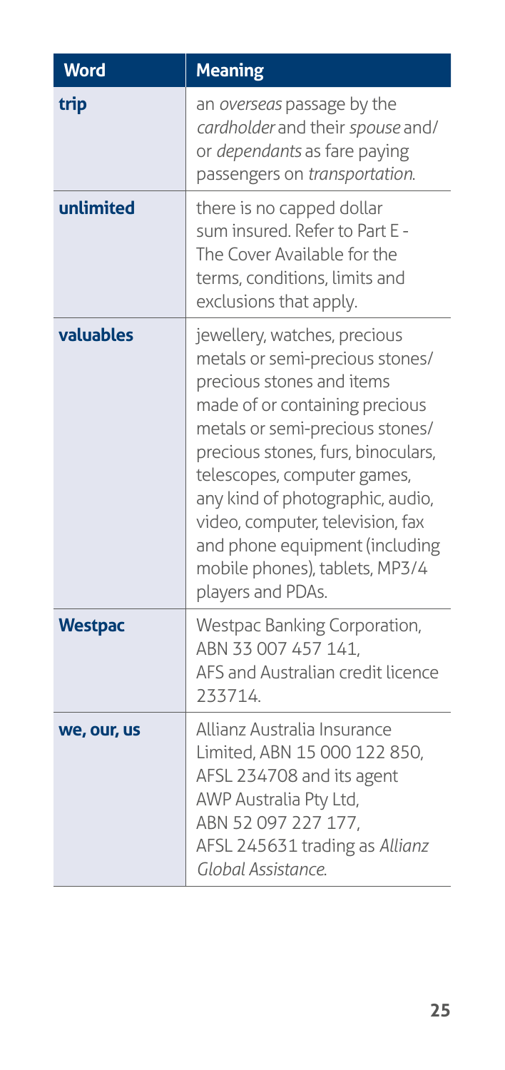| Word | Meaning |
|---|---|
| **trip** | an *overseas* passage by the *cardholder* and their *spouse* and/or *dependants* as fare paying passengers on *transportation*. |
| **unlimited** | there is no capped dollar sum insured. Refer to Part E - The Cover Available for the terms, conditions, limits and exclusions that apply. |
| **valuables** | jewellery, watches, precious metals or semi-precious stones/precious stones and items made of or containing precious metals or semi-precious stones/precious stones, furs, binoculars, telescopes, computer games, any kind of photographic, audio, video, computer, television, fax and phone equipment (including mobile phones), tablets, MP3/4 players and PDAs. |
| **Westpac** | Westpac Banking Corporation, ABN 33 007 457 141, AFS and Australian credit licence 233714. |
| **we, our, us** | Allianz Australia Insurance Limited, ABN 15 000 122 850, AFSL 234708 and its agent AWP Australia Pty Ltd, ABN 52 097 227 177, AFSL 245631 trading as *Allianz Global Assistance*. |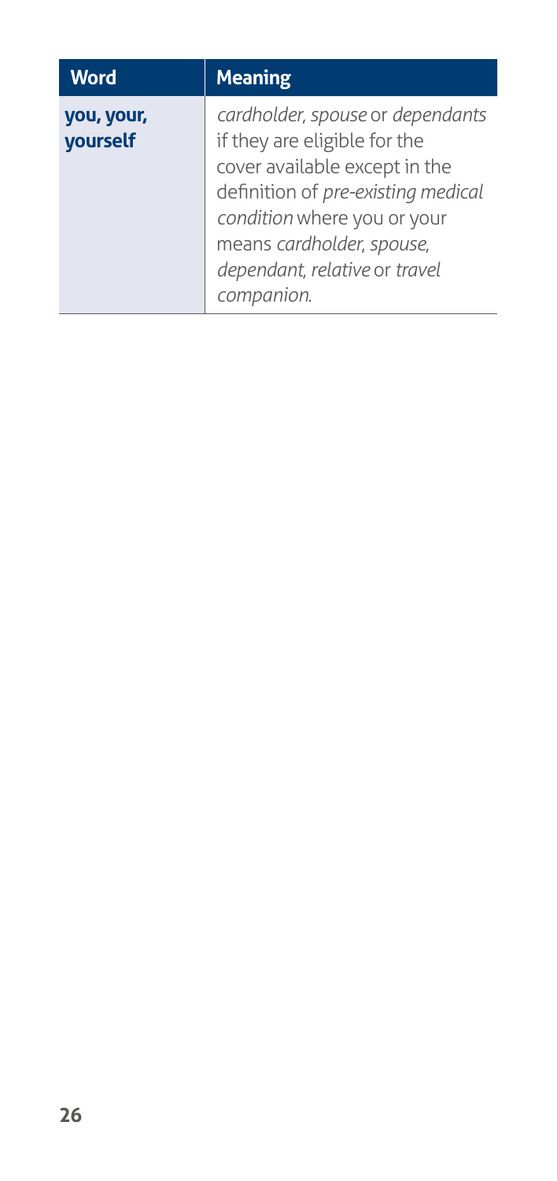| Word | Meaning |
| --- | --- |
| **you, your, yourself** | *cardholder*, *spouse* or *dependants* if they are eligible for the cover available except in the definition of *pre-existing medical condition* where you or your means *cardholder*, *spouse*, *dependant*, *relative* or *travel companion*. |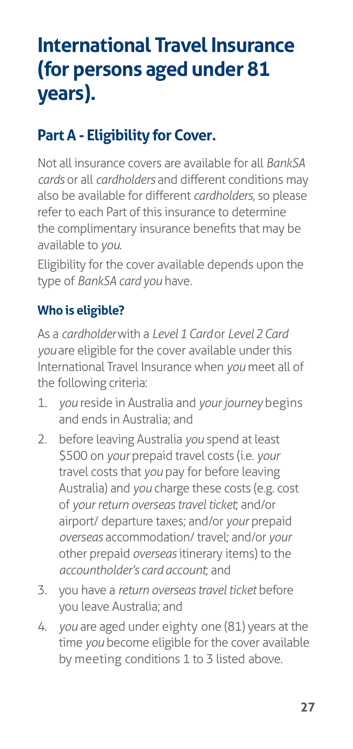# International Travel Insurance (for persons aged under 81 years).

## Part A - Eligibility for Cover.

Not all insurance covers are available for all *BankSA cards* or all *cardholders* and different conditions may also be available for different *cardholders*, so please refer to each Part of this insurance to determine the complimentary insurance benefits that may be available to *you*.

Eligibility for the cover available depends upon the type of *BankSA card you* have.

### Who is eligible?

As a *cardholder* with a *Level 1 Card* or *Level 2 Card you* are eligible for the cover available under this International Travel Insurance when *you* meet all of the following criteria:

1. *you* reside in Australia and *your journey* begins and ends in Australia; and
2. before leaving Australia *you* spend at least $500 on *your* prepaid travel costs (i.e. *your* travel costs that *you* pay for before leaving Australia) and *you* charge these costs (e.g. cost of *your return overseas travel ticket*; and/or airport/ departure taxes; and/or *your* prepaid *overseas* accommodation/ travel; and/or *your* other prepaid *overseas* itinerary items) to the *accountholder's card account*; and
3. you have a *return overseas travel ticket* before you leave Australia; and
4. *you* are aged under eighty one (81) years at the time *you* become eligible for the cover available by meeting conditions 1 to 3 listed above.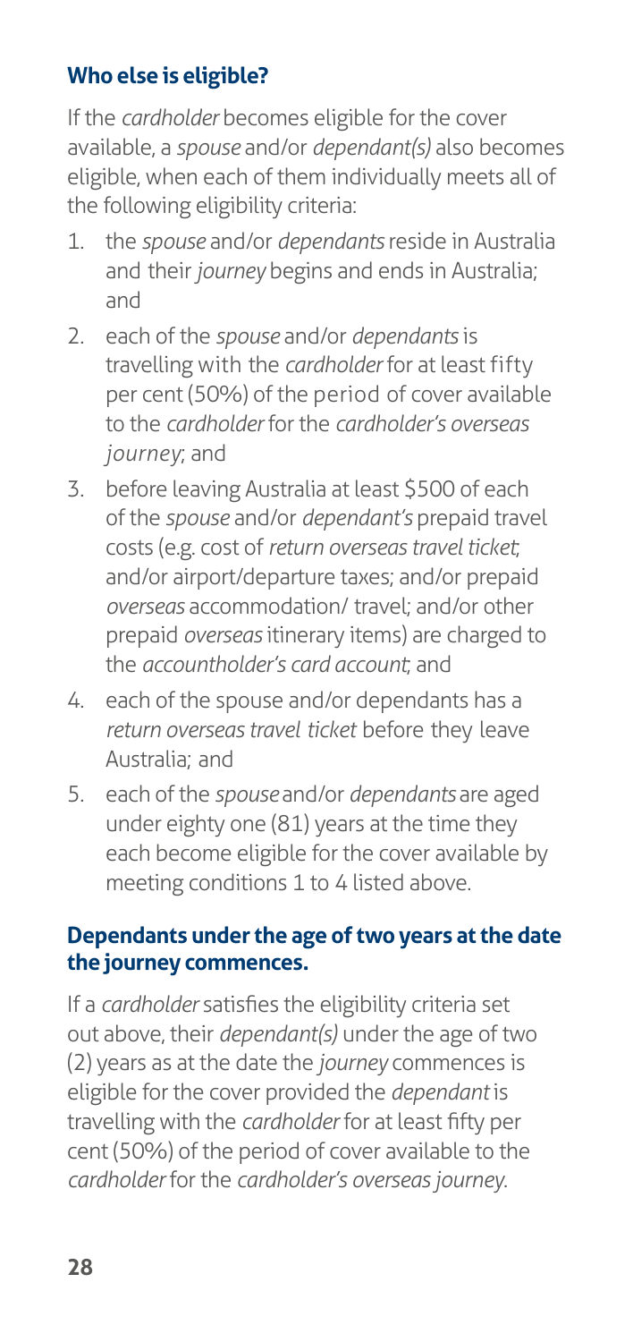### Who else is eligible?

If the *cardholder* becomes eligible for the cover available, a *spouse* and/or *dependant(s)* also becomes eligible, when each of them individually meets all of the following eligibility criteria:

1. the *spouse* and/or *dependants* reside in Australia and their *journey* begins and ends in Australia; and
2. each of the *spouse* and/or *dependants* is travelling with the *cardholder* for at least fifty per cent (50%) of the period of cover available to the *cardholder* for the *cardholder's overseas journey*; and
3. before leaving Australia at least $500 of each of the *spouse* and/or *dependant's* prepaid travel costs (e.g. cost of *return overseas travel ticket*; and/or airport/departure taxes; and/or prepaid *overseas* accommodation/ travel; and/or other prepaid *overseas* itinerary items) are charged to the *accountholder's card account*; and
4. each of the spouse and/or dependants has a *return overseas travel ticket* before they leave Australia; and
5. each of the *spouse* and/or *dependants* are aged under eighty one (81) years at the time they each become eligible for the cover available by meeting conditions 1 to 4 listed above.

### Dependants under the age of two years at the date the journey commences.

If a *cardholder* satisfies the eligibility criteria set out above, their *dependant(s)* under the age of two (2) years as at the date the *journey* commences is eligible for the cover provided the *dependant* is travelling with the *cardholder* for at least fifty per cent (50%) of the period of cover available to the *cardholder* for the *cardholder's overseas journey*.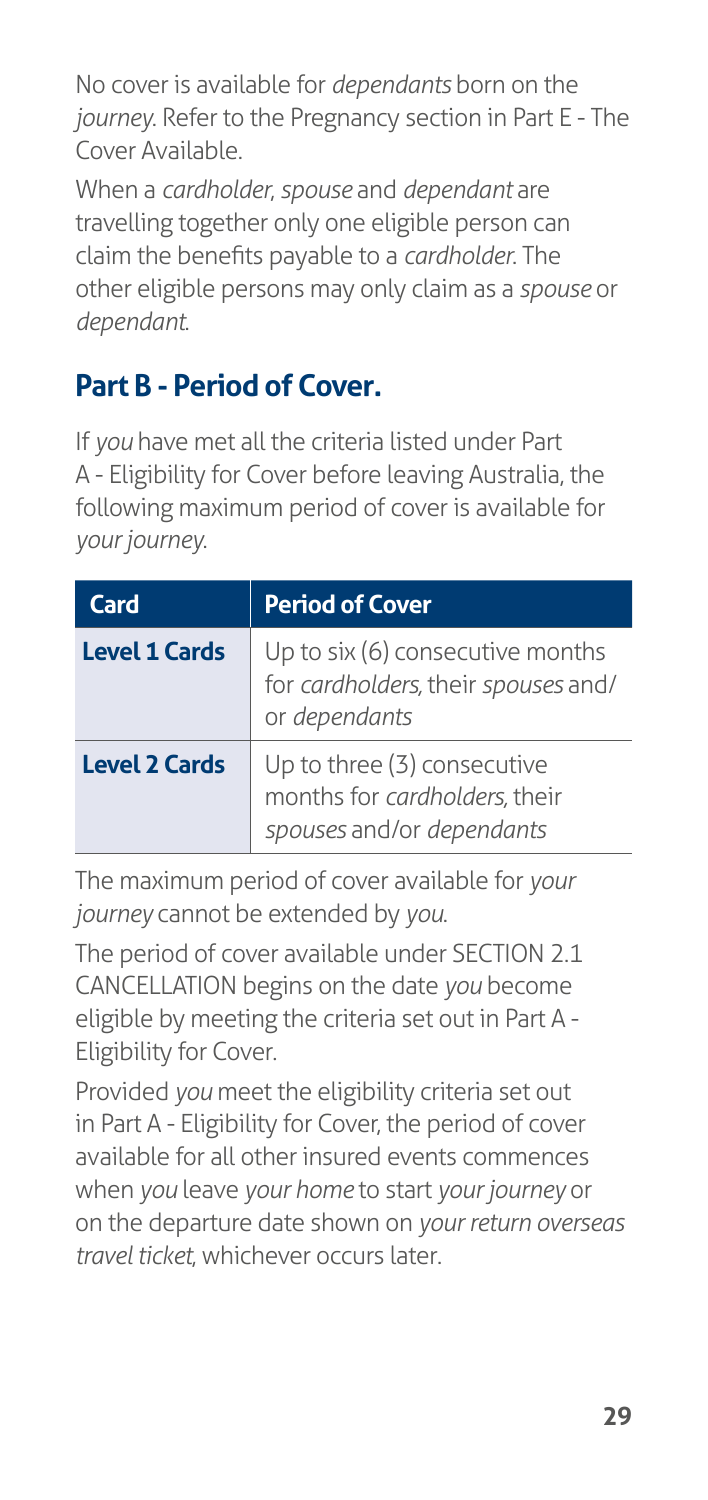No cover is available for *dependants* born on the *journey*. Refer to the Pregnancy section in Part E - The Cover Available.

When a *cardholder*, *spouse* and *dependant* are travelling together only one eligible person can claim the benefits payable to a *cardholder*. The other eligible persons may only claim as a *spouse* or *dependant*.

## Part B - Period of Cover.

If *you* have met all the criteria listed under Part A - Eligibility for Cover before leaving Australia, the following maximum period of cover is available for *your journey*.

| Card | Period of Cover |
|---|---|
| **Level 1 Cards** | Up to six (6) consecutive months for *cardholders*, their *spouses* and/or *dependants* |
| **Level 2 Cards** | Up to three (3) consecutive months for *cardholders*, their *spouses* and/or *dependants* |

The maximum period of cover available for *your journey* cannot be extended by *you*.

The period of cover available under SECTION 2.1 CANCELLATION begins on the date *you* become eligible by meeting the criteria set out in Part A - Eligibility for Cover.

Provided *you* meet the eligibility criteria set out in Part A - Eligibility for Cover, the period of cover available for all other insured events commences when *you* leave *your home* to start *your journey* or on the departure date shown on *your return overseas travel ticket*, whichever occurs later.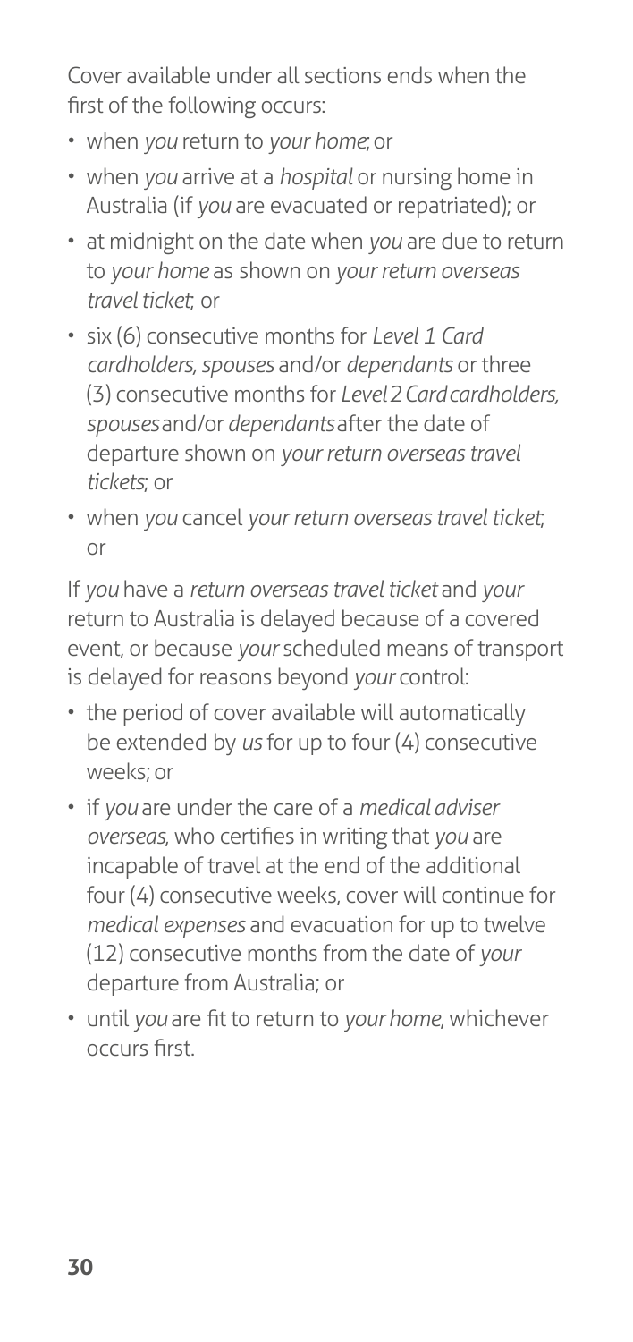Cover available under all sections ends when the first of the following occurs:

- when *you* return to *your home*; or
- when *you* arrive at a *hospital* or nursing home in Australia (if *you* are evacuated or repatriated); or
- at midnight on the date when *you* are due to return to *your home* as shown on *your return overseas travel ticket*; or
- six (6) consecutive months for *Level 1 Card cardholders, spouses* and/or *dependants* or three (3) consecutive months for *Level 2 Card cardholders, spouses* and/or *dependants* after the date of departure shown on *your return overseas travel tickets*; or
- when *you* cancel *your return overseas travel ticket*; or

If *you* have a *return overseas travel ticket* and *your* return to Australia is delayed because of a covered event, or because *your* scheduled means of transport is delayed for reasons beyond *your* control:

- the period of cover available will automatically be extended by *us* for up to four (4) consecutive weeks; or
- if *you* are under the care of a *medical adviser overseas*, who certifies in writing that *you* are incapable of travel at the end of the additional four (4) consecutive weeks, cover will continue for *medical expenses* and evacuation for up to twelve (12) consecutive months from the date of *your* departure from Australia; or
- until *you* are fit to return to *your home*, whichever occurs first.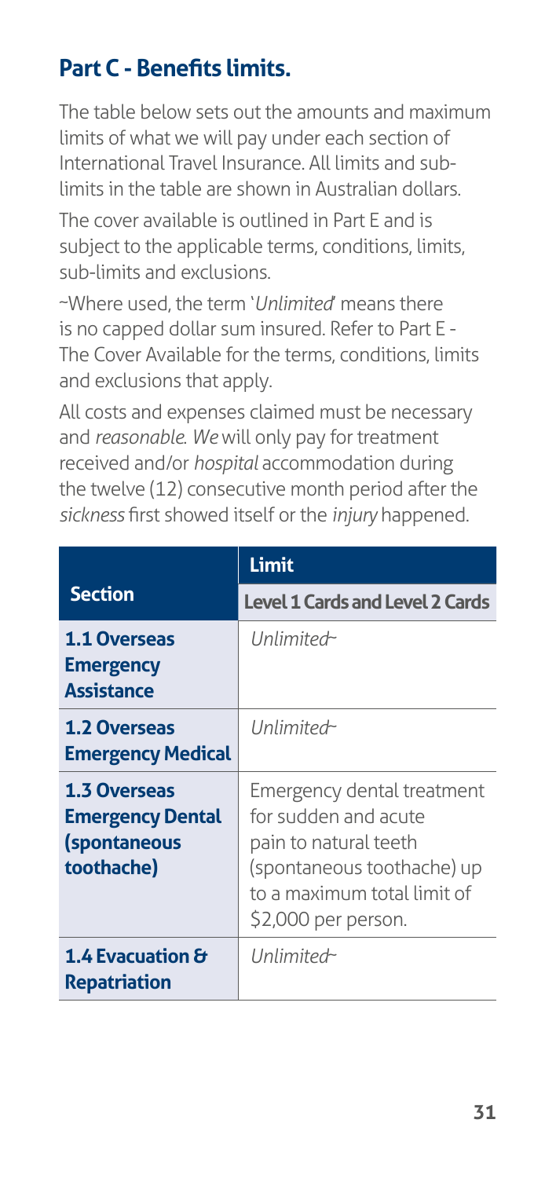## Part C - Benefits limits.

The table below sets out the amounts and maximum limits of what we will pay under each section of International Travel Insurance. All limits and sub-limits in the table are shown in Australian dollars.

The cover available is outlined in Part E and is subject to the applicable terms, conditions, limits, sub-limits and exclusions.

~Where used, the term '*Unlimited*' means there is no capped dollar sum insured. Refer to Part E - The Cover Available for the terms, conditions, limits and exclusions that apply.

All costs and expenses claimed must be necessary and *reasonable*. *We* will only pay for treatment received and/or *hospital* accommodation during the twelve (12) consecutive month period after the *sickness* first showed itself or the *injury* happened.

| Section | Limit |
|---|---|
| | **Level 1 Cards and Level 2 Cards** |
| **1.1 Overseas Emergency Assistance** | *Unlimited*~ |
| **1.2 Overseas Emergency Medical** | *Unlimited*~ |
| **1.3 Overseas Emergency Dental (spontaneous toothache)** | Emergency dental treatment for sudden and acute pain to natural teeth (spontaneous toothache) up to a maximum total limit of $2,000 per person. |
| **1.4 Evacuation & Repatriation** | *Unlimited*~ |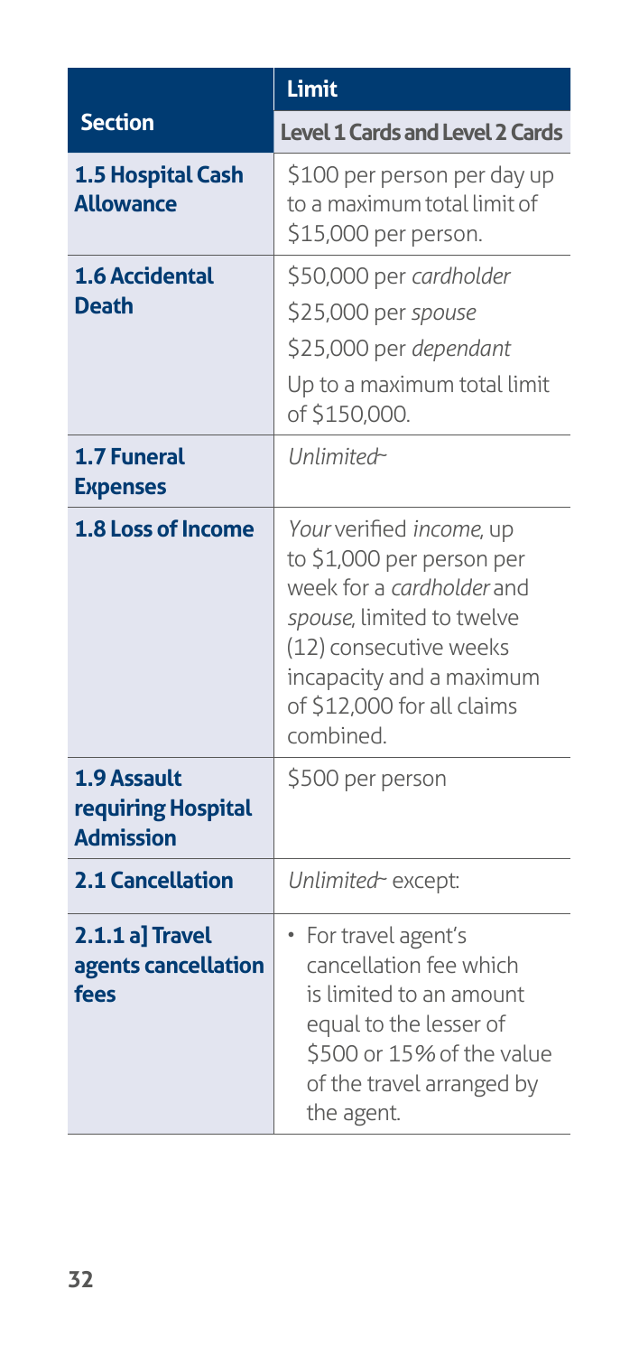| Section | Limit |
| --- | --- |
| | **Level 1 Cards and Level 2 Cards** |
| **1.5 Hospital Cash Allowance** | $100 per person per day up to a maximum total limit of $15,000 per person. |
| **1.6 Accidental Death** | $50,000 per *cardholder*<br>$25,000 per *spouse*<br>$25,000 per *dependant*<br>Up to a maximum total limit of $150,000. |
| **1.7 Funeral Expenses** | *Unlimited*~ |
| **1.8 Loss of Income** | *Your* verified *income*, up to $1,000 per person per week for a *cardholder* and *spouse*, limited to twelve (12) consecutive weeks incapacity and a maximum of $12,000 for all claims combined. |
| **1.9 Assault requiring Hospital Admission** | $500 per person |
| **2.1 Cancellation** | *Unlimited*~ except: |
| **2.1.1 a] Travel agents cancellation fees** | • For travel agent's cancellation fee which is limited to an amount equal to the lesser of $500 or 15% of the value of the travel arranged by the agent. |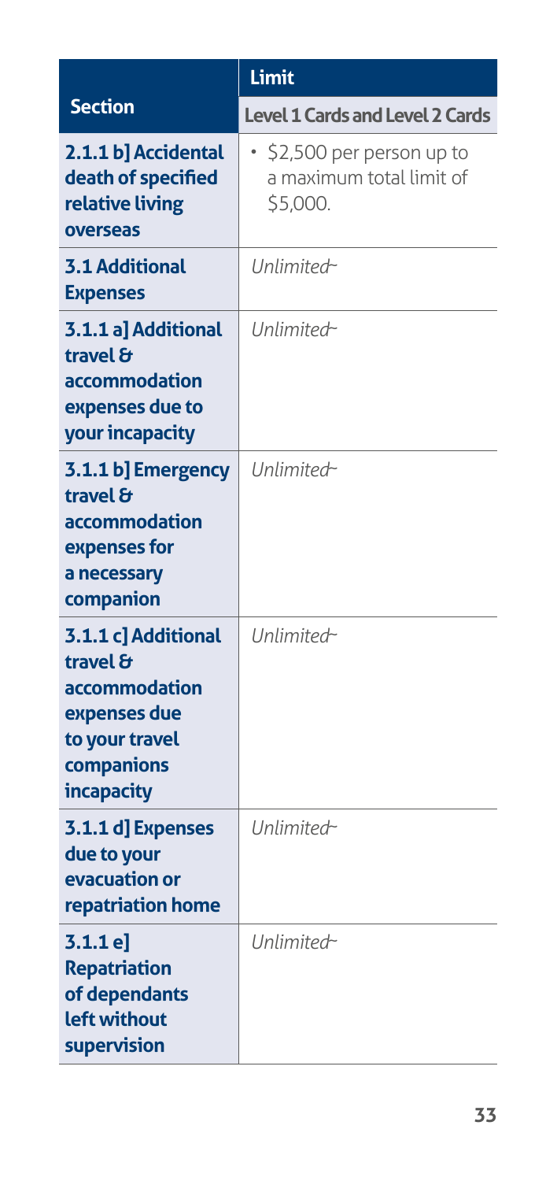| Section | Limit |
|---|---|
| | Level 1 Cards and Level 2 Cards |
| **2.1.1 b] Accidental death of specified relative living overseas** | • $2,500 per person up to a maximum total limit of $5,000. |
| **3.1 Additional Expenses** | *Unlimited~* |
| **3.1.1 a] Additional travel & accommodation expenses due to your incapacity** | *Unlimited~* |
| **3.1.1 b] Emergency travel & accommodation expenses for a necessary companion** | *Unlimited~* |
| **3.1.1 c] Additional travel & accommodation expenses due to your travel companions incapacity** | *Unlimited~* |
| **3.1.1 d] Expenses due to your evacuation or repatriation home** | *Unlimited~* |
| **3.1.1 e] Repatriation of dependants left without supervision** | *Unlimited~* |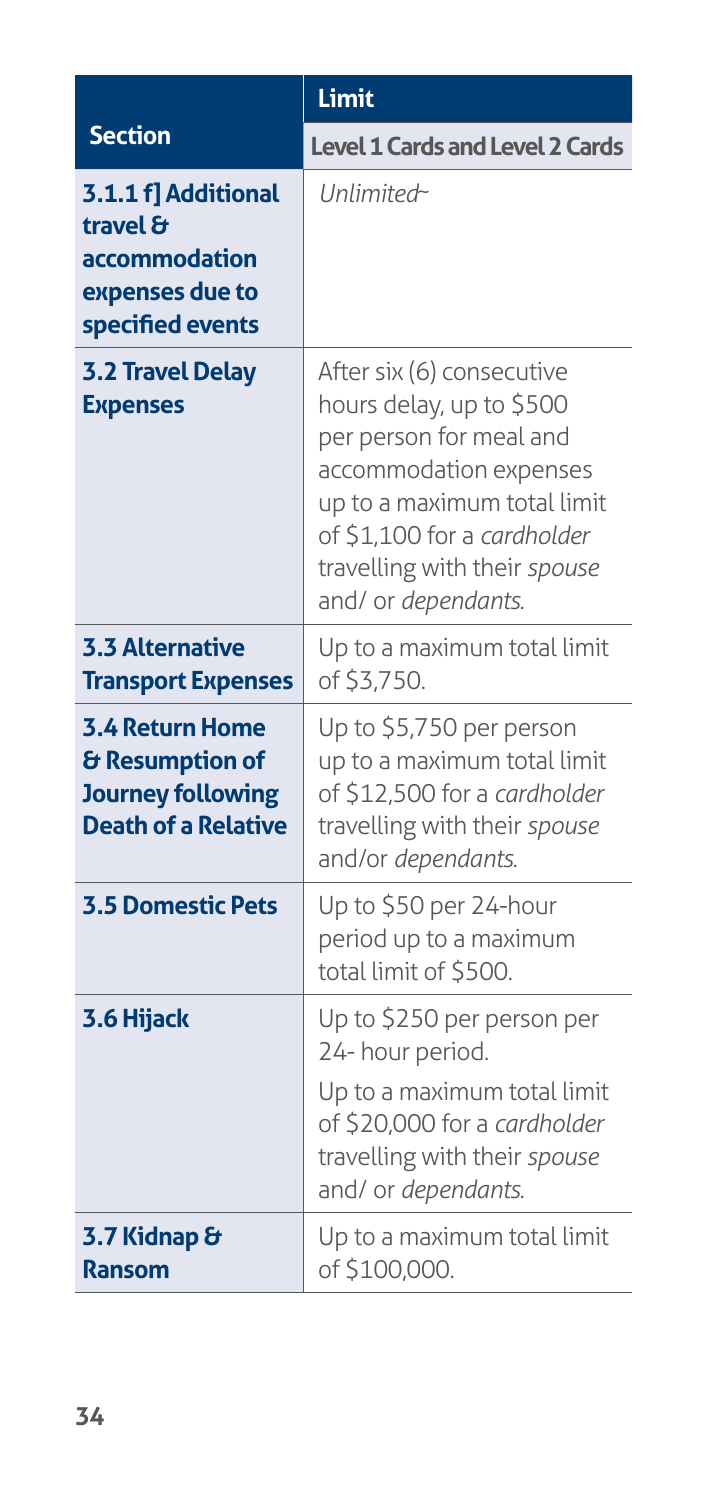| Section | Limit |
| --- | --- |
| | **Level 1 Cards and Level 2 Cards** |
| **3.1.1 f] Additional travel & accommodation expenses due to specified events** | *Unlimited~* |
| **3.2 Travel Delay Expenses** | After six (6) consecutive hours delay, up to $500 per person for meal and accommodation expenses up to a maximum total limit of $1,100 for a *cardholder* travelling with their *spouse* and/ or *dependants*. |
| **3.3 Alternative Transport Expenses** | Up to a maximum total limit of $3,750. |
| **3.4 Return Home & Resumption of Journey following Death of a Relative** | Up to $5,750 per person up to a maximum total limit of $12,500 for a *cardholder* travelling with their *spouse* and/or *dependants*. |
| **3.5 Domestic Pets** | Up to $50 per 24-hour period up to a maximum total limit of $500. |
| **3.6 Hijack** | Up to $250 per person per 24- hour period.<br>Up to a maximum total limit of $20,000 for a *cardholder* travelling with their *spouse* and/ or *dependants*. |
| **3.7 Kidnap & Ransom** | Up to a maximum total limit of $100,000. |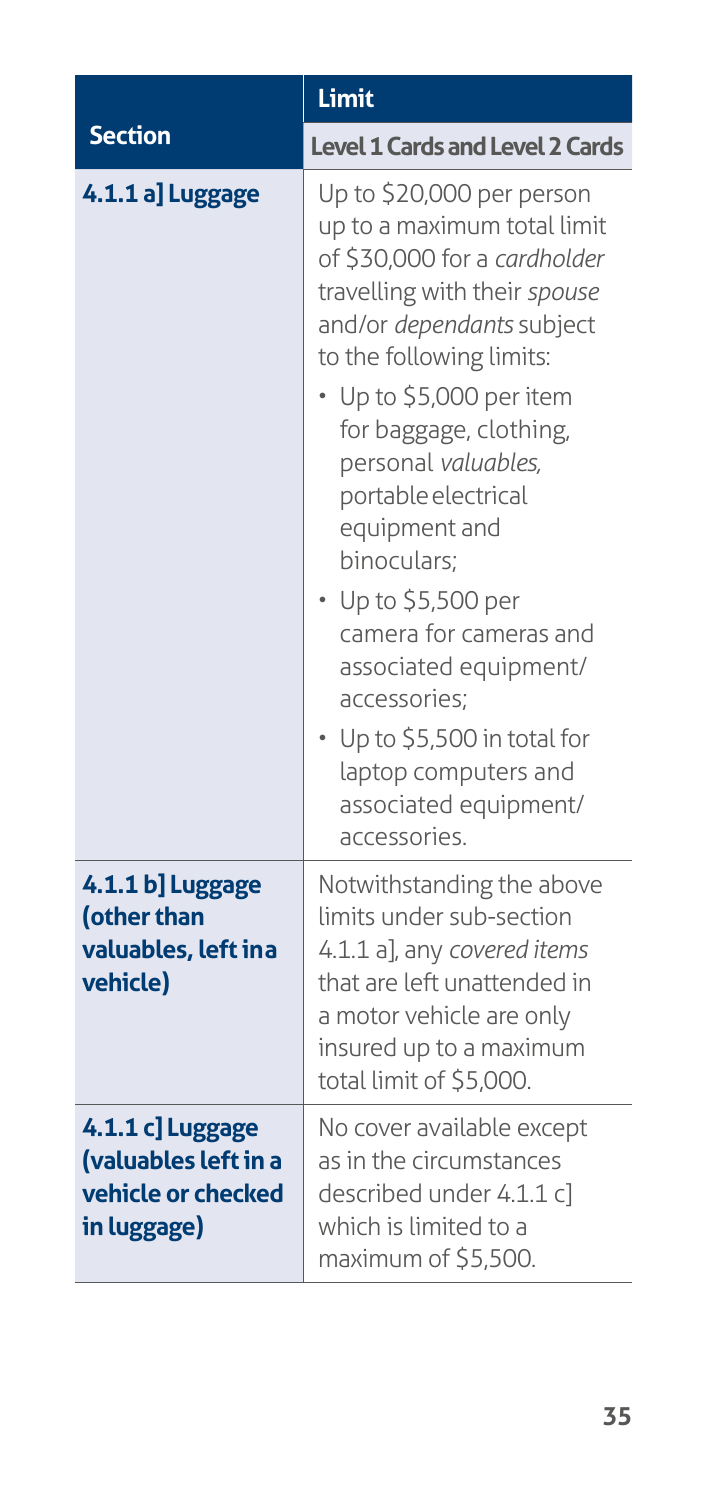| Section | Limit |
|---|---|
| | **Level 1 Cards and Level 2 Cards** |
| **4.1.1 a] Luggage** | Up to $20,000 per person up to a maximum total limit of $30,000 for a *cardholder* travelling with their *spouse* and/or *dependants* subject to the following limits:<br>• Up to $5,000 per item for baggage, clothing, personal *valuables,* portable electrical equipment and binoculars;<br>• Up to $5,500 per camera for cameras and associated equipment/ accessories;<br>• Up to $5,500 in total for laptop computers and associated equipment/ accessories. |
| **4.1.1 b] Luggage (other than valuables, left in a vehicle)** | Notwithstanding the above limits under sub-section 4.1.1 a], any *covered items* that are left unattended in a motor vehicle are only insured up to a maximum total limit of $5,000. |
| **4.1.1 c] Luggage (valuables left in a vehicle or checked in luggage)** | No cover available except as in the circumstances described under 4.1.1 c] which is limited to a maximum of $5,500. |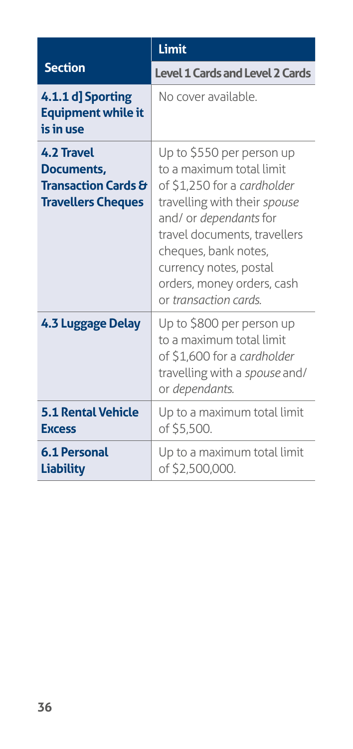| Section | Limit |
|---|---|
| | **Level 1 Cards and Level 2 Cards** |
| **4.1.1 d] Sporting Equipment while it is in use** | No cover available. |
| **4.2 Travel Documents, Transaction Cards & Travellers Cheques** | Up to $550 per person up to a maximum total limit of $1,250 for a *cardholder* travelling with their *spouse* and/ or *dependants* for travel documents, travellers cheques, bank notes, currency notes, postal orders, money orders, cash or *transaction cards*. |
| **4.3 Luggage Delay** | Up to $800 per person up to a maximum total limit of $1,600 for a *cardholder* travelling with a *spouse* and/ or *dependants*. |
| **5.1 Rental Vehicle Excess** | Up to a maximum total limit of $5,500. |
| **6.1 Personal Liability** | Up to a maximum total limit of $2,500,000. |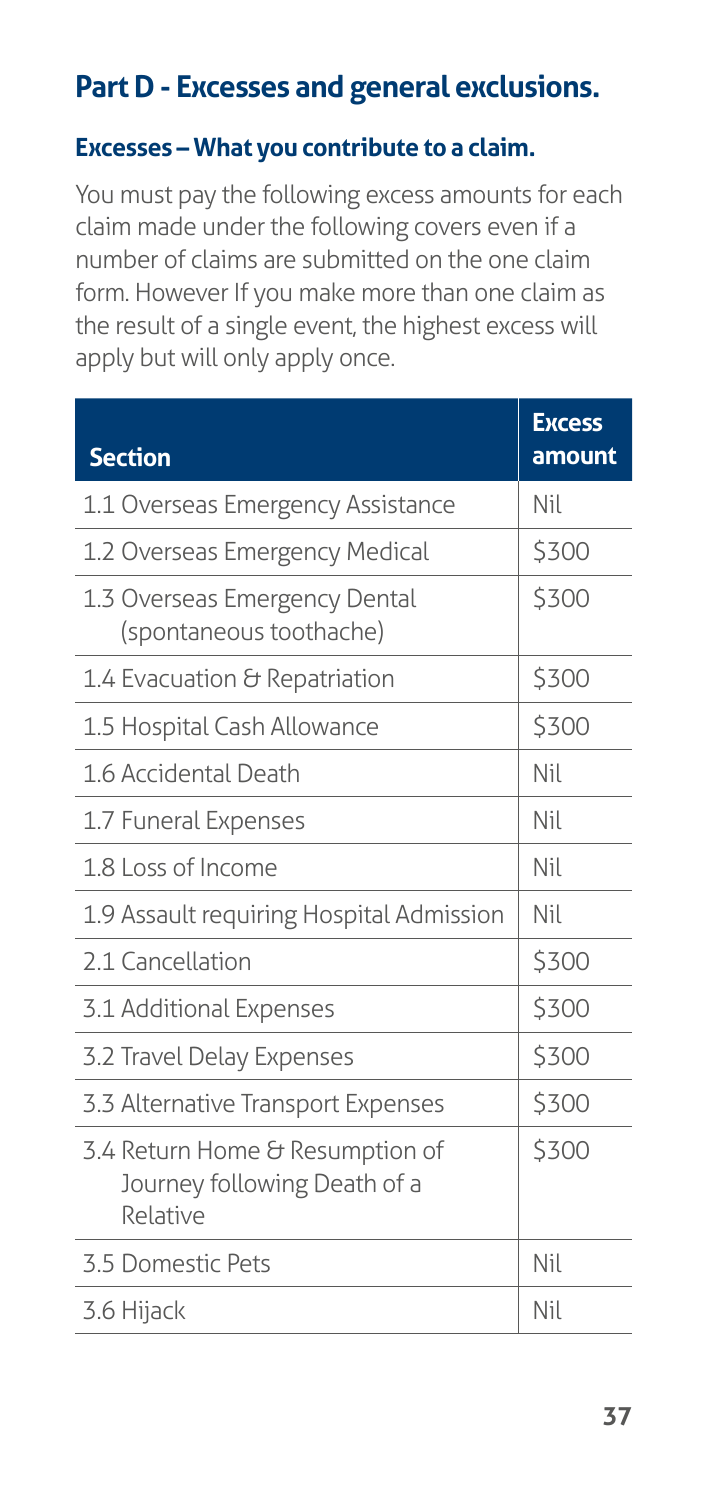## Part D - Excesses and general exclusions.

### Excesses – What you contribute to a claim.

You must pay the following excess amounts for each claim made under the following covers even if a number of claims are submitted on the one claim form. However If you make more than one claim as the result of a single event, the highest excess will apply but will only apply once.

| Section | Excess amount |
|---|---|
| 1.1 Overseas Emergency Assistance | Nil |
| 1.2 Overseas Emergency Medical | $300 |
| 1.3 Overseas Emergency Dental (spontaneous toothache) | $300 |
| 1.4 Evacuation & Repatriation | $300 |
| 1.5 Hospital Cash Allowance | $300 |
| 1.6 Accidental Death | Nil |
| 1.7 Funeral Expenses | Nil |
| 1.8 Loss of Income | Nil |
| 1.9 Assault requiring Hospital Admission | Nil |
| 2.1 Cancellation | $300 |
| 3.1 Additional Expenses | $300 |
| 3.2 Travel Delay Expenses | $300 |
| 3.3 Alternative Transport Expenses | $300 |
| 3.4 Return Home & Resumption of Journey following Death of a Relative | $300 |
| 3.5 Domestic Pets | Nil |
| 3.6 Hijack | Nil |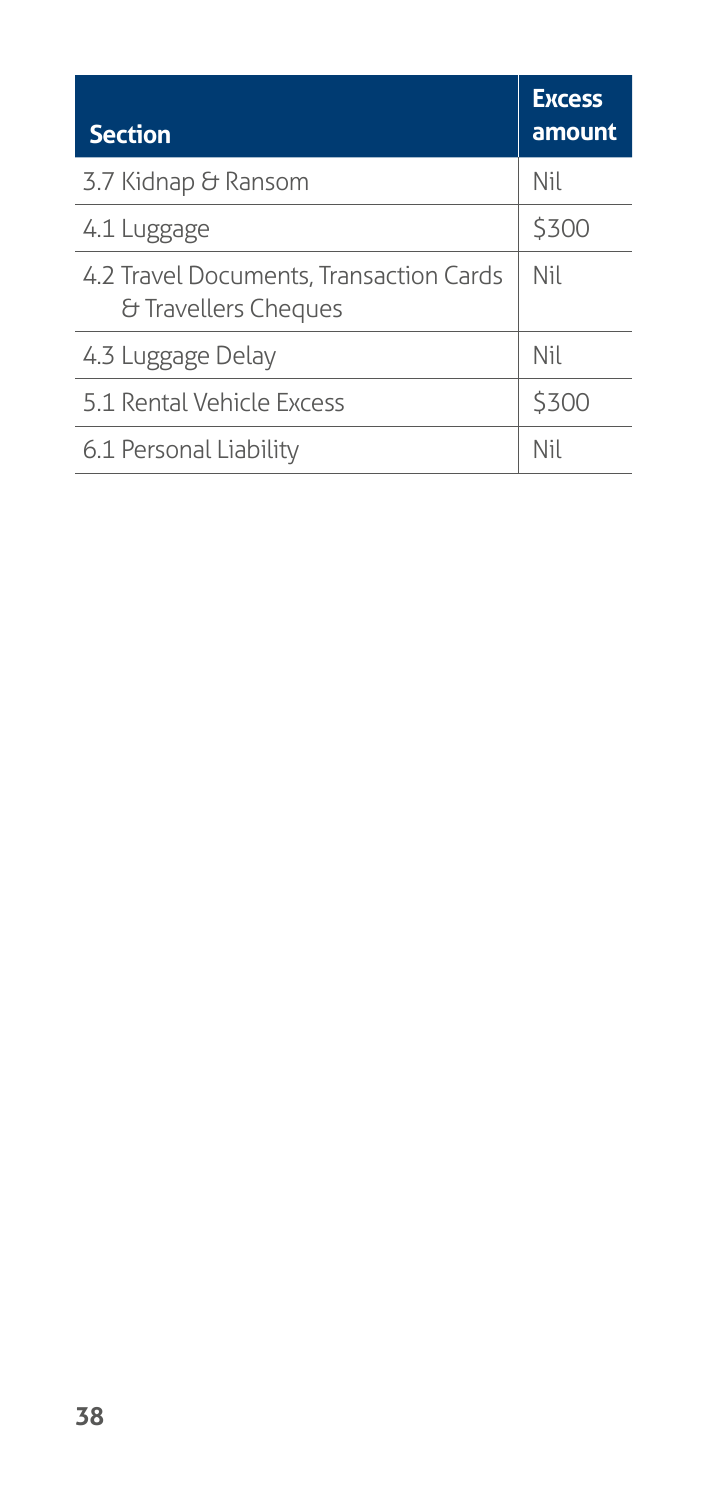| Section | Excess amount |
|---|---|
| 3.7 Kidnap & Ransom | Nil |
| 4.1 Luggage | $300 |
| 4.2 Travel Documents, Transaction Cards & Travellers Cheques | Nil |
| 4.3 Luggage Delay | Nil |
| 5.1 Rental Vehicle Excess | $300 |
| 6.1 Personal Liability | Nil |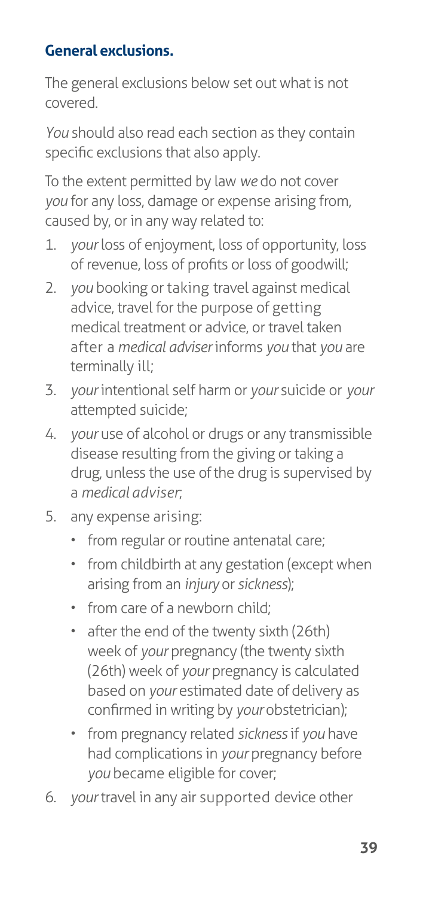## General exclusions.

The general exclusions below set out what is not covered.

*You* should also read each section as they contain specific exclusions that also apply.

To the extent permitted by law *we* do not cover *you* for any loss, damage or expense arising from, caused by, or in any way related to:

1. *your* loss of enjoyment, loss of opportunity, loss of revenue, loss of profits or loss of goodwill;
2. *you* booking or taking travel against medical advice, travel for the purpose of getting medical treatment or advice, or travel taken after a *medical adviser* informs *you* that *you* are terminally ill;
3. *your* intentional self harm or *your* suicide or *your* attempted suicide;
4. *your* use of alcohol or drugs or any transmissible disease resulting from the giving or taking a drug, unless the use of the drug is supervised by a *medical adviser*;
5. any expense arising:
   - from regular or routine antenatal care;
   - from childbirth at any gestation (except when arising from an *injury* or *sickness*);
   - from care of a newborn child;
   - after the end of the twenty sixth (26th) week of *your* pregnancy (the twenty sixth (26th) week of *your* pregnancy is calculated based on *your* estimated date of delivery as confirmed in writing by *your* obstetrician);
   - from pregnancy related *sickness* if *you* have had complications in *your* pregnancy before *you* became eligible for cover;
6. *your* travel in any air supported device other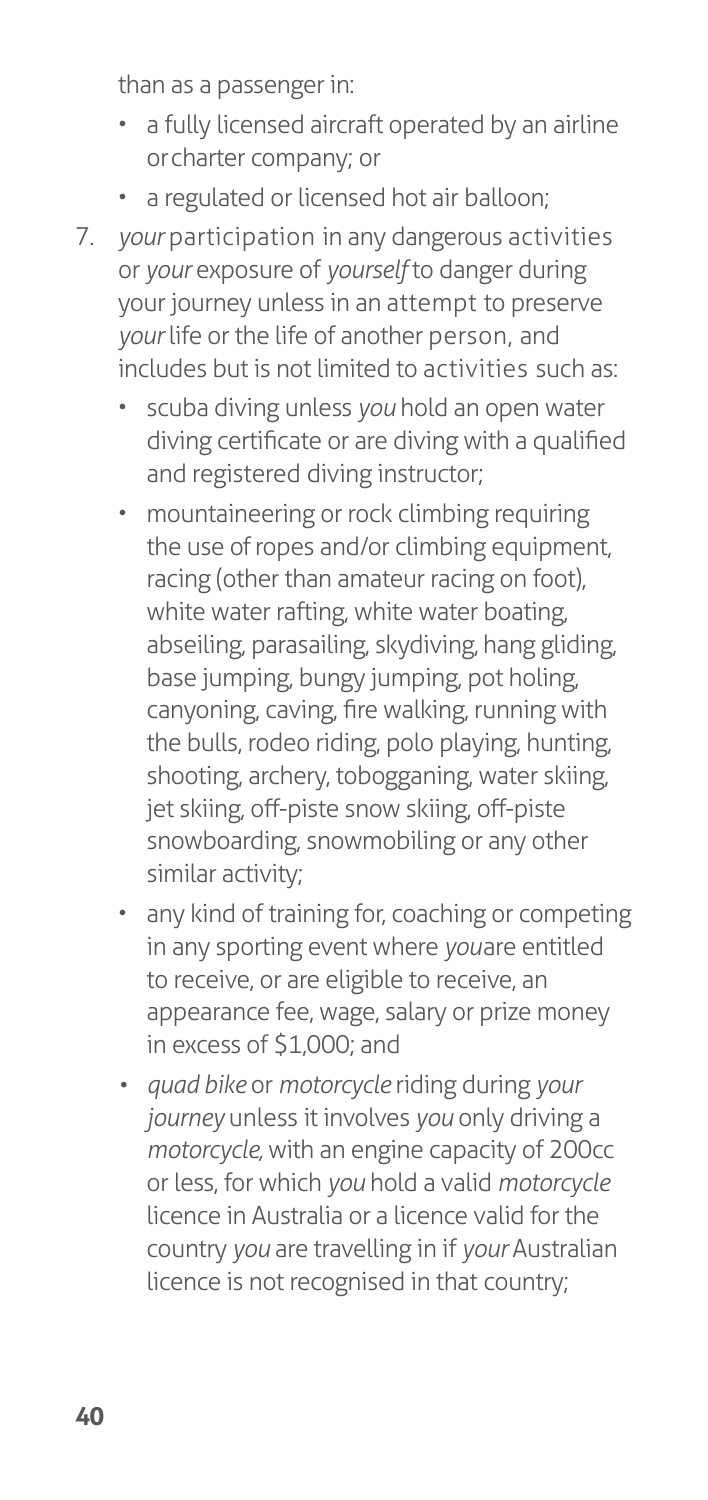than as a passenger in:

- a fully licensed aircraft operated by an airline or charter company; or
- a regulated or licensed hot air balloon;

7. *your* participation in any dangerous activities or *your* exposure of *yourself* to danger during your journey unless in an attempt to preserve *your* life or the life of another person, and includes but is not limited to activities such as:
   - scuba diving unless *you* hold an open water diving certificate or are diving with a qualified and registered diving instructor;
   - mountaineering or rock climbing requiring the use of ropes and/or climbing equipment, racing (other than amateur racing on foot), white water rafting, white water boating, abseiling, parasailing, skydiving, hang gliding, base jumping, bungy jumping, pot holing, canyoning, caving, fire walking, running with the bulls, rodeo riding, polo playing, hunting, shooting, archery, tobogganing, water skiing, jet skiing, off-piste snow skiing, off-piste snowboarding, snowmobiling or any other similar activity;
   - any kind of training for, coaching or competing in any sporting event where *you* are entitled to receive, or are eligible to receive, an appearance fee, wage, salary or prize money in excess of $1,000; and
   - *quad bike* or *motorcycle* riding during *your journey* unless it involves *you* only driving a *motorcycle*, with an engine capacity of 200cc or less, for which *you* hold a valid *motorcycle* licence in Australia or a licence valid for the country *you* are travelling in if *your* Australian licence is not recognised in that country;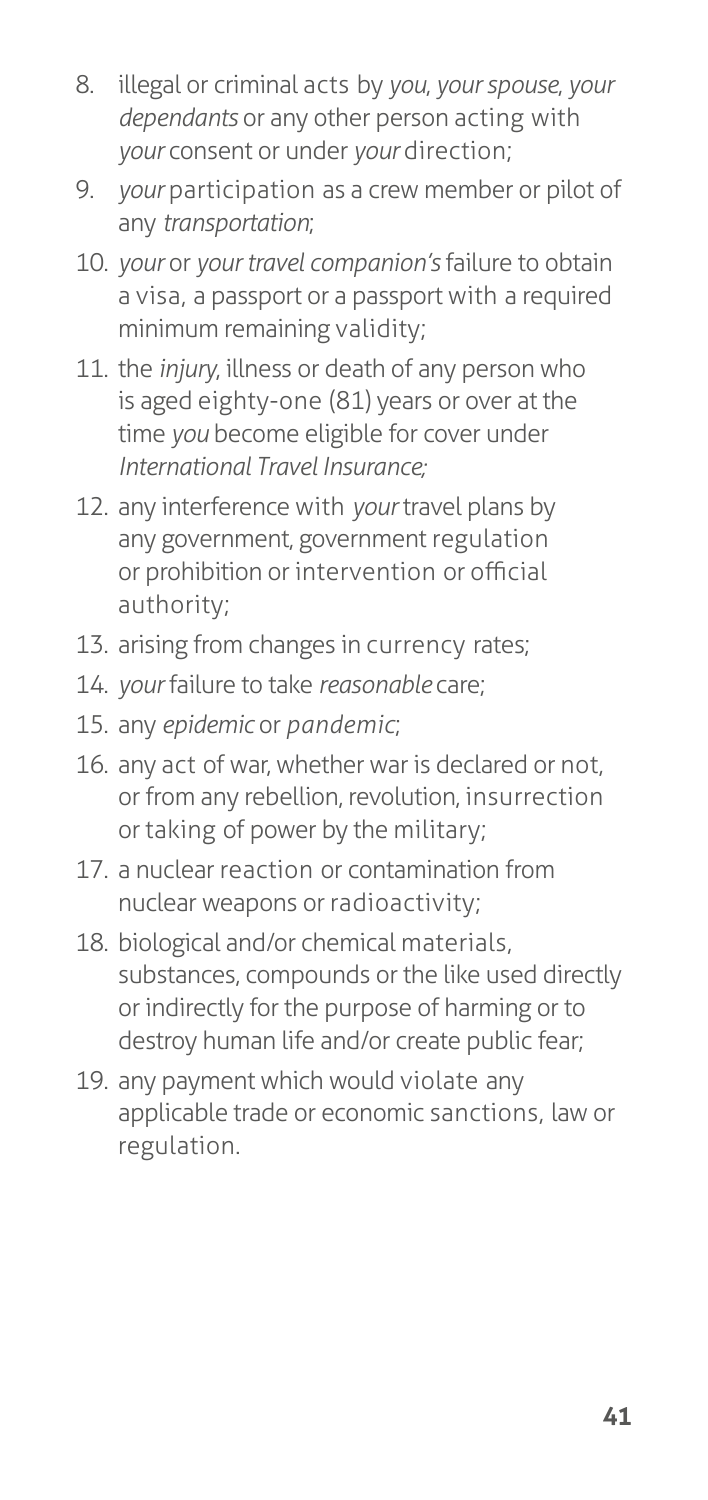8. illegal or criminal acts by *you*, *your spouse*, *your dependants* or any other person acting with *your* consent or under *your* direction;
9. *your* participation as a crew member or pilot of any *transportation*;
10. *your* or *your travel companion's* failure to obtain a visa, a passport or a passport with a required minimum remaining validity;
11. the *injury*, illness or death of any person who is aged eighty-one (81) years or over at the time *you* become eligible for cover under *International Travel Insurance;*
12. any interference with *your* travel plans by any government, government regulation or prohibition or intervention or official authority;
13. arising from changes in currency rates;
14. *your* failure to take *reasonable* care;
15. any *epidemic* or *pandemic*;
16. any act of war, whether war is declared or not, or from any rebellion, revolution, insurrection or taking of power by the military;
17. a nuclear reaction or contamination from nuclear weapons or radioactivity;
18. biological and/or chemical materials, substances, compounds or the like used directly or indirectly for the purpose of harming or to destroy human life and/or create public fear;
19. any payment which would violate any applicable trade or economic sanctions, law or regulation.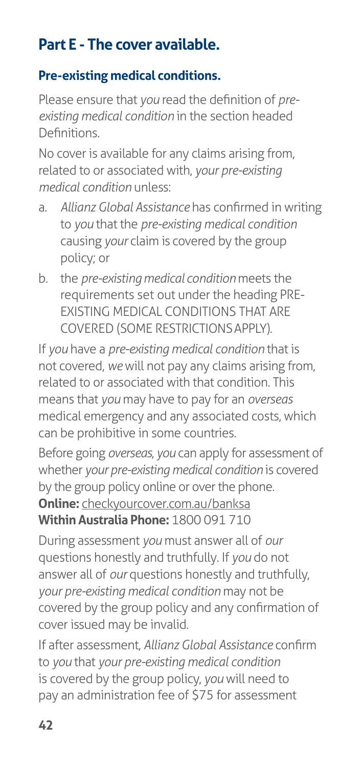## Part E - The cover available.

### Pre-existing medical conditions.

Please ensure that *you* read the definition of *pre-existing medical condition* in the section headed Definitions.

No cover is available for any claims arising from, related to or associated with, *your pre-existing medical condition* unless:

a. *Allianz Global Assistance* has confirmed in writing to *you* that the *pre-existing medical condition* causing *your* claim is covered by the group policy; or
b. the *pre-existing medical condition* meets the requirements set out under the heading PRE-EXISTING MEDICAL CONDITIONS THAT ARE COVERED (SOME RESTRICTIONS APPLY).

If *you* have a *pre-existing medical condition* that is not covered, *we* will not pay any claims arising from, related to or associated with that condition. This means that *you* may have to pay for an *overseas* medical emergency and any associated costs, which can be prohibitive in some countries.

Before going *overseas*, *you* can apply for assessment of whether *your pre-existing medical condition* is covered by the group policy online or over the phone.
**Online:** checkyourcover.com.au/banksa
**Within Australia Phone:** 1800 091 710

During assessment *you* must answer all of *our* questions honestly and truthfully. If *you* do not answer all of *our* questions honestly and truthfully, *your pre-existing medical condition* may not be covered by the group policy and any confirmation of cover issued may be invalid.

If after assessment, *Allianz Global Assistance* confirm to *you* that *your pre-existing medical condition* is covered by the group policy, *you* will need to pay an administration fee of $75 for assessment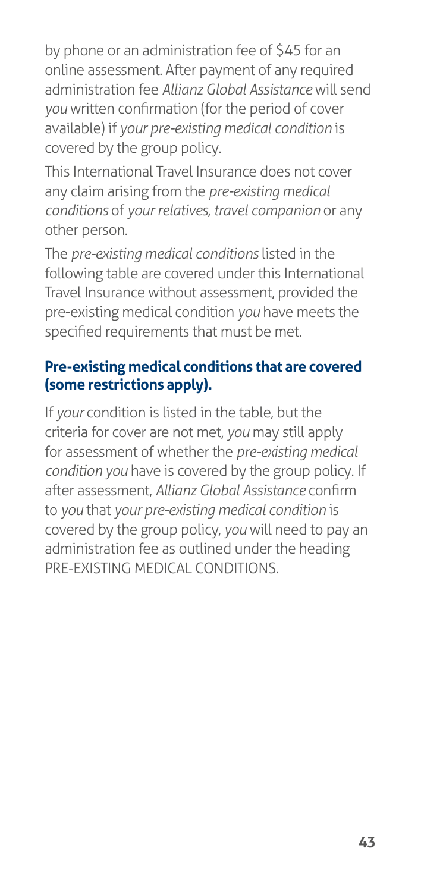by phone or an administration fee of $45 for an online assessment. After payment of any required administration fee *Allianz Global Assistance* will send *you* written confirmation (for the period of cover available) if *your pre-existing medical condition* is covered by the group policy.

This International Travel Insurance does not cover any claim arising from the *pre-existing medical conditions* of *your relatives*, *travel companion* or any other person.

The *pre-existing medical conditions* listed in the following table are covered under this International Travel Insurance without assessment, provided the pre-existing medical condition *you* have meets the specified requirements that must be met.

### Pre-existing medical conditions that are covered (some restrictions apply).

If *your* condition is listed in the table, but the criteria for cover are not met, *you* may still apply for assessment of whether the *pre-existing medical condition you* have is covered by the group policy. If after assessment, *Allianz Global Assistance* confirm to *you* that *your pre-existing medical condition* is covered by the group policy, *you* will need to pay an administration fee as outlined under the heading PRE-EXISTING MEDICAL CONDITIONS.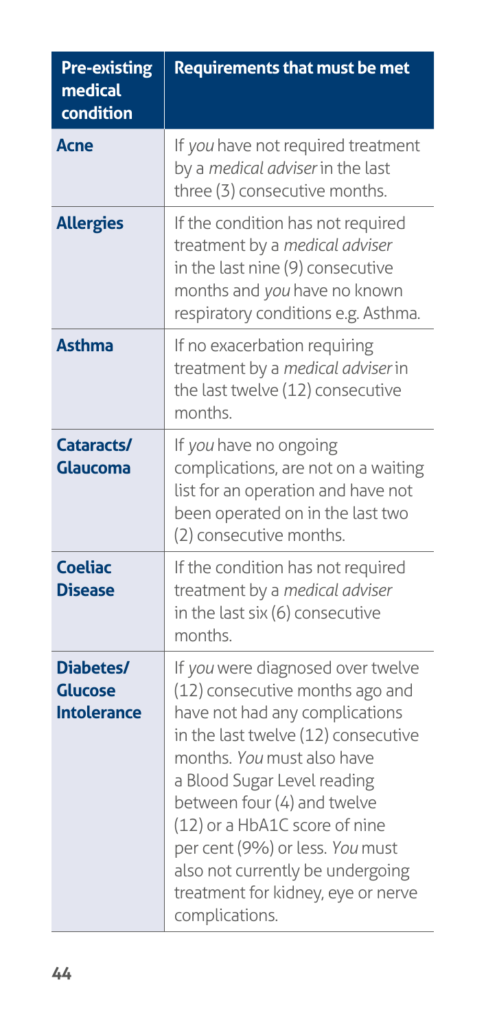| **Pre-existing medical condition** | **Requirements that must be met** |
|---|---|
| **Acne** | If *you* have not required treatment by a *medical adviser* in the last three (3) consecutive months. |
| **Allergies** | If the condition has not required treatment by a *medical adviser* in the last nine (9) consecutive months and *you* have no known respiratory conditions e.g. Asthma. |
| **Asthma** | If no exacerbation requiring treatment by a *medical adviser* in the last twelve (12) consecutive months. |
| **Cataracts/ Glaucoma** | If *you* have no ongoing complications, are not on a waiting list for an operation and have not been operated on in the last two (2) consecutive months. |
| **Coeliac Disease** | If the condition has not required treatment by a *medical adviser* in the last six (6) consecutive months. |
| **Diabetes/ Glucose Intolerance** | If *you* were diagnosed over twelve (12) consecutive months ago and have not had any complications in the last twelve (12) consecutive months. *You* must also have a Blood Sugar Level reading between four (4) and twelve (12) or a HbA1C score of nine per cent (9%) or less. *You* must also not currently be undergoing treatment for kidney, eye or nerve complications. |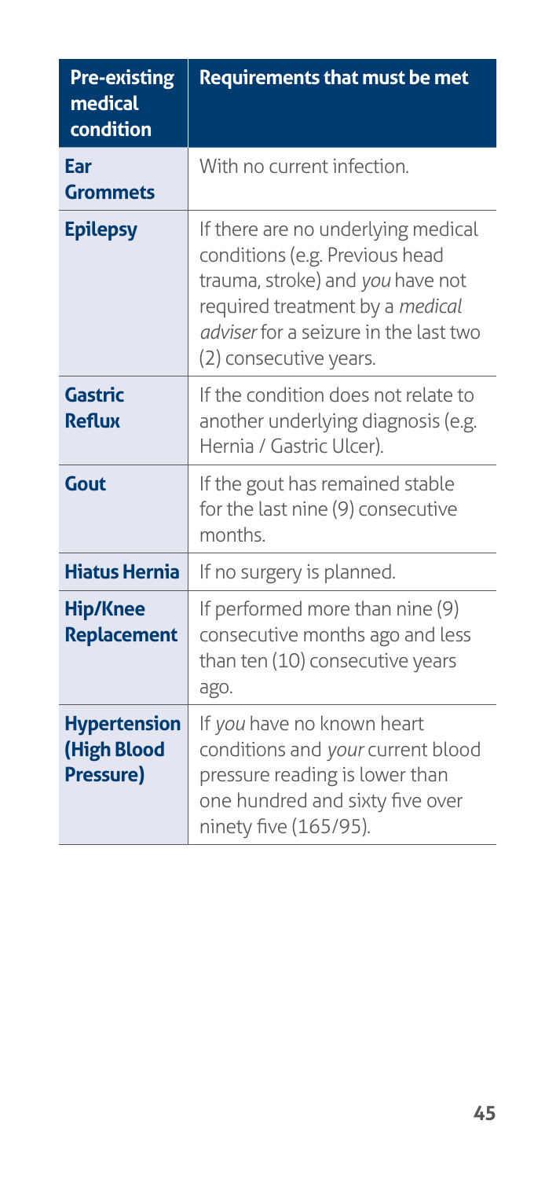| Pre-existing medical condition | Requirements that must be met |
| --- | --- |
| **Ear Grommets** | With no current infection. |
| **Epilepsy** | If there are no underlying medical conditions (e.g. Previous head trauma, stroke) and *you* have not required treatment by a *medical adviser* for a seizure in the last two (2) consecutive years. |
| **Gastric Reflux** | If the condition does not relate to another underlying diagnosis (e.g. Hernia / Gastric Ulcer). |
| **Gout** | If the gout has remained stable for the last nine (9) consecutive months. |
| **Hiatus Hernia** | If no surgery is planned. |
| **Hip/Knee Replacement** | If performed more than nine (9) consecutive months ago and less than ten (10) consecutive years ago. |
| **Hypertension (High Blood Pressure)** | If *you* have no known heart conditions and *your* current blood pressure reading is lower than one hundred and sixty five over ninety five (165/95). |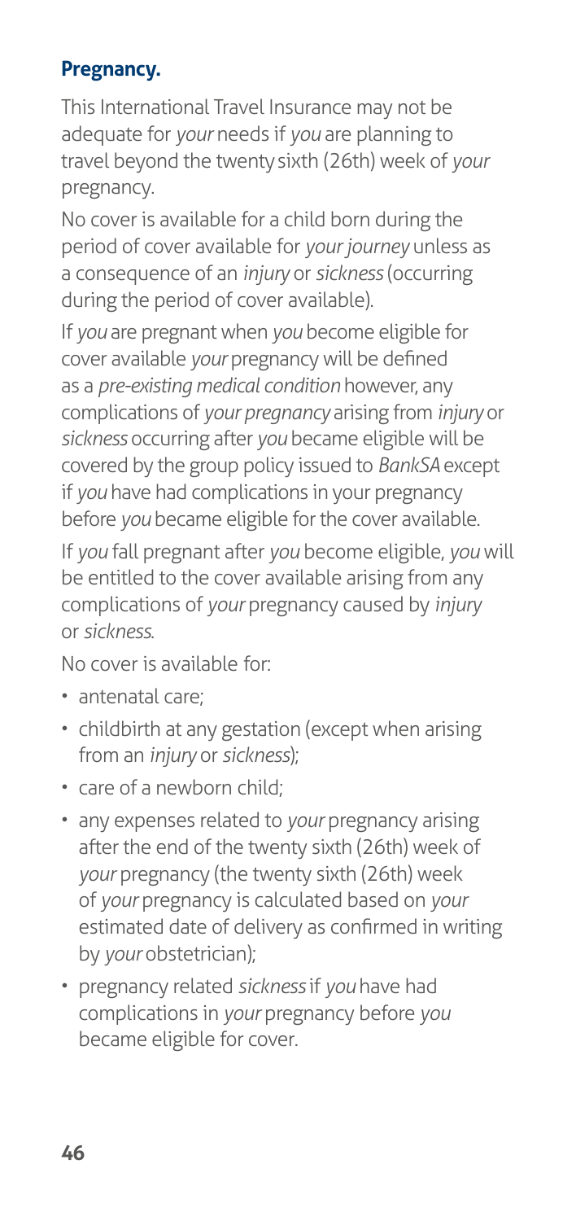## Pregnancy.

This International Travel Insurance may not be adequate for *your* needs if *you* are planning to travel beyond the twenty sixth (26th) week of *your* pregnancy.

No cover is available for a child born during the period of cover available for *your journey* unless as a consequence of an *injury* or *sickness* (occurring during the period of cover available).

If *you* are pregnant when *you* become eligible for cover available *your* pregnancy will be defined as a *pre-existing medical condition* however, any complications of *your pregnancy* arising from *injury* or *sickness* occurring after *you* became eligible will be covered by the group policy issued to *BankSA* except if *you* have had complications in your pregnancy before *you* became eligible for the cover available.

If *you* fall pregnant after *you* become eligible, *you* will be entitled to the cover available arising from any complications of *your* pregnancy caused by *injury* or *sickness*.

No cover is available for:

- antenatal care;
- childbirth at any gestation (except when arising from an *injury* or *sickness*);
- care of a newborn child;
- any expenses related to *your* pregnancy arising after the end of the twenty sixth (26th) week of *your* pregnancy (the twenty sixth (26th) week of *your* pregnancy is calculated based on *your* estimated date of delivery as confirmed in writing by *your* obstetrician);
- pregnancy related *sickness* if *you* have had complications in *your* pregnancy before *you* became eligible for cover.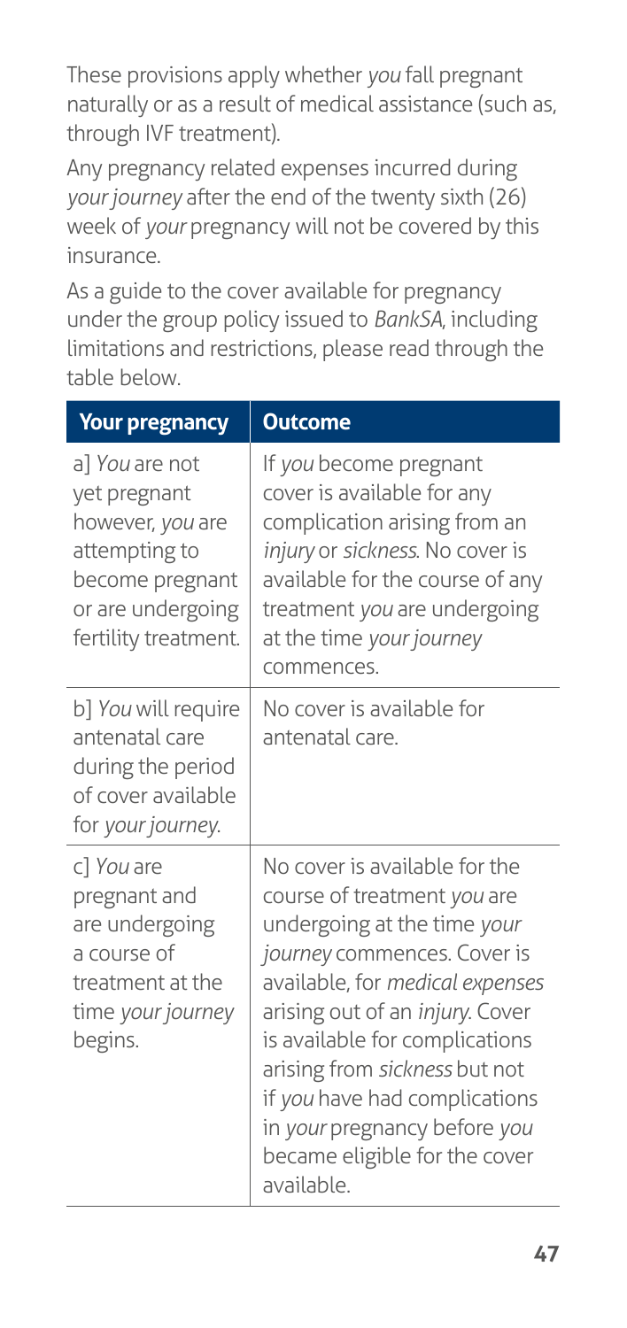These provisions apply whether *you* fall pregnant naturally or as a result of medical assistance (such as, through IVF treatment).

Any pregnancy related expenses incurred during *your journey* after the end of the twenty sixth (26) week of *your* pregnancy will not be covered by this insurance.

As a guide to the cover available for pregnancy under the group policy issued to *BankSA*, including limitations and restrictions, please read through the table below.

| Your pregnancy | Outcome |
|---|---|
| a] *You* are not yet pregnant however, *you* are attempting to become pregnant or are undergoing fertility treatment. | If *you* become pregnant cover is available for any complication arising from an *injury* or *sickness*. No cover is available for the course of any treatment *you* are undergoing at the time *your journey* commences. |
| b] *You* will require antenatal care during the period of cover available for *your journey*. | No cover is available for antenatal care. |
| c] *You* are pregnant and are undergoing a course of treatment at the time *your journey* begins. | No cover is available for the course of treatment *you* are undergoing at the time *your journey* commences. Cover is available, for *medical expenses* arising out of an *injury*. Cover is available for complications arising from *sickness* but not if *you* have had complications in *your* pregnancy before *you* became eligible for the cover available. |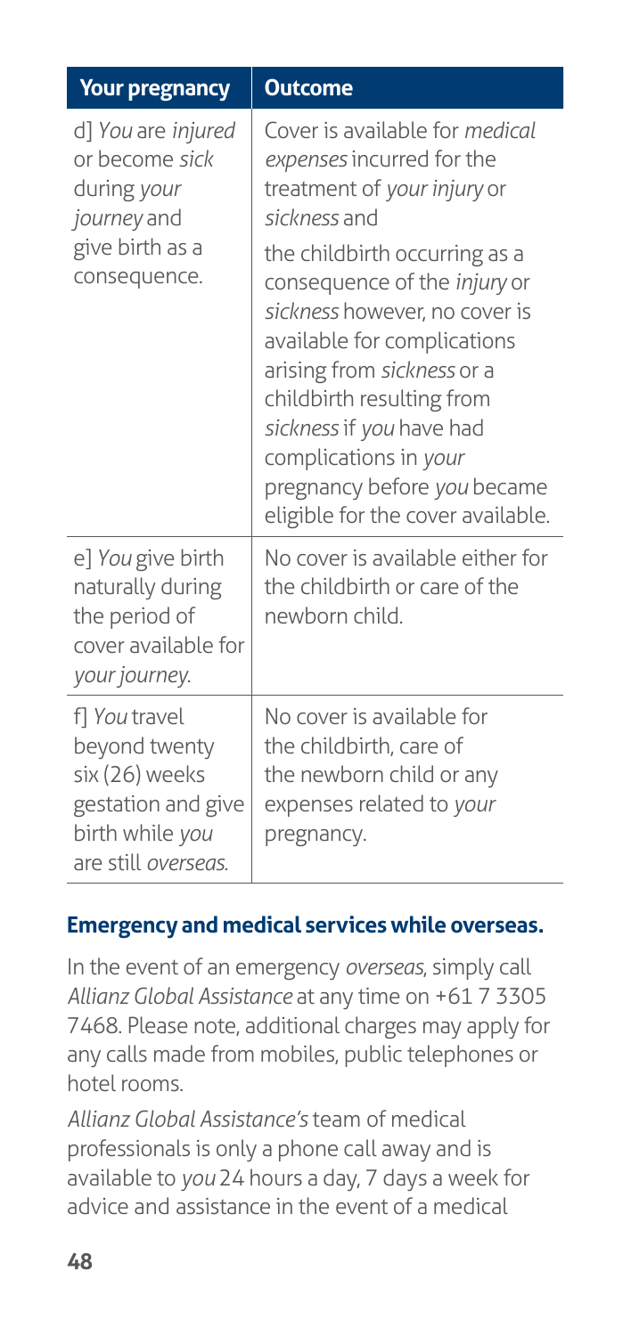| Your pregnancy | Outcome |
|---|---|
| d] *You* are *injured* or become *sick* during *your journey* and give birth as a consequence. | Cover is available for *medical expenses* incurred for the treatment of *your injury* or *sickness* and<br><br>the childbirth occurring as a consequence of the *injury* or *sickness* however, no cover is available for complications arising from *sickness* or a childbirth resulting from *sickness* if *you* have had complications in *your* pregnancy before *you* became eligible for the cover available. |
| e] *You* give birth naturally during the period of cover available for *your journey*. | No cover is available either for the childbirth or care of the newborn child. |
| f] *You* travel beyond twenty six (26) weeks gestation and give birth while *you* are still *overseas*. | No cover is available for the childbirth, care of the newborn child or any expenses related to *your* pregnancy. |

### Emergency and medical services while overseas.

In the event of an emergency *overseas*, simply call *Allianz Global Assistance* at any time on +61 7 3305 7468. Please note, additional charges may apply for any calls made from mobiles, public telephones or hotel rooms.

*Allianz Global Assistance's* team of medical professionals is only a phone call away and is available to *you* 24 hours a day, 7 days a week for advice and assistance in the event of a medical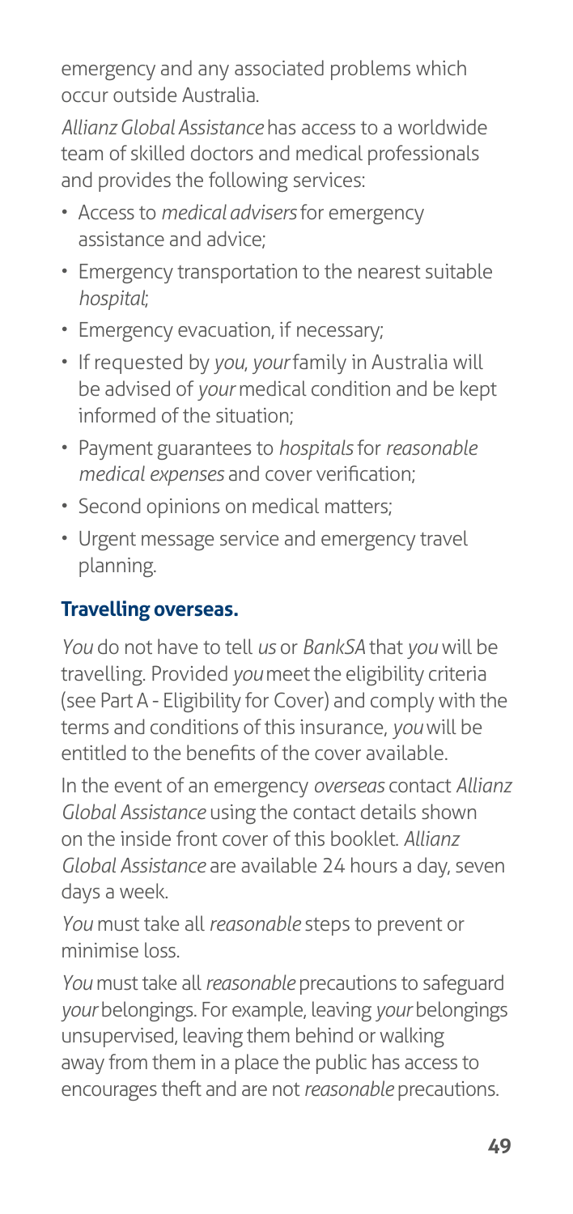emergency and any associated problems which occur outside Australia.

*Allianz Global Assistance* has access to a worldwide team of skilled doctors and medical professionals and provides the following services:

- Access to *medical advisers* for emergency assistance and advice;
- Emergency transportation to the nearest suitable *hospital;*
- Emergency evacuation, if necessary;
- If requested by *you*, *your* family in Australia will be advised of *your* medical condition and be kept informed of the situation;
- Payment guarantees to *hospitals* for *reasonable medical expenses* and cover verification;
- Second opinions on medical matters;
- Urgent message service and emergency travel planning.

## Travelling overseas.

*You* do not have to tell *us* or *BankSA* that *you* will be travelling. Provided *you* meet the eligibility criteria (see Part A - Eligibility for Cover) and comply with the terms and conditions of this insurance, *you* will be entitled to the benefits of the cover available.

In the event of an emergency *overseas* contact *Allianz Global Assistance* using the contact details shown on the inside front cover of this booklet. *Allianz Global Assistance* are available 24 hours a day, seven days a week.

*You* must take all *reasonable* steps to prevent or minimise loss.

*You* must take all *reasonable* precautions to safeguard *your* belongings. For example, leaving *your* belongings unsupervised, leaving them behind or walking away from them in a place the public has access to encourages theft and are not *reasonable* precautions.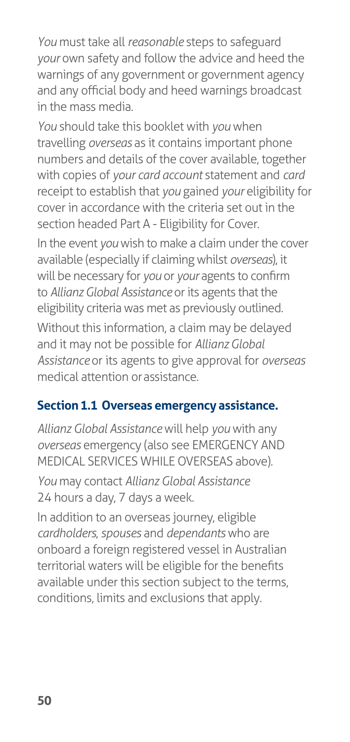*You* must take all *reasonable* steps to safeguard *your* own safety and follow the advice and heed the warnings of any government or government agency and any official body and heed warnings broadcast in the mass media.

*You* should take this booklet with *you* when travelling *overseas* as it contains important phone numbers and details of the cover available, together with copies of *your card account* statement and *card* receipt to establish that *you* gained *your* eligibility for cover in accordance with the criteria set out in the section headed Part A - Eligibility for Cover.

In the event *you* wish to make a claim under the cover available (especially if claiming whilst *overseas*), it will be necessary for *you* or *your* agents to confirm to *Allianz Global Assistance* or its agents that the eligibility criteria was met as previously outlined.

Without this information, a claim may be delayed and it may not be possible for *Allianz Global Assistance* or its agents to give approval for *overseas* medical attention or assistance.

### Section 1.1 Overseas emergency assistance.

*Allianz Global Assistance* will help *you* with any *overseas* emergency (also see EMERGENCY AND MEDICAL SERVICES WHILE OVERSEAS above).

*You* may contact *Allianz Global Assistance* 24 hours a day, 7 days a week.

In addition to an overseas journey, eligible *cardholders*, *spouses* and *dependants* who are onboard a foreign registered vessel in Australian territorial waters will be eligible for the benefits available under this section subject to the terms, conditions, limits and exclusions that apply.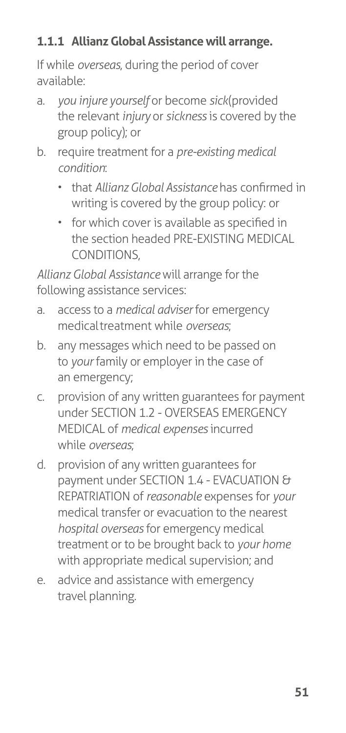### 1.1.1 Allianz Global Assistance will arrange.

If while *overseas*, during the period of cover available:

a. *you injure yourself* or become *sick*(provided the relevant *injury* or *sickness* is covered by the group policy); or
b. require treatment for a *pre-existing medical condition*:
   - that *Allianz Global Assistance* has confirmed in writing is covered by the group policy: or
   - for which cover is available as specified in the section headed PRE-EXISTING MEDICAL CONDITIONS,

*Allianz Global Assistance* will arrange for the following assistance services:

a. access to a *medical adviser* for emergency medical treatment while *overseas*;
b. any messages which need to be passed on to *your* family or employer in the case of an emergency;
c. provision of any written guarantees for payment under SECTION 1.2 - OVERSEAS EMERGENCY MEDICAL of *medical expenses* incurred while *overseas*;
d. provision of any written guarantees for payment under SECTION 1.4 - EVACUATION & REPATRIATION of *reasonable* expenses for *your* medical transfer or evacuation to the nearest *hospital overseas* for emergency medical treatment or to be brought back to *your home* with appropriate medical supervision; and
e. advice and assistance with emergency travel planning.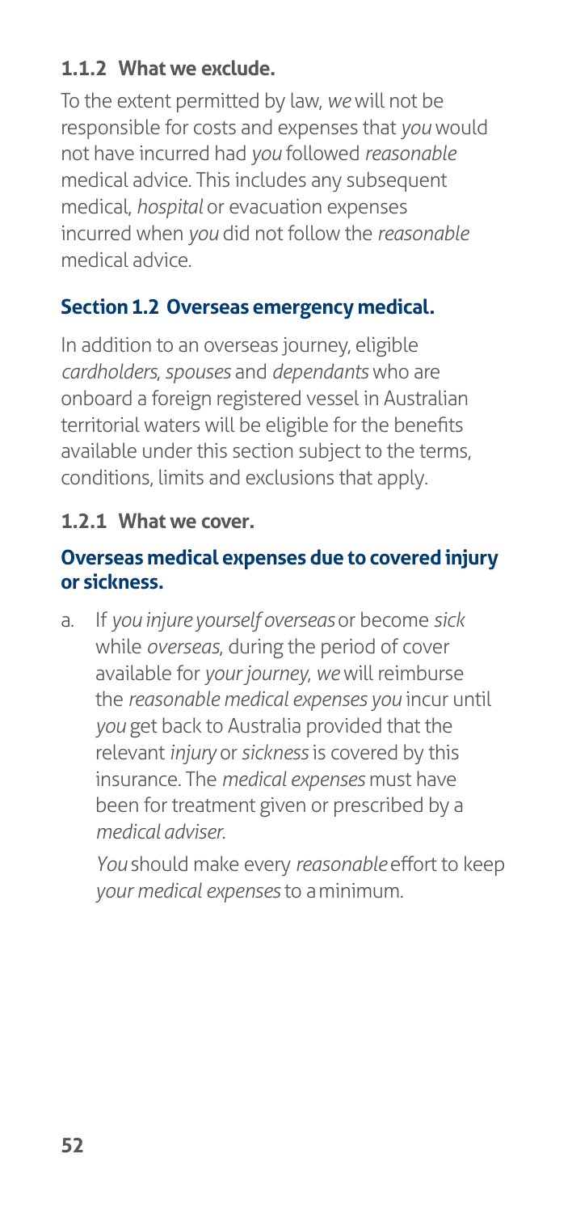### 1.1.2 What we exclude.

To the extent permitted by law, *we* will not be responsible for costs and expenses that *you* would not have incurred had *you* followed *reasonable* medical advice. This includes any subsequent medical, *hospital* or evacuation expenses incurred when *you* did not follow the *reasonable* medical advice.

## Section 1.2 Overseas emergency medical.

In addition to an overseas journey, eligible *cardholders*, *spouses* and *dependants* who are onboard a foreign registered vessel in Australian territorial waters will be eligible for the benefits available under this section subject to the terms, conditions, limits and exclusions that apply.

### 1.2.1 What we cover.

**Overseas medical expenses due to covered injury or sickness.**

a. If *you injure yourself overseas* or become *sick* while *overseas*, during the period of cover available for *your journey*, *we* will reimburse the *reasonable medical expenses you* incur until *you* get back to Australia provided that the relevant *injury* or *sickness* is covered by this insurance. The *medical expenses* must have been for treatment given or prescribed by a *medical adviser*.

   *You* should make every *reasonable* effort to keep *your medical expenses* to a minimum.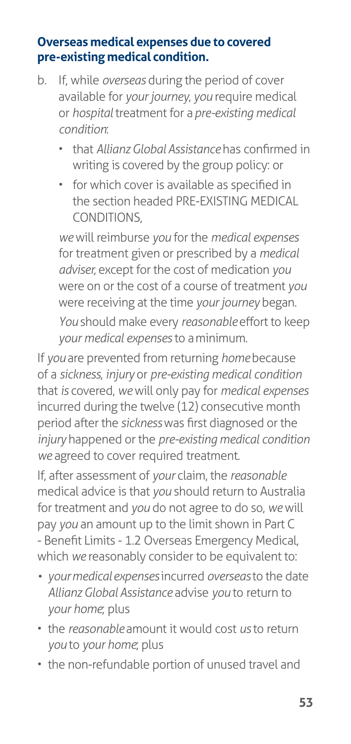### **Overseas medical expenses due to covered pre-existing medical condition.**

b. If, while *overseas* during the period of cover available for *your journey*, *you* require medical or *hospital* treatment for a *pre-existing medical condition*:

   - that *Allianz Global Assistance* has confirmed in writing is covered by the group policy: or
   - for which cover is available as specified in the section headed PRE-EXISTING MEDICAL CONDITIONS,

   *we* will reimburse *you* for the *medical expenses* for treatment given or prescribed by a *medical adviser,* except for the cost of medication *you* were on or the cost of a course of treatment *you* were receiving at the time *your journey* began.

   *You* should make every *reasonable* effort to keep *your medical expenses* to a minimum.

If *you* are prevented from returning *home* because of a *sickness*, *injury* or *pre-existing medical condition* that *is* covered, *we* will only pay for *medical expenses* incurred during the twelve (12) consecutive month period after the *sickness* was first diagnosed or the *injury* happened or the *pre-existing medical condition we* agreed to cover required treatment.

If, after assessment of *your* claim, the *reasonable* medical advice is that *you* should return to Australia for treatment and *you* do not agree to do so, *we* will pay *you* an amount up to the limit shown in Part C - Benefit Limits - 1.2 Overseas Emergency Medical, which *we* reasonably consider to be equivalent to:

- *your medical expenses* incurred *overseas* to the date *Allianz Global Assistance* advise *you* to return to *your home*; plus
- the *reasonable* amount it would cost *us* to return *you* to *your home*; plus
- the non-refundable portion of unused travel and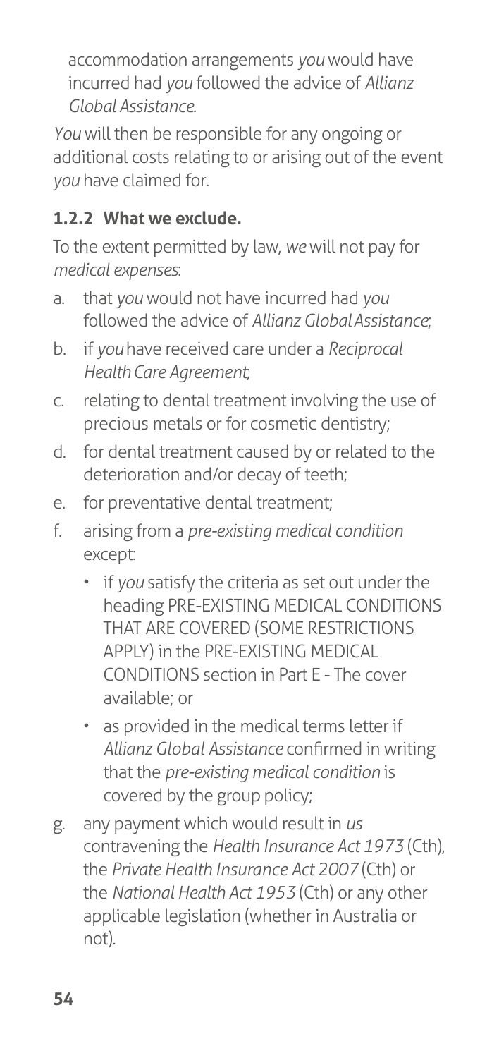accommodation arrangements *you* would have incurred had *you* followed the advice of *Allianz Global Assistance*.

*You* will then be responsible for any ongoing or additional costs relating to or arising out of the event *you* have claimed for.

### 1.2.2 What we exclude.

To the extent permitted by law, *we* will not pay for *medical expenses*:

a. that *you* would not have incurred had *you* followed the advice of *Allianz Global Assistance*;
b. if *you* have received care under a *Reciprocal Health Care Agreement*;
c. relating to dental treatment involving the use of precious metals or for cosmetic dentistry;
d. for dental treatment caused by or related to the deterioration and/or decay of teeth;
e. for preventative dental treatment;
f. arising from a *pre-existing medical condition* except:
   - if *you* satisfy the criteria as set out under the heading PRE-EXISTING MEDICAL CONDITIONS THAT ARE COVERED (SOME RESTRICTIONS APPLY) in the PRE-EXISTING MEDICAL CONDITIONS section in Part E - The cover available; or
   - as provided in the medical terms letter if *Allianz Global Assistance* confirmed in writing that the *pre-existing medical condition* is covered by the group policy;
g. any payment which would result in *us* contravening the *Health Insurance Act 1973* (Cth), the *Private Health Insurance Act 2007* (Cth) or the *National Health Act 1953* (Cth) or any other applicable legislation (whether in Australia or not).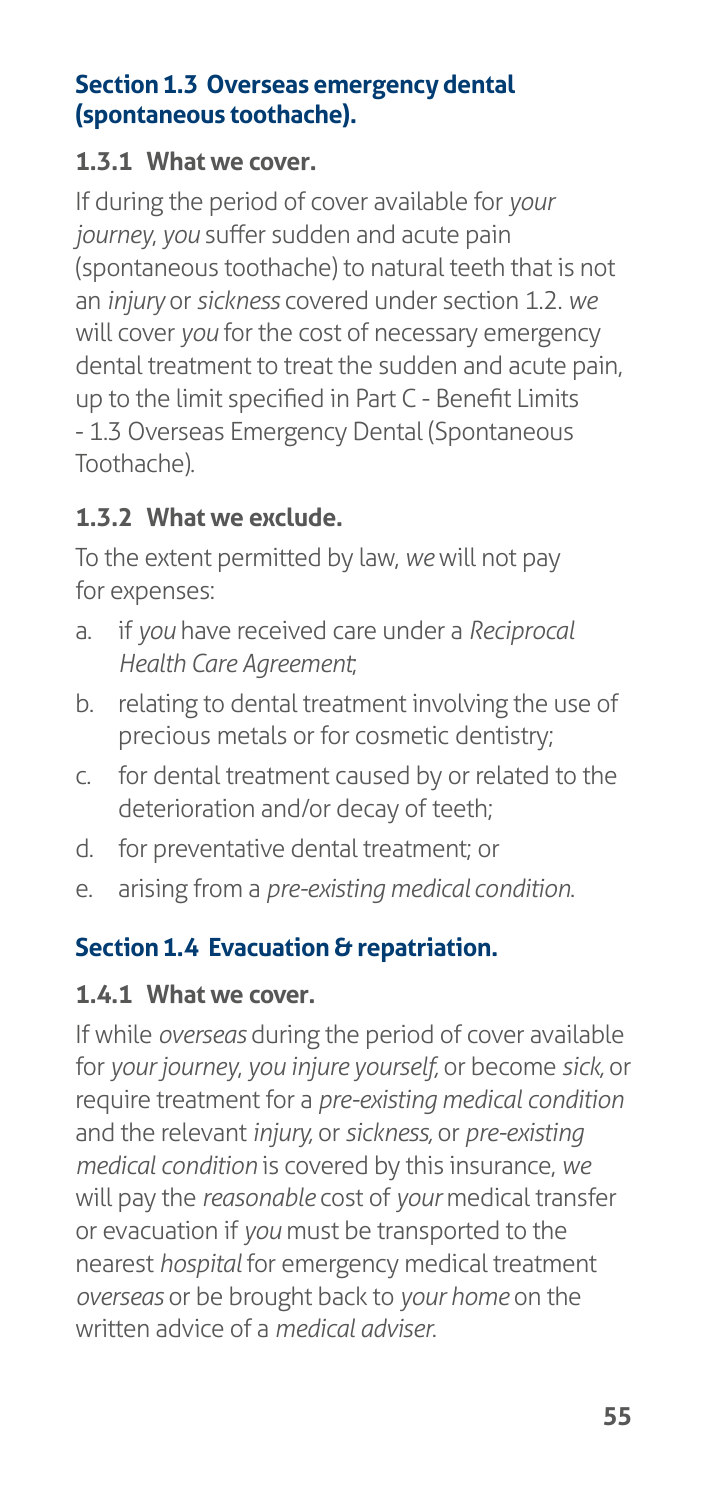## Section 1.3 Overseas emergency dental (spontaneous toothache).

### 1.3.1 What we cover.

If during the period of cover available for *your journey*, *you* suffer sudden and acute pain (spontaneous toothache) to natural teeth that is not an *injury* or *sickness* covered under section 1.2. *we* will cover *you* for the cost of necessary emergency dental treatment to treat the sudden and acute pain, up to the limit specified in Part C - Benefit Limits - 1.3 Overseas Emergency Dental (Spontaneous Toothache).

### 1.3.2 What we exclude.

To the extent permitted by law, *we* will not pay for expenses:

a. if *you* have received care under a *Reciprocal Health Care Agreement*;
b. relating to dental treatment involving the use of precious metals or for cosmetic dentistry;
c. for dental treatment caused by or related to the deterioration and/or decay of teeth;
d. for preventative dental treatment; or
e. arising from a *pre-existing medical condition*.

## Section 1.4 Evacuation & repatriation.

### 1.4.1 What we cover.

If while *overseas* during the period of cover available for *your journey*, *you injure yourself*, or become *sick*, or require treatment for a *pre-existing medical condition* and the relevant *injury*, or *sickness*, or *pre-existing medical condition* is covered by this insurance, *we* will pay the *reasonable* cost of *your* medical transfer or evacuation if *you* must be transported to the nearest *hospital* for emergency medical treatment *overseas* or be brought back to *your home* on the written advice of a *medical adviser*.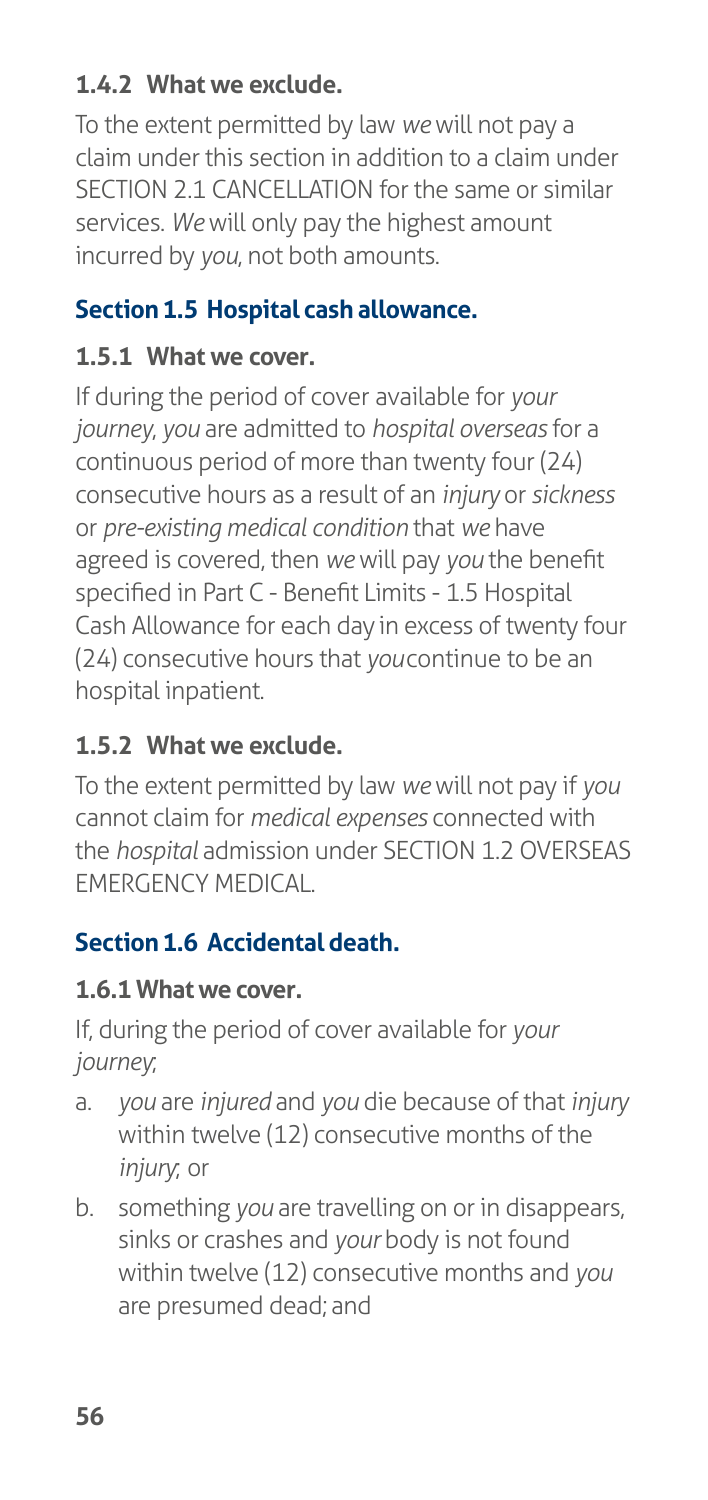### 1.4.2 What we exclude.

To the extent permitted by law *we* will not pay a claim under this section in addition to a claim under SECTION 2.1 CANCELLATION for the same or similar services. *We* will only pay the highest amount incurred by *you*, not both amounts.

## Section 1.5 Hospital cash allowance.

### 1.5.1 What we cover.

If during the period of cover available for *your journey*, *you* are admitted to *hospital overseas* for a continuous period of more than twenty four (24) consecutive hours as a result of an *injury* or *sickness* or *pre-existing medical condition* that *we* have agreed is covered, then *we* will pay *you* the benefit specified in Part C - Benefit Limits - 1.5 Hospital Cash Allowance for each day in excess of twenty four (24) consecutive hours that *you* continue to be an hospital inpatient.

### 1.5.2 What we exclude.

To the extent permitted by law *we* will not pay if *you* cannot claim for *medical expenses* connected with the *hospital* admission under SECTION 1.2 OVERSEAS EMERGENCY MEDICAL.

## Section 1.6 Accidental death.

### 1.6.1 What we cover.

If, during the period of cover available for *your journey*;

a. *you* are *injured* and *you* die because of that *injury* within twelve (12) consecutive months of the *injury*; or
b. something *you* are travelling on or in disappears, sinks or crashes and *your* body is not found within twelve (12) consecutive months and *you* are presumed dead; and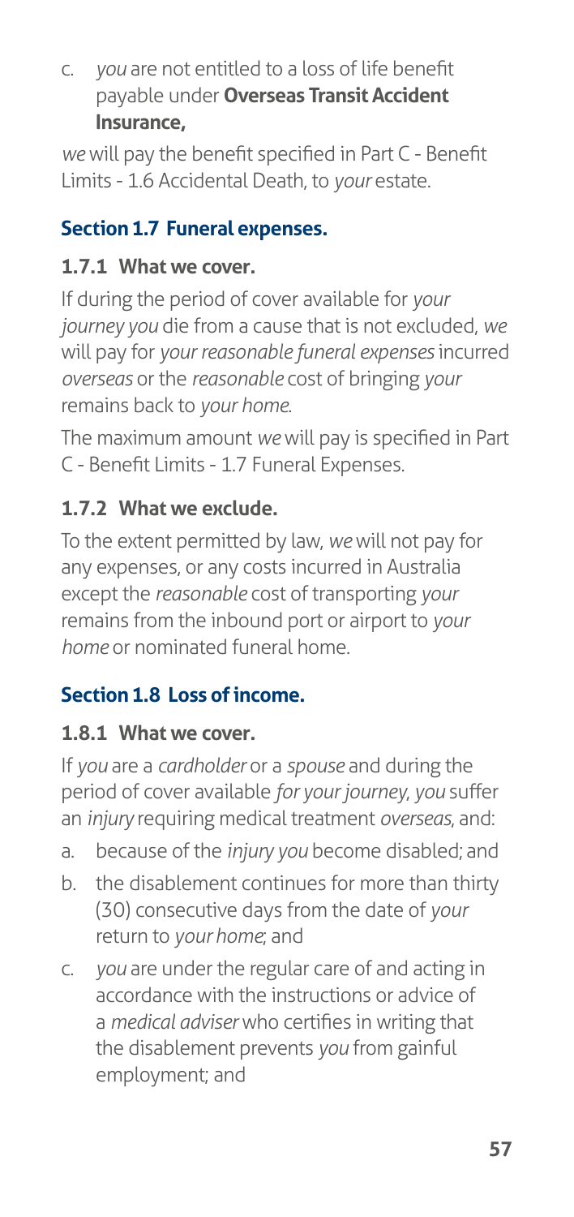c. *you* are not entitled to a loss of life benefit payable under **Overseas Transit Accident Insurance,**

*we* will pay the benefit specified in Part C - Benefit Limits - 1.6 Accidental Death, to *your* estate.

### Section 1.7 Funeral expenses.

#### 1.7.1 What we cover.

If during the period of cover available for *your journey you* die from a cause that is not excluded, *we* will pay for *your reasonable funeral expenses* incurred *overseas* or the *reasonable* cost of bringing *your* remains back to *your home*.

The maximum amount *we* will pay is specified in Part C - Benefit Limits - 1.7 Funeral Expenses.

#### 1.7.2 What we exclude.

To the extent permitted by law, *we* will not pay for any expenses, or any costs incurred in Australia except the *reasonable* cost of transporting *your* remains from the inbound port or airport to *your home* or nominated funeral home.

### Section 1.8 Loss of income.

#### 1.8.1 What we cover.

If *you* are a *cardholder* or a *spouse* and during the period of cover available *for your journey*, *you* suffer an *injury* requiring medical treatment *overseas*, and:

a. because of the *injury you* become disabled; and
b. the disablement continues for more than thirty (30) consecutive days from the date of *your* return to *your home*; and
c. *you* are under the regular care of and acting in accordance with the instructions or advice of a *medical adviser* who certifies in writing that the disablement prevents *you* from gainful employment; and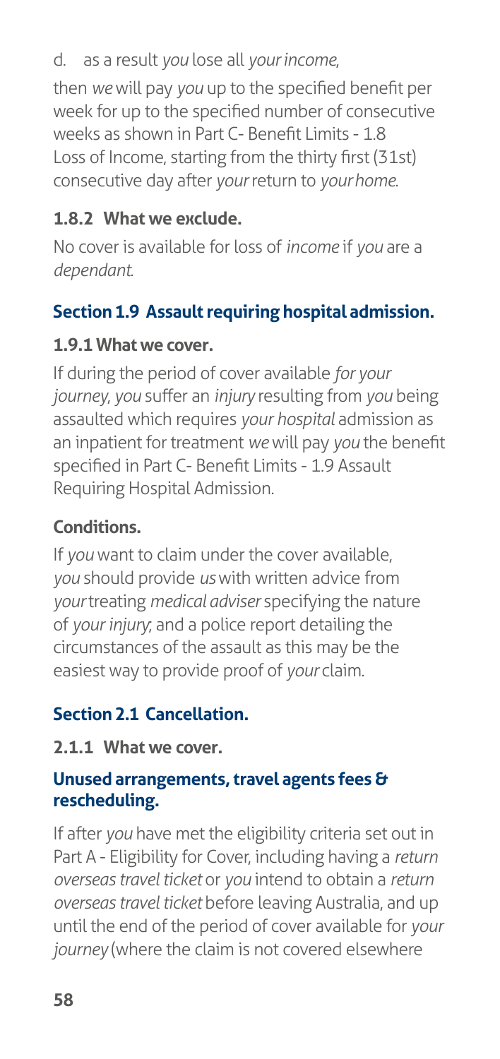d. as a result *you* lose all *your income*,

then *we* will pay *you* up to the specified benefit per week for up to the specified number of consecutive weeks as shown in Part C- Benefit Limits - 1.8 Loss of Income, starting from the thirty first (31st) consecutive day after *your* return to *your home*.

### 1.8.2 What we exclude.

No cover is available for loss of *income* if *you* are a *dependant*.

## Section 1.9 Assault requiring hospital admission.

### 1.9.1 What we cover.

If during the period of cover available *for your journey*, *you* suffer an *injury* resulting from *you* being assaulted which requires *your hospital* admission as an inpatient for treatment *we* will pay *you* the benefit specified in Part C- Benefit Limits - 1.9 Assault Requiring Hospital Admission.

### Conditions.

If *you* want to claim under the cover available, *you* should provide *us* with written advice from *your* treating *medical adviser* specifying the nature of *your injury*; and a police report detailing the circumstances of the assault as this may be the easiest way to provide proof of *your* claim.

## Section 2.1 Cancellation.

### 2.1.1 What we cover.

### Unused arrangements, travel agents fees & rescheduling.

If after *you* have met the eligibility criteria set out in Part A - Eligibility for Cover, including having a *return overseas travel ticket* or *you* intend to obtain a *return overseas travel ticket* before leaving Australia, and up until the end of the period of cover available for *your journey* (where the claim is not covered elsewhere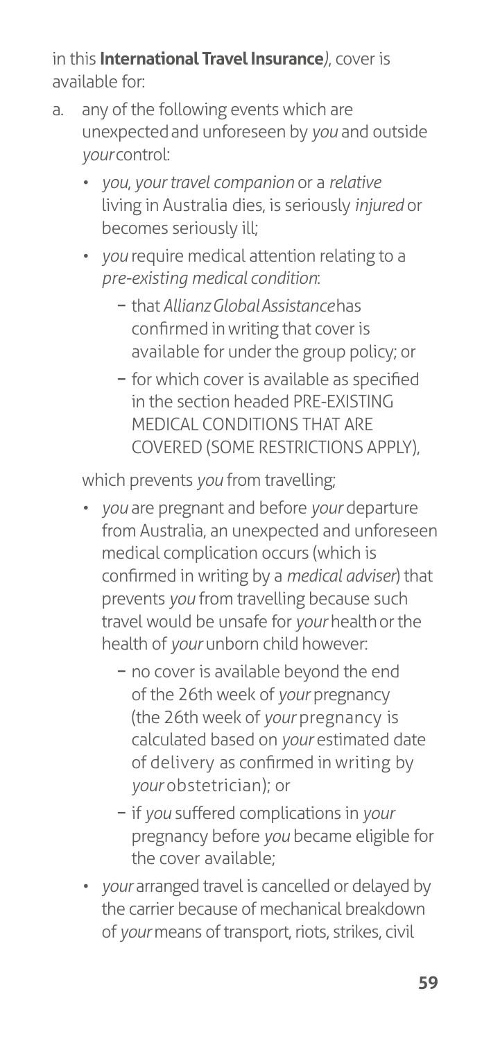in this **International Travel Insurance**), cover is available for:

a. any of the following events which are unexpected and unforeseen by *you* and outside *your* control:

   - *you*, *your travel companion* or a *relative* living in Australia dies, is seriously *injured* or becomes seriously ill;
   - *you* require medical attention relating to a *pre-existing medical condition*:
     - that *Allianz Global Assistance* has confirmed in writing that cover is available for under the group policy; or
     - for which cover is available as specified in the section headed PRE-EXISTING MEDICAL CONDITIONS THAT ARE COVERED (SOME RESTRICTIONS APPLY),

   which prevents *you* from travelling;

   - *you* are pregnant and before *your* departure from Australia, an unexpected and unforeseen medical complication occurs (which is confirmed in writing by a *medical adviser*) that prevents *you* from travelling because such travel would be unsafe for *your* health or the health of *your* unborn child however:
     - no cover is available beyond the end of the 26th week of *your* pregnancy (the 26th week of *your* pregnancy is calculated based on *your* estimated date of delivery as confirmed in writing by *your* obstetrician); or
     - if *you* suffered complications in *your* pregnancy before *you* became eligible for the cover available;
   - *your* arranged travel is cancelled or delayed by the carrier because of mechanical breakdown of *your* means of transport, riots, strikes, civil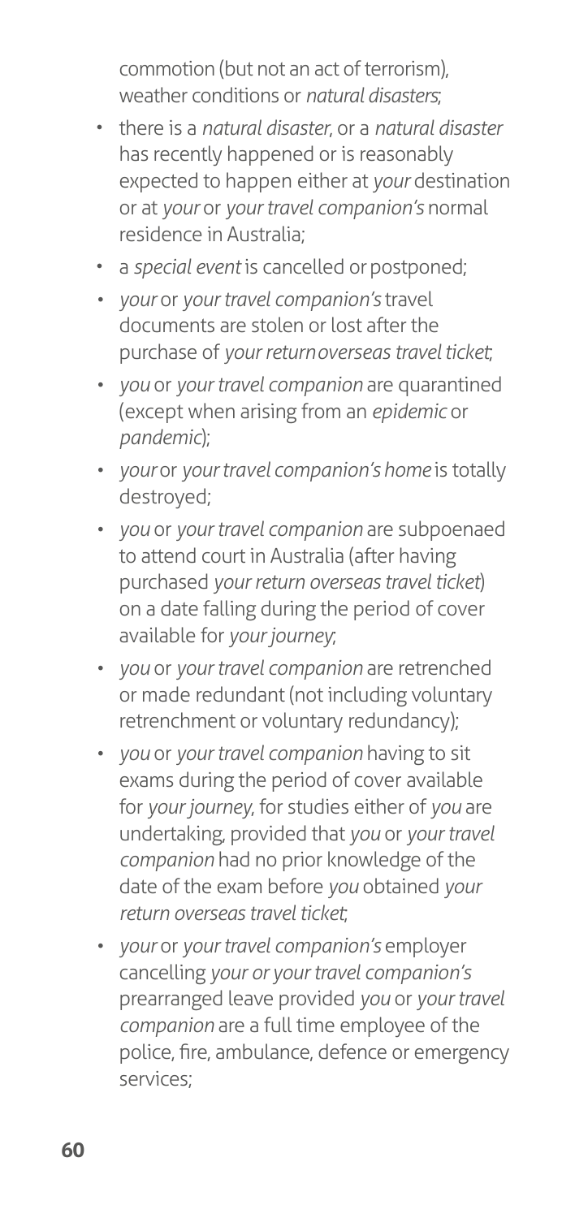commotion (but not an act of terrorism), weather conditions or *natural disasters*;

- there is a *natural disaster*, or a *natural disaster* has recently happened or is reasonably expected to happen either at *your* destination or at *your* or *your travel companion's* normal residence in Australia;
- a *special event* is cancelled or postponed;
- *your* or *your travel companion's* travel documents are stolen or lost after the purchase of *your return overseas travel ticket*;
- *you* or *your travel companion* are quarantined (except when arising from an *epidemic* or *pandemic*);
- *your* or *your travel companion's home* is totally destroyed;
- *you* or *your travel companion* are subpoenaed to attend court in Australia (after having purchased *your return overseas travel ticket*) on a date falling during the period of cover available for *your journey*;
- *you* or *your travel companion* are retrenched or made redundant (not including voluntary retrenchment or voluntary redundancy);
- *you* or *your travel companion* having to sit exams during the period of cover available for *your journey*, for studies either of *you* are undertaking, provided that *you* or *your travel companion* had no prior knowledge of the date of the exam before *you* obtained *your return overseas travel ticket*;
- *your* or *your travel companion's* employer cancelling *your or your travel companion's* prearranged leave provided *you* or *your travel companion* are a full time employee of the police, fire, ambulance, defence or emergency services;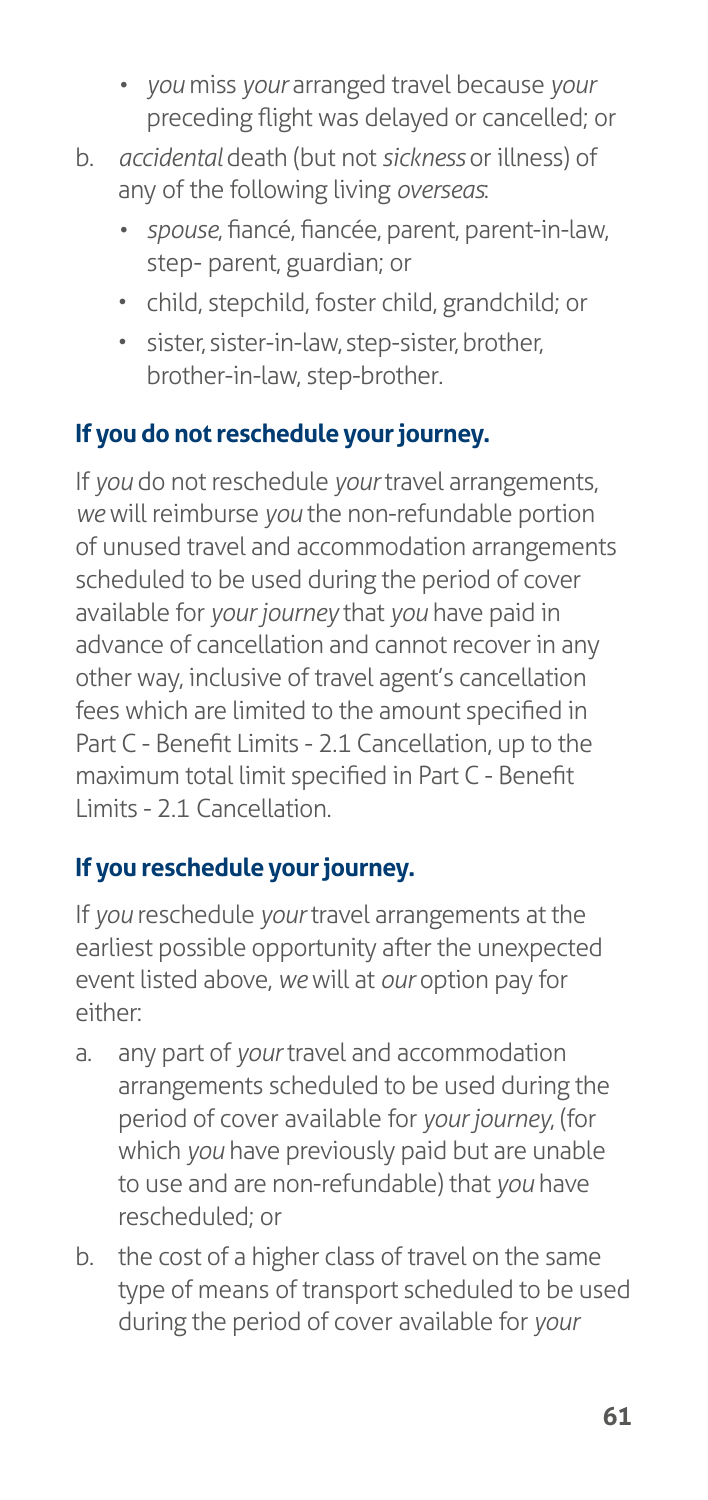- *you* miss *your* arranged travel because *your* preceding flight was delayed or cancelled; or

b. *accidental* death (but not *sickness* or illness) of any of the following living *overseas*:
   - *spouse*, fiancé, fiancée, parent, parent-in-law, step- parent, guardian; or
   - child, stepchild, foster child, grandchild; or
   - sister, sister-in-law, step-sister, brother, brother-in-law, step-brother.

**If you do not reschedule your journey.**

If *you* do not reschedule *your* travel arrangements, *we* will reimburse *you* the non-refundable portion of unused travel and accommodation arrangements scheduled to be used during the period of cover available for *your journey* that *you* have paid in advance of cancellation and cannot recover in any other way, inclusive of travel agent's cancellation fees which are limited to the amount specified in Part C - Benefit Limits - 2.1 Cancellation, up to the maximum total limit specified in Part C - Benefit Limits - 2.1 Cancellation.

**If you reschedule your journey.**

If *you* reschedule *your* travel arrangements at the earliest possible opportunity after the unexpected event listed above, *we* will at *our* option pay for either:

a. any part of *your* travel and accommodation arrangements scheduled to be used during the period of cover available for *your journey*, (for which *you* have previously paid but are unable to use and are non-refundable) that *you* have rescheduled; or

b. the cost of a higher class of travel on the same type of means of transport scheduled to be used during the period of cover available for *your*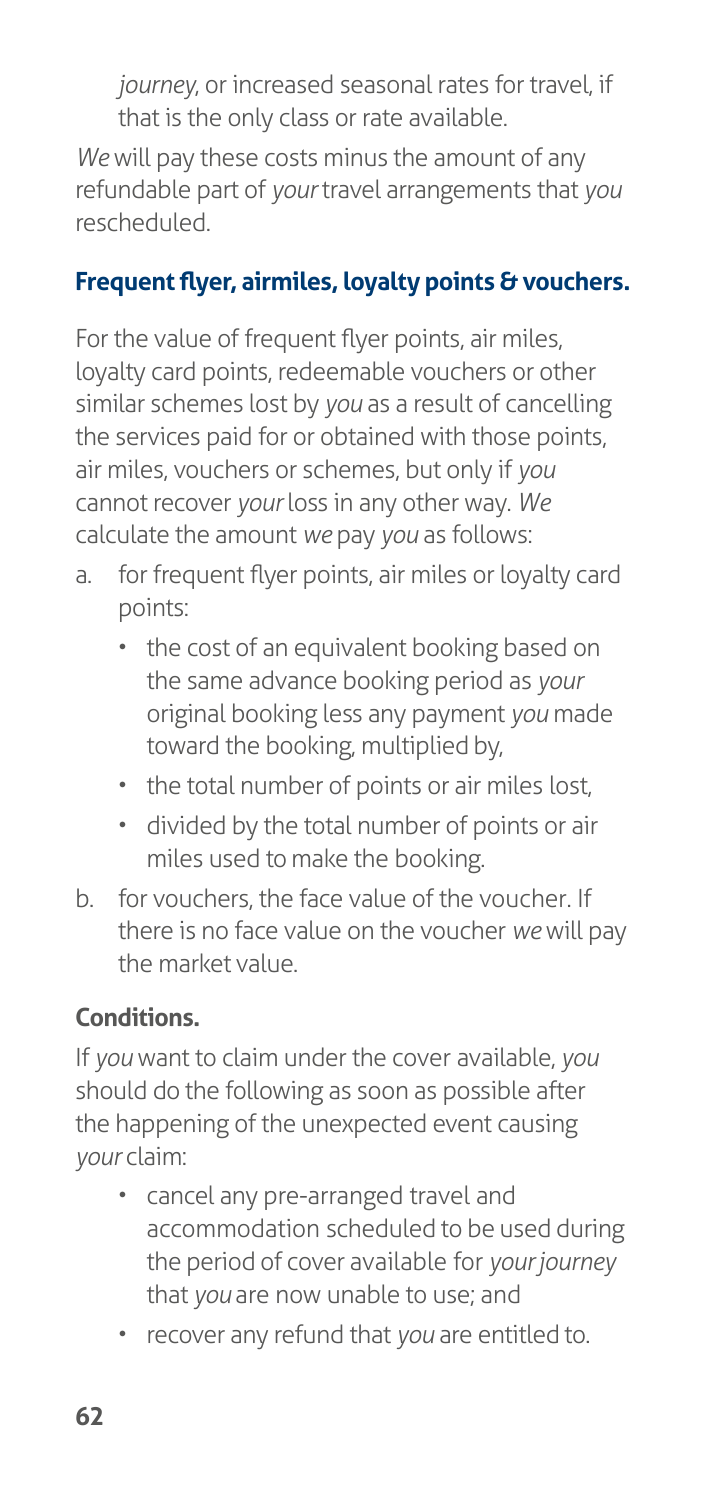*journey*, or increased seasonal rates for travel, if that is the only class or rate available.

*We* will pay these costs minus the amount of any refundable part of *your* travel arrangements that *you* rescheduled.

### Frequent flyer, airmiles, loyalty points & vouchers.

For the value of frequent flyer points, air miles, loyalty card points, redeemable vouchers or other similar schemes lost by *you* as a result of cancelling the services paid for or obtained with those points, air miles, vouchers or schemes, but only if *you* cannot recover *your* loss in any other way. *We* calculate the amount *we* pay *you* as follows:

a. for frequent flyer points, air miles or loyalty card points:
    - the cost of an equivalent booking based on the same advance booking period as *your* original booking less any payment *you* made toward the booking, multiplied by,
    - the total number of points or air miles lost,
    - divided by the total number of points or air miles used to make the booking.

b. for vouchers, the face value of the voucher. If there is no face value on the voucher *we* will pay the market value.

### Conditions.

If *you* want to claim under the cover available, *you* should do the following as soon as possible after the happening of the unexpected event causing *your* claim:

- cancel any pre-arranged travel and accommodation scheduled to be used during the period of cover available for *your journey* that *you* are now unable to use; and
- recover any refund that *you* are entitled to.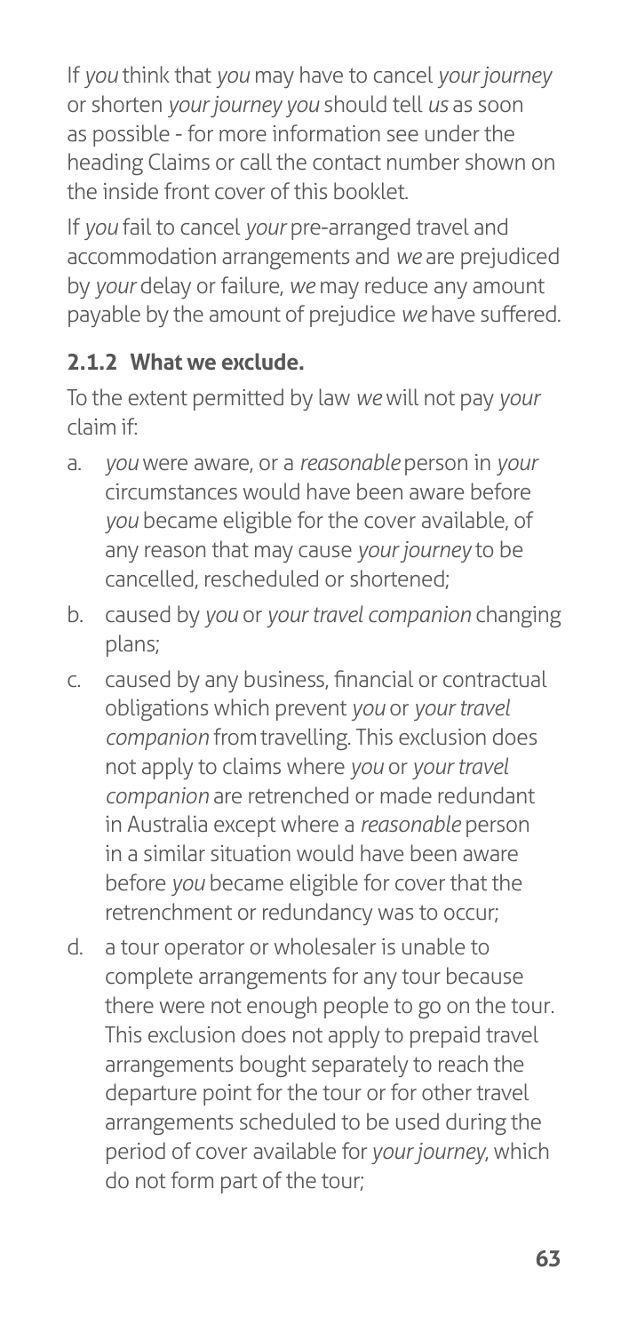If *you* think that *you* may have to cancel *your journey* or shorten *your journey you* should tell *us* as soon as possible - for more information see under the heading Claims or call the contact number shown on the inside front cover of this booklet.

If *you* fail to cancel *your* pre-arranged travel and accommodation arrangements and *we* are prejudiced by *your* delay or failure, *we* may reduce any amount payable by the amount of prejudice *we* have suffered.

### 2.1.2 What we exclude.

To the extent permitted by law *we* will not pay *your* claim if:

a. *you* were aware, or a *reasonable* person in *your* circumstances would have been aware before *you* became eligible for the cover available, of any reason that may cause *your journey* to be cancelled, rescheduled or shortened;

b. caused by *you* or *your travel companion* changing plans;

c. caused by any business, financial or contractual obligations which prevent *you* or *your travel companion* from travelling. This exclusion does not apply to claims where *you* or *your travel companion* are retrenched or made redundant in Australia except where a *reasonable* person in a similar situation would have been aware before *you* became eligible for cover that the retrenchment or redundancy was to occur;

d. a tour operator or wholesaler is unable to complete arrangements for any tour because there were not enough people to go on the tour. This exclusion does not apply to prepaid travel arrangements bought separately to reach the departure point for the tour or for other travel arrangements scheduled to be used during the period of cover available for *your journey*, which do not form part of the tour;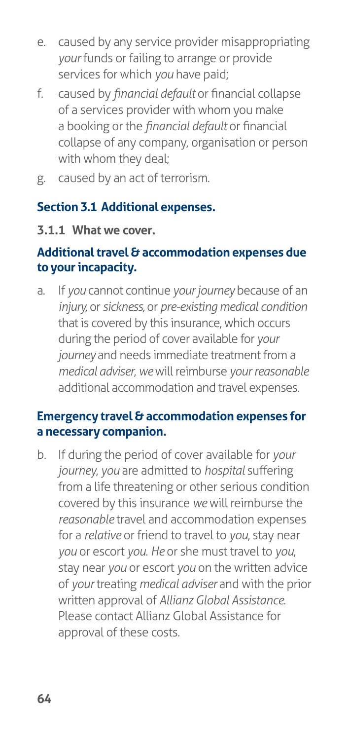e. caused by any service provider misappropriating *your* funds or failing to arrange or provide services for which *you* have paid;

f. caused by *financial default* or financial collapse of a services provider with whom you make a booking or the *financial default* or financial collapse of any company, organisation or person with whom they deal;

g. caused by an act of terrorism.

## Section 3.1 Additional expenses.

### 3.1.1 What we cover.

**Additional travel & accommodation expenses due to your incapacity.**

a. If *you* cannot continue *your journey* because of an *injury,* or *sickness,* or *pre-existing medical condition* that is covered by this insurance, which occurs during the period of cover available for *your journey* and needs immediate treatment from a *medical adviser*, *we* will reimburse *your reasonable* additional accommodation and travel expenses.

**Emergency travel & accommodation expenses for a necessary companion.**

b. If during the period of cover available for *your journey*, *you* are admitted to *hospital* suffering from a life threatening or other serious condition covered by this insurance *we* will reimburse the *reasonable* travel and accommodation expenses for a *relative* or friend to travel to *you*, stay near *you* or escort *you*. *He* or she must travel to *you*, stay near *you* or escort *you* on the written advice of *your* treating *medical adviser* and with the prior written approval of *Allianz Global Assistance*. Please contact Allianz Global Assistance for approval of these costs.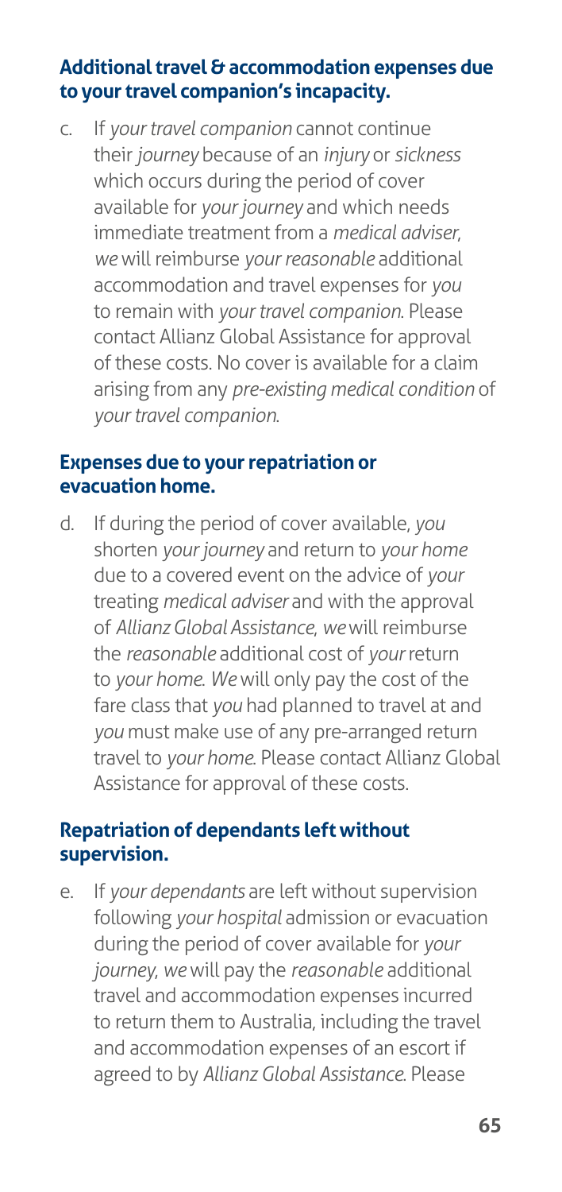### Additional travel & accommodation expenses due to your travel companion's incapacity.

c. If *your travel companion* cannot continue their *journey* because of an *injury* or *sickness* which occurs during the period of cover available for *your journey* and which needs immediate treatment from a *medical adviser*, *we* will reimburse *your reasonable* additional accommodation and travel expenses for *you* to remain with *your travel companion*. Please contact Allianz Global Assistance for approval of these costs. No cover is available for a claim arising from any *pre-existing medical condition* of *your travel companion*.

### Expenses due to your repatriation or evacuation home.

d. If during the period of cover available, *you* shorten *your journey* and return to *your home* due to a covered event on the advice of *your* treating *medical adviser* and with the approval of *Allianz Global Assistance*, *we* will reimburse the *reasonable* additional cost of *your* return to *your home*. *We* will only pay the cost of the fare class that *you* had planned to travel at and *you* must make use of any pre-arranged return travel to *your home*. Please contact Allianz Global Assistance for approval of these costs.

### Repatriation of dependants left without supervision.

e. If *your dependants* are left without supervision following *your hospital* admission or evacuation during the period of cover available for *your journey*, *we* will pay the *reasonable* additional travel and accommodation expenses incurred to return them to Australia, including the travel and accommodation expenses of an escort if agreed to by *Allianz Global Assistance*. Please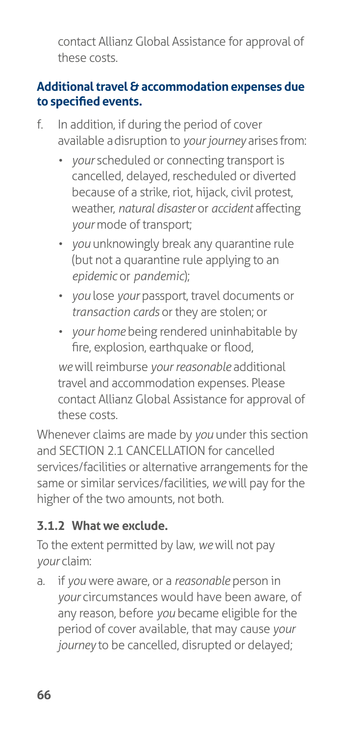contact Allianz Global Assistance for approval of these costs.

**Additional travel & accommodation expenses due to specified events.**

f. In addition, if during the period of cover available a disruption to *your journey* arises from:
   - *your* scheduled or connecting transport is cancelled, delayed, rescheduled or diverted because of a strike, riot, hijack, civil protest, weather, *natural disaster* or *accident* affecting *your* mode of transport;
   - *you* unknowingly break any quarantine rule (but not a quarantine rule applying to an *epidemic* or *pandemic*);
   - *you* lose *your* passport, travel documents or *transaction cards* or they are stolen; or
   - *your home* being rendered uninhabitable by fire, explosion, earthquake or flood,

   *we* will reimburse *your reasonable* additional travel and accommodation expenses. Please contact Allianz Global Assistance for approval of these costs.

Whenever claims are made by *you* under this section and SECTION 2.1 CANCELLATION for cancelled services/facilities or alternative arrangements for the same or similar services/facilities, *we* will pay for the higher of the two amounts, not both.

### 3.1.2 What we exclude.

To the extent permitted by law, *we* will not pay *your* claim:

a. if *you* were aware, or a *reasonable* person in *your* circumstances would have been aware, of any reason, before *you* became eligible for the period of cover available, that may cause *your journey* to be cancelled, disrupted or delayed;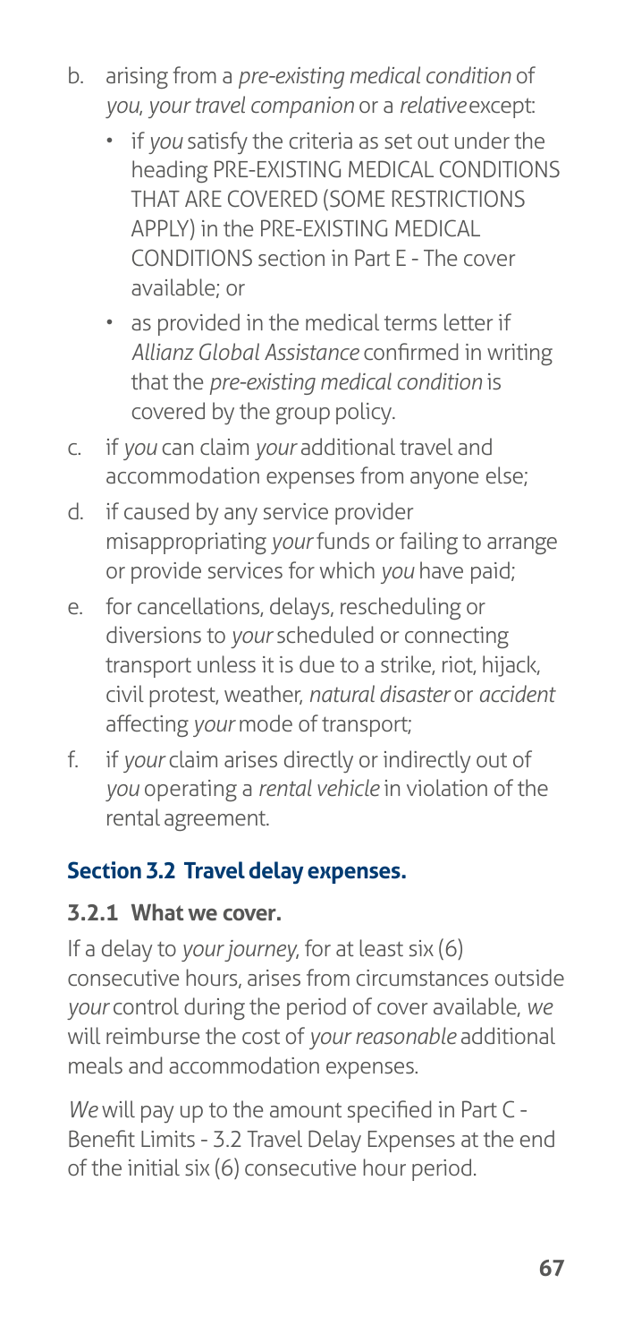b. arising from a *pre-existing medical condition* of *you*, *your travel companion* or a *relative* except:
   - if *you* satisfy the criteria as set out under the heading PRE-EXISTING MEDICAL CONDITIONS THAT ARE COVERED (SOME RESTRICTIONS APPLY) in the PRE-EXISTING MEDICAL CONDITIONS section in Part E - The cover available; or
   - as provided in the medical terms letter if *Allianz Global Assistance* confirmed in writing that the *pre-existing medical condition* is covered by the group policy.
c. if *you* can claim *your* additional travel and accommodation expenses from anyone else;
d. if caused by any service provider misappropriating *your* funds or failing to arrange or provide services for which *you* have paid;
e. for cancellations, delays, rescheduling or diversions to *your* scheduled or connecting transport unless it is due to a strike, riot, hijack, civil protest, weather, *natural disaster* or *accident* affecting *your* mode of transport;
f. if *your* claim arises directly or indirectly out of *you* operating a *rental vehicle* in violation of the rental agreement.

## Section 3.2 Travel delay expenses.

### 3.2.1 What we cover.

If a delay to *your journey*, for at least six (6) consecutive hours, arises from circumstances outside *your* control during the period of cover available, *we* will reimburse the cost of *your reasonable* additional meals and accommodation expenses.

*We* will pay up to the amount specified in Part C - Benefit Limits - 3.2 Travel Delay Expenses at the end of the initial six (6) consecutive hour period.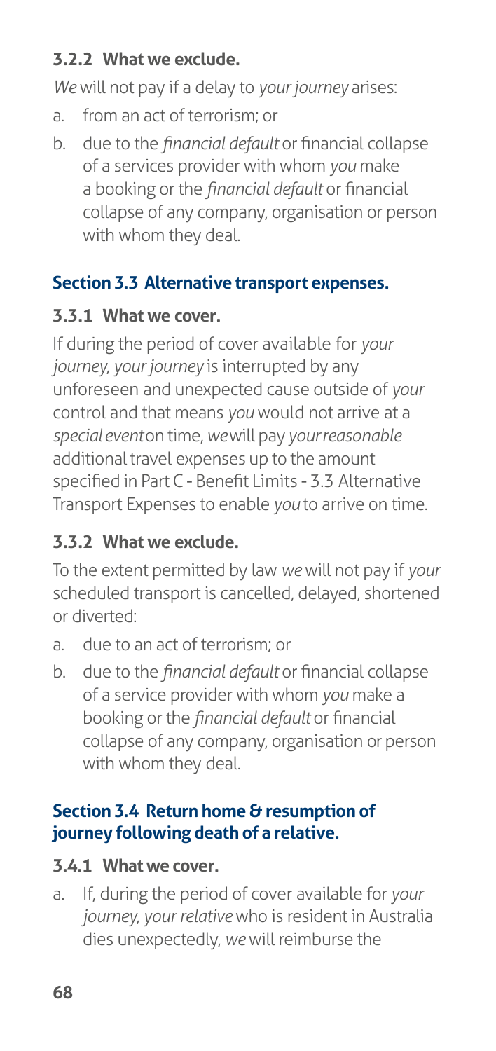### 3.2.2 What we exclude.

*We* will not pay if a delay to *your journey* arises:

a. from an act of terrorism; or
b. due to the *financial default* or financial collapse of a services provider with whom *you* make a booking or the *financial default* or financial collapse of any company, organisation or person with whom they deal.

## Section 3.3 Alternative transport expenses.

### 3.3.1 What we cover.

If during the period of cover available for *your journey*, *your journey* is interrupted by any unforeseen and unexpected cause outside of *your* control and that means *you* would not arrive at a *special event* on time, *we* will pay *your reasonable* additional travel expenses up to the amount specified in Part C - Benefit Limits - 3.3 Alternative Transport Expenses to enable *you* to arrive on time.

### 3.3.2 What we exclude.

To the extent permitted by law *we* will not pay if *your* scheduled transport is cancelled, delayed, shortened or diverted:

a. due to an act of terrorism; or
b. due to the *financial default* or financial collapse of a service provider with whom *you* make a booking or the *financial default* or financial collapse of any company, organisation or person with whom they deal.

## Section 3.4 Return home & resumption of journey following death of a relative.

### 3.4.1 What we cover.

a. If, during the period of cover available for *your journey*, *your relative* who is resident in Australia dies unexpectedly, *we* will reimburse the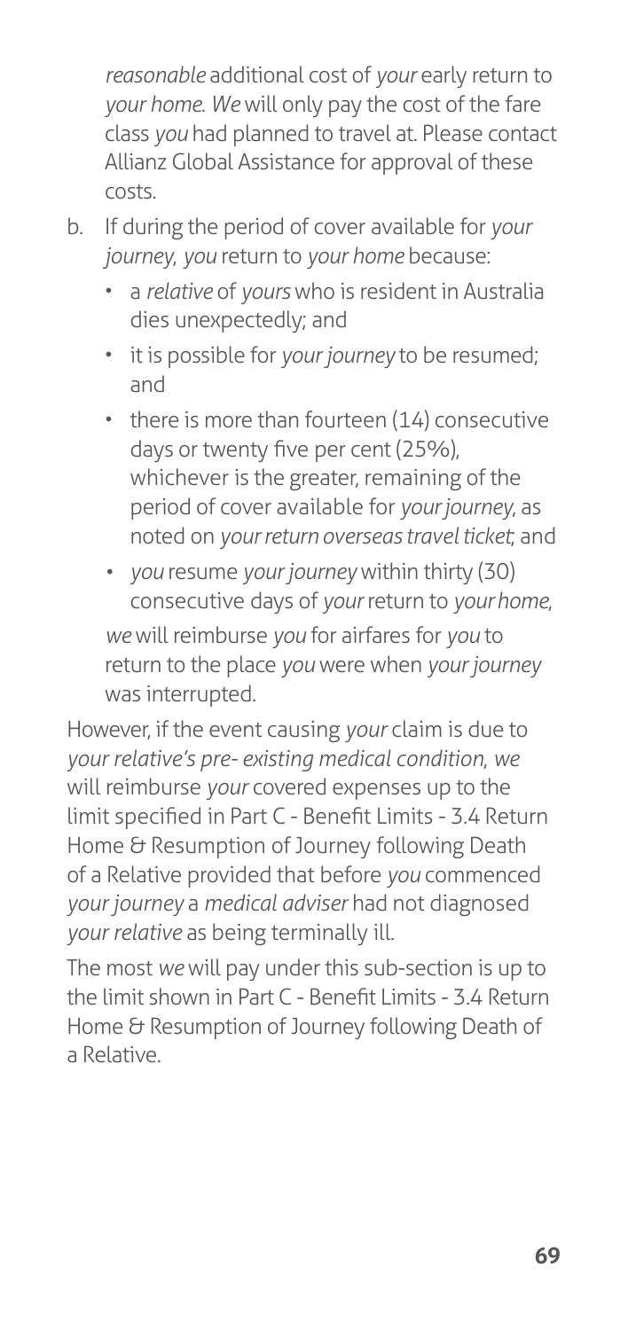*reasonable* additional cost of *your* early return to *your home*. *We* will only pay the cost of the fare class *you* had planned to travel at. Please contact Allianz Global Assistance for approval of these costs.

b. If during the period of cover available for *your journey*, *you* return to *your home* because:
   - a *relative* of *yours* who is resident in Australia dies unexpectedly; and
   - it is possible for *your journey* to be resumed; and
   - there is more than fourteen (14) consecutive days or twenty five per cent (25%), whichever is the greater, remaining of the period of cover available for *your journey*, as noted on *your return overseas travel ticket*; and
   - *you* resume *your journey* within thirty (30) consecutive days of *your* return to *your home*,

   *we* will reimburse *you* for airfares for *you* to return to the place *you* were when *your journey* was interrupted.

However, if the event causing *your* claim is due to *your relative's pre- existing medical condition*, *we* will reimburse *your* covered expenses up to the limit specified in Part C - Benefit Limits - 3.4 Return Home & Resumption of Journey following Death of a Relative provided that before *you* commenced *your journey* a *medical adviser* had not diagnosed *your relative* as being terminally ill.

The most *we* will pay under this sub-section is up to the limit shown in Part C - Benefit Limits - 3.4 Return Home & Resumption of Journey following Death of a Relative.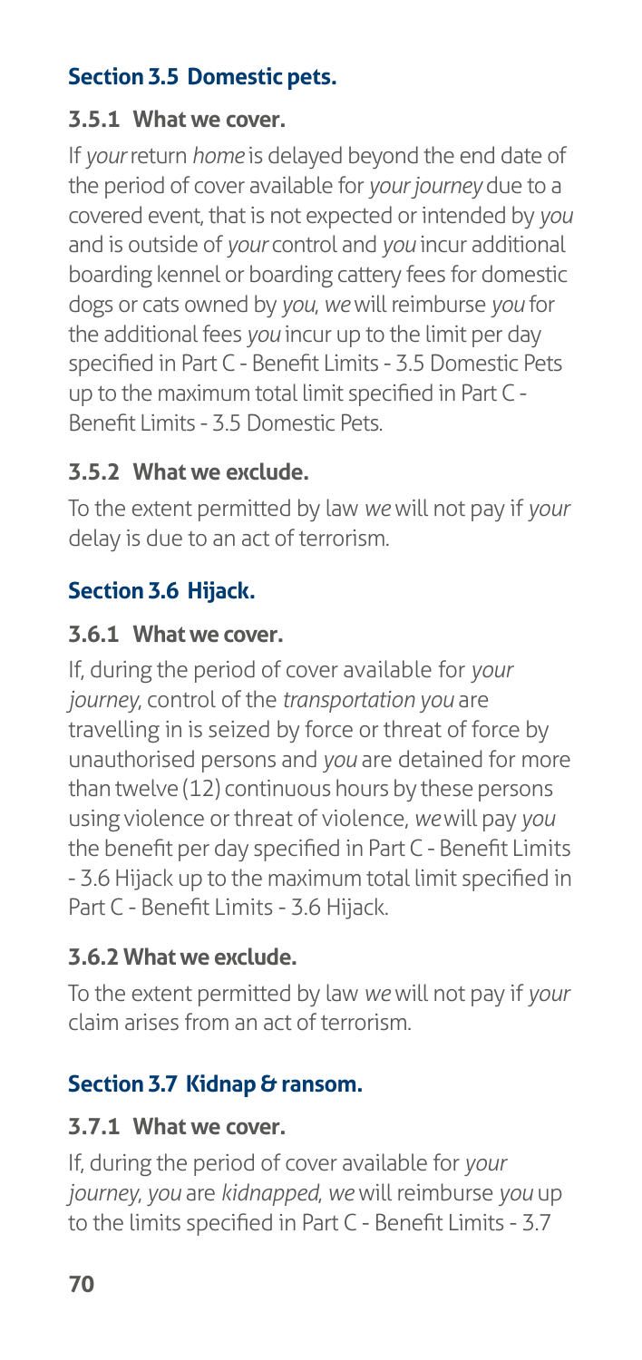## Section 3.5 Domestic pets.

### 3.5.1 What we cover.

If *your* return *home* is delayed beyond the end date of the period of cover available for *your journey* due to a covered event, that is not expected or intended by *you* and is outside of *your* control and *you* incur additional boarding kennel or boarding cattery fees for domestic dogs or cats owned by *you*, *we* will reimburse *you* for the additional fees *you* incur up to the limit per day specified in Part C - Benefit Limits - 3.5 Domestic Pets up to the maximum total limit specified in Part C - Benefit Limits - 3.5 Domestic Pets.

### 3.5.2 What we exclude.

To the extent permitted by law *we* will not pay if *your* delay is due to an act of terrorism.

## Section 3.6 Hijack.

### 3.6.1 What we cover.

If, during the period of cover available for *your journey*, control of the *transportation you* are travelling in is seized by force or threat of force by unauthorised persons and *you* are detained for more than twelve (12) continuous hours by these persons using violence or threat of violence, *we* will pay *you* the benefit per day specified in Part C - Benefit Limits - 3.6 Hijack up to the maximum total limit specified in Part C - Benefit Limits - 3.6 Hijack.

### 3.6.2 What we exclude.

To the extent permitted by law *we* will not pay if *your* claim arises from an act of terrorism.

## Section 3.7 Kidnap & ransom.

### 3.7.1 What we cover.

If, during the period of cover available for *your journey*, *you* are *kidnapped*, *we* will reimburse *you* up to the limits specified in Part C - Benefit Limits - 3.7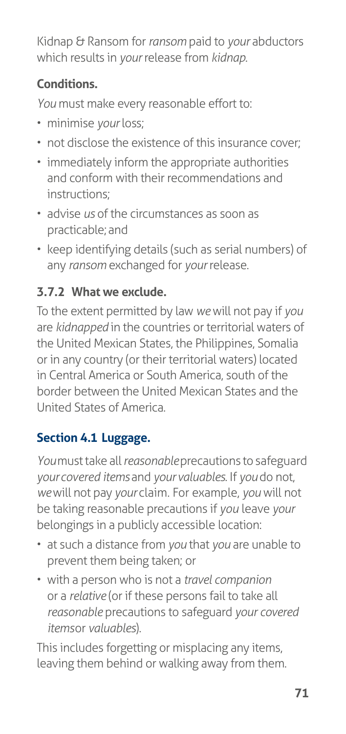Kidnap & Ransom for *ransom* paid to *your* abductors which results in *your* release from *kidnap*.

**Conditions.**

*You* must make every reasonable effort to:

- minimise *your* loss;
- not disclose the existence of this insurance cover;
- immediately inform the appropriate authorities and conform with their recommendations and instructions;
- advise *us* of the circumstances as soon as practicable; and
- keep identifying details (such as serial numbers) of any *ransom* exchanged for *your* release.

### 3.7.2 What we exclude.

To the extent permitted by law *we* will not pay if *you* are *kidnapped* in the countries or territorial waters of the United Mexican States, the Philippines, Somalia or in any country (or their territorial waters) located in Central America or South America, south of the border between the United Mexican States and the United States of America.

## Section 4.1 Luggage.

*You* must take all *reasonable* precautions to safeguard *your covered items* and *your valuables*. If *you* do not, *we* will not pay *your* claim. For example, *you* will not be taking reasonable precautions if *you* leave *your* belongings in a publicly accessible location:

- at such a distance from *you* that *you* are unable to prevent them being taken; or
- with a person who is not a *travel companion* or a *relative* (or if these persons fail to take all *reasonable* precautions to safeguard *your covered items* or *valuables*).

This includes forgetting or misplacing any items, leaving them behind or walking away from them.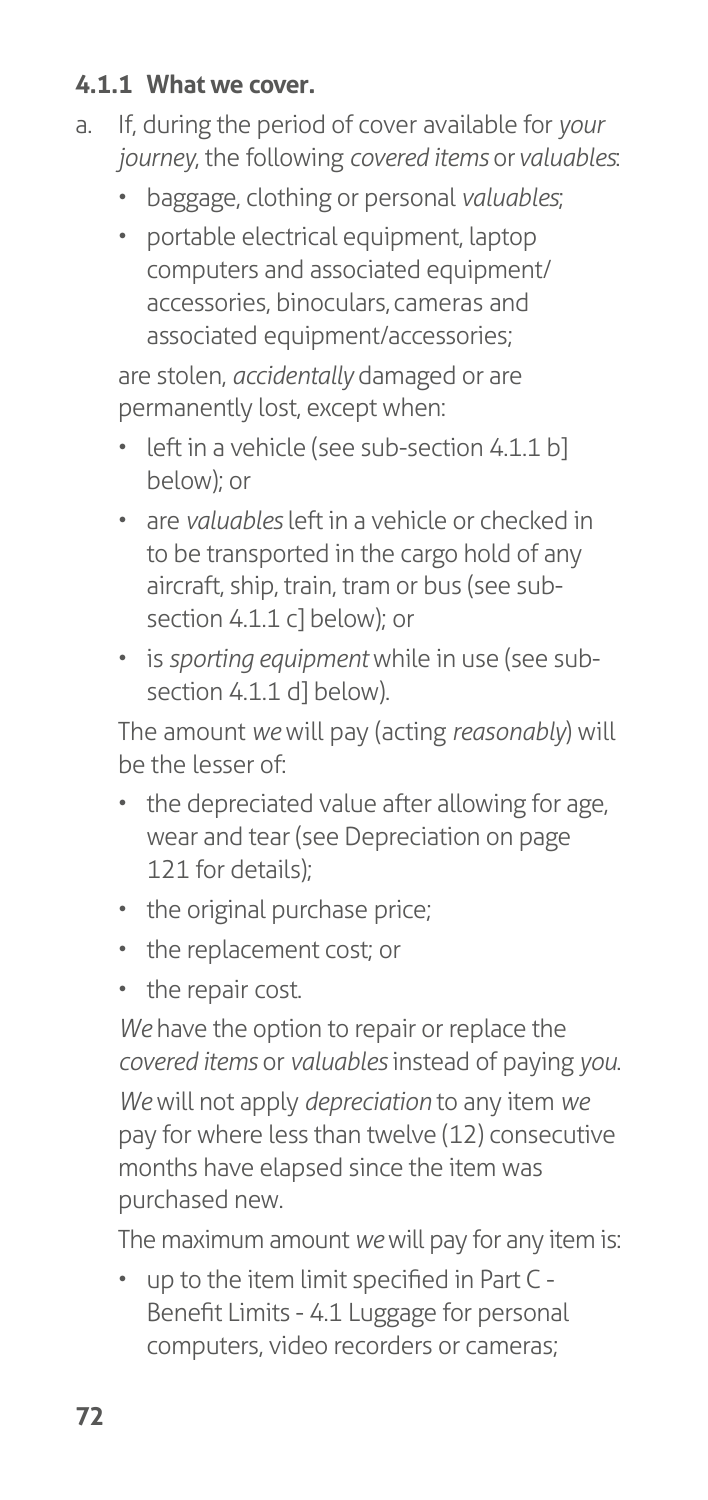#### 4.1.1 What we cover.

a. If, during the period of cover available for *your journey*, the following *covered items* or *valuables*:

   - baggage, clothing or personal *valuables*;
   - portable electrical equipment, laptop computers and associated equipment/ accessories, binoculars, cameras and associated equipment/accessories;

   are stolen, *accidentally* damaged or are permanently lost, except when:

   - left in a vehicle (see sub-section 4.1.1 b] below); or
   - are *valuables* left in a vehicle or checked in to be transported in the cargo hold of any aircraft, ship, train, tram or bus (see sub-section 4.1.1 c] below); or
   - is *sporting equipment* while in use (see sub-section 4.1.1 d] below).

   The amount *we* will pay (acting *reasonably*) will be the lesser of:

   - the depreciated value after allowing for age, wear and tear (see Depreciation on page 121 for details);
   - the original purchase price;
   - the replacement cost; or
   - the repair cost.

   *We* have the option to repair or replace the *covered items* or *valuables* instead of paying *you*.

   *We* will not apply *depreciation* to any item *we* pay for where less than twelve (12) consecutive months have elapsed since the item was purchased new.

   The maximum amount *we* will pay for any item is:

   - up to the item limit specified in Part C - Benefit Limits - 4.1 Luggage for personal computers, video recorders or cameras;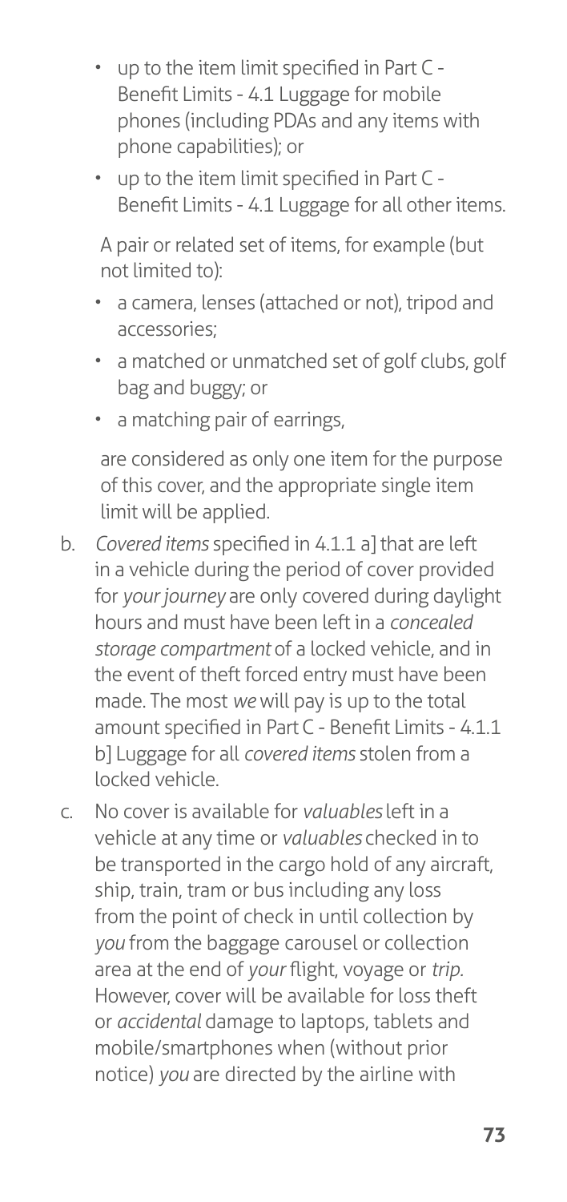- up to the item limit specified in Part C - Benefit Limits - 4.1 Luggage for mobile phones (including PDAs and any items with phone capabilities); or
- up to the item limit specified in Part C - Benefit Limits - 4.1 Luggage for all other items.

A pair or related set of items, for example (but not limited to):

- a camera, lenses (attached or not), tripod and accessories;
- a matched or unmatched set of golf clubs, golf bag and buggy; or
- a matching pair of earrings,

are considered as only one item for the purpose of this cover, and the appropriate single item limit will be applied.

b. *Covered items* specified in 4.1.1 a] that are left in a vehicle during the period of cover provided for *your journey* are only covered during daylight hours and must have been left in a *concealed storage compartment* of a locked vehicle, and in the event of theft forced entry must have been made. The most *we* will pay is up to the total amount specified in Part C - Benefit Limits - 4.1.1 b] Luggage for all *covered items* stolen from a locked vehicle.

c. No cover is available for *valuables* left in a vehicle at any time or *valuables* checked in to be transported in the cargo hold of any aircraft, ship, train, tram or bus including any loss from the point of check in until collection by *you* from the baggage carousel or collection area at the end of *your* flight, voyage or *trip.* However, cover will be available for loss theft or *accidental* damage to laptops, tablets and mobile/smartphones when (without prior notice) *you* are directed by the airline with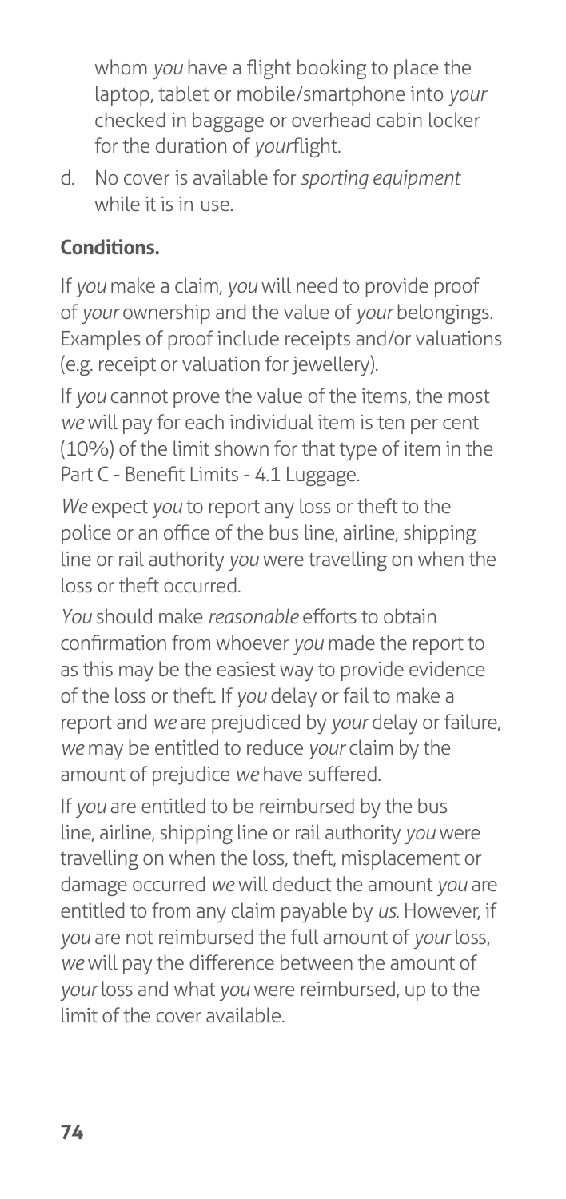whom *you* have a flight booking to place the laptop, tablet or mobile/smartphone into *your* checked in baggage or overhead cabin locker for the duration of *your*flight.

d. No cover is available for *sporting equipment* while it is in use.

**Conditions.**

If *you* make a claim, *you* will need to provide proof of *your* ownership and the value of *your* belongings. Examples of proof include receipts and/or valuations (e.g. receipt or valuation for jewellery).

If *you* cannot prove the value of the items, the most *we* will pay for each individual item is ten per cent (10%) of the limit shown for that type of item in the Part C - Benefit Limits - 4.1 Luggage.

*We* expect *you* to report any loss or theft to the police or an office of the bus line, airline, shipping line or rail authority *you* were travelling on when the loss or theft occurred.

*You* should make *reasonable* efforts to obtain confirmation from whoever *you* made the report to as this may be the easiest way to provide evidence of the loss or theft. If *you* delay or fail to make a report and *we* are prejudiced by *your* delay or failure, *we* may be entitled to reduce *your* claim by the amount of prejudice *we* have suffered.

If *you* are entitled to be reimbursed by the bus line, airline, shipping line or rail authority *you* were travelling on when the loss, theft, misplacement or damage occurred *we* will deduct the amount *you* are entitled to from any claim payable by *us*. However, if *you* are not reimbursed the full amount of *your* loss, *we* will pay the difference between the amount of *your* loss and what *you* were reimbursed, up to the limit of the cover available.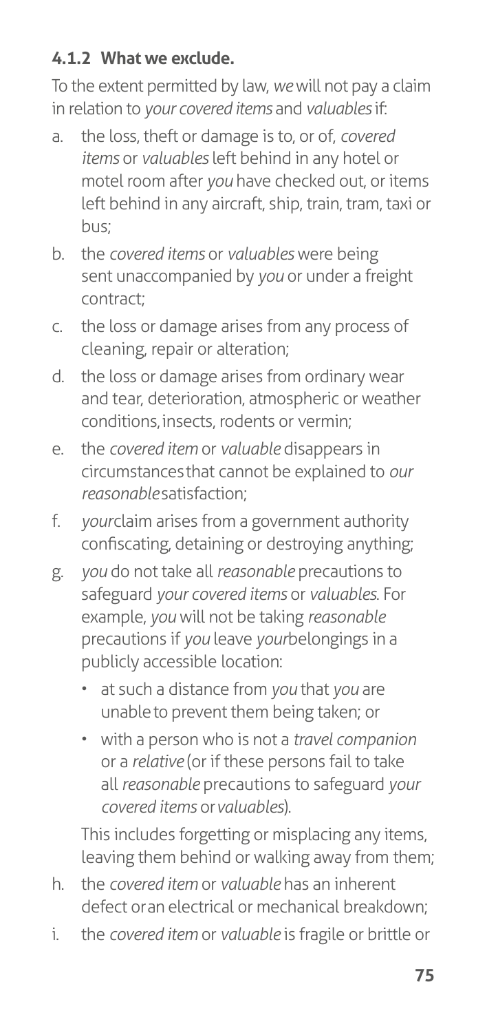### 4.1.2 What we exclude.

To the extent permitted by law, *we* will not pay a claim in relation to *your covered items* and *valuables* if:

a. the loss, theft or damage is to, or of, *covered items* or *valuables* left behind in any hotel or motel room after *you* have checked out, or items left behind in any aircraft, ship, train, tram, taxi or bus;

b. the *covered items* or *valuables* were being sent unaccompanied by *you* or under a freight contract;

c. the loss or damage arises from any process of cleaning, repair or alteration;

d. the loss or damage arises from ordinary wear and tear, deterioration, atmospheric or weather conditions, insects, rodents or vermin;

e. the *covered item* or *valuable* disappears in circumstances that cannot be explained to *our reasonable* satisfaction;

f. *your* claim arises from a government authority confiscating, detaining or destroying anything;

g. *you* do not take all *reasonable* precautions to safeguard *your covered items* or *valuables*. For example, *you* will not be taking *reasonable* precautions if *you* leave *your* belongings in a publicly accessible location:

   - at such a distance from *you* that *you* are unable to prevent them being taken; or
   - with a person who is not a *travel companion* or a *relative* (or if these persons fail to take all *reasonable* precautions to safeguard *your covered items* or *valuables*).

   This includes forgetting or misplacing any items, leaving them behind or walking away from them;

h. the *covered item* or *valuable* has an inherent defect or an electrical or mechanical breakdown;

i. the *covered item* or *valuable* is fragile or brittle or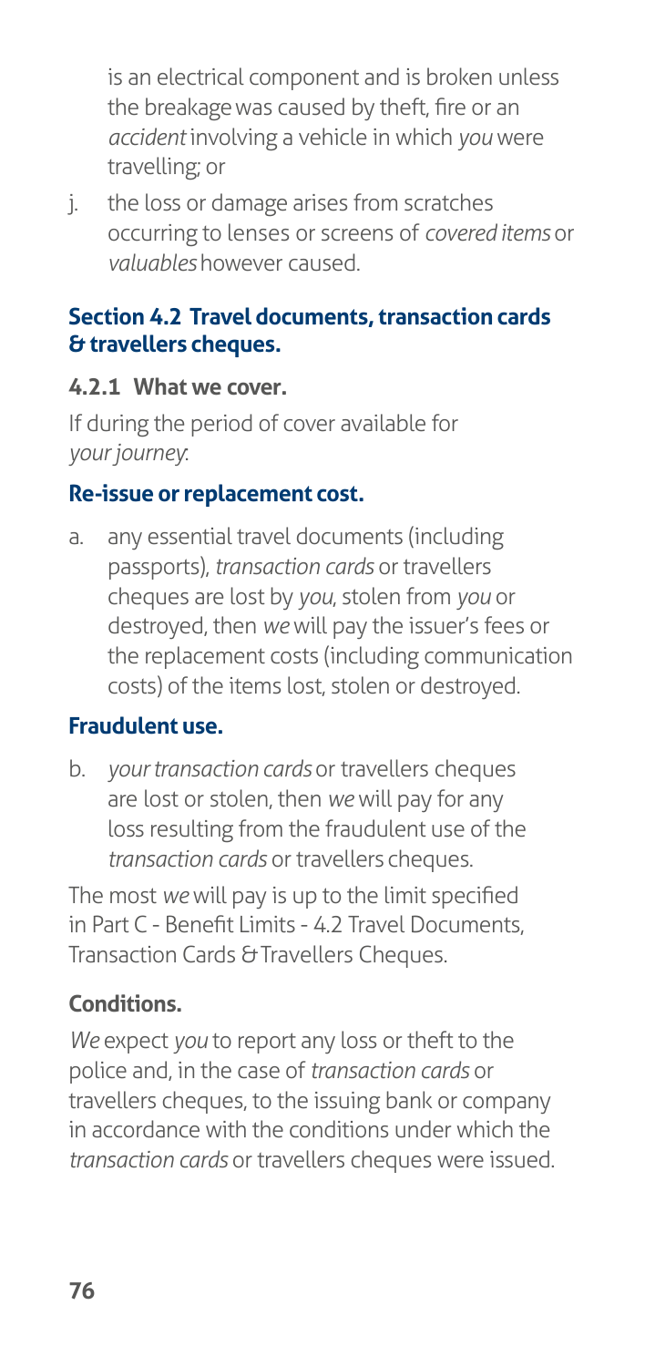is an electrical component and is broken unless the breakage was caused by theft, fire or an *accident* involving a vehicle in which *you* were travelling; or

j. the loss or damage arises from scratches occurring to lenses or screens of *covered items* or *valuables* however caused.

### Section 4.2 Travel documents, transaction cards & travellers cheques.

#### 4.2.1 What we cover.

If during the period of cover available for *your journey*:

**Re-issue or replacement cost.**

a. any essential travel documents (including passports), *transaction cards* or travellers cheques are lost by *you*, stolen from *you* or destroyed, then *we* will pay the issuer's fees or the replacement costs (including communication costs) of the items lost, stolen or destroyed.

**Fraudulent use.**

b. *your transaction cards* or travellers cheques are lost or stolen, then *we* will pay for any loss resulting from the fraudulent use of the *transaction cards* or travellers cheques.

The most *we* will pay is up to the limit specified in Part C - Benefit Limits - 4.2 Travel Documents, Transaction Cards & Travellers Cheques.

**Conditions.**

*We* expect *you* to report any loss or theft to the police and, in the case of *transaction cards* or travellers cheques, to the issuing bank or company in accordance with the conditions under which the *transaction cards* or travellers cheques were issued.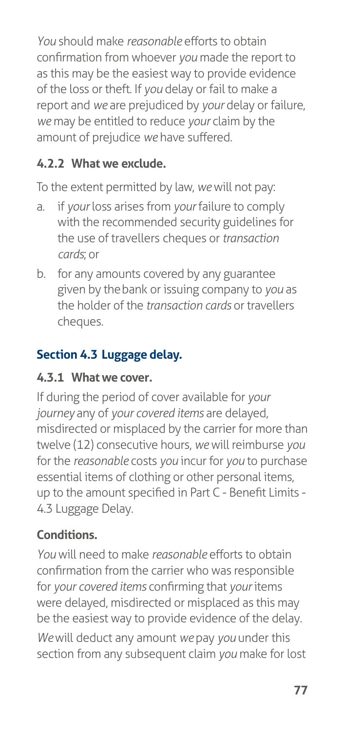*You* should make *reasonable* efforts to obtain confirmation from whoever *you* made the report to as this may be the easiest way to provide evidence of the loss or theft. If *you* delay or fail to make a report and *we* are prejudiced by *your* delay or failure, *we* may be entitled to reduce *your* claim by the amount of prejudice *we* have suffered.

#### 4.2.2 What we exclude.

To the extent permitted by law, *we* will not pay:

a. if *your* loss arises from *your* failure to comply with the recommended security guidelines for the use of travellers cheques or *transaction cards*; or

b. for any amounts covered by any guarantee given by the bank or issuing company to *you* as the holder of the *transaction cards* or travellers cheques.

### Section 4.3 Luggage delay.

#### 4.3.1 What we cover.

If during the period of cover available for *your journey* any of *your covered items* are delayed, misdirected or misplaced by the carrier for more than twelve (12) consecutive hours, *we* will reimburse *you* for the *reasonable* costs *you* incur for *you* to purchase essential items of clothing or other personal items, up to the amount specified in Part C - Benefit Limits - 4.3 Luggage Delay.

#### Conditions.

*You* will need to make *reasonable* efforts to obtain confirmation from the carrier who was responsible for *your covered items* confirming that *your* items were delayed, misdirected or misplaced as this may be the easiest way to provide evidence of the delay.

*We* will deduct any amount *we* pay *you* under this section from any subsequent claim *you* make for lost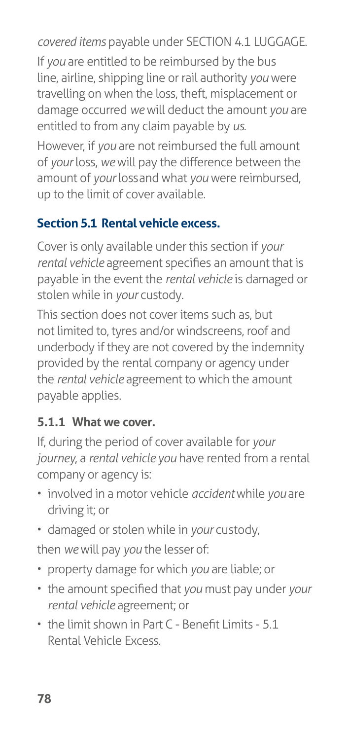*covered items* payable under SECTION 4.1 LUGGAGE.

If *you* are entitled to be reimbursed by the bus line, airline, shipping line or rail authority *you* were travelling on when the loss, theft, misplacement or damage occurred *we* will deduct the amount *you* are entitled to from any claim payable by *us*.

However, if *you* are not reimbursed the full amount of *your* loss, *we* will pay the difference between the amount of *your* loss and what *you* were reimbursed, up to the limit of cover available.

### Section 5.1 Rental vehicle excess.

Cover is only available under this section if *your rental vehicle* agreement specifies an amount that is payable in the event the *rental vehicle* is damaged or stolen while in *your* custody.

This section does not cover items such as, but not limited to, tyres and/or windscreens, roof and underbody if they are not covered by the indemnity provided by the rental company or agency under the *rental vehicle* agreement to which the amount payable applies.

#### 5.1.1 What we cover.

If, during the period of cover available for *your journey*, a *rental vehicle you* have rented from a rental company or agency is:

- involved in a motor vehicle *accident* while *you* are driving it; or
- damaged or stolen while in *your* custody,

then *we* will pay *you* the lesser of:

- property damage for which *you* are liable; or
- the amount specified that *you* must pay under *your rental vehicle* agreement; or
- the limit shown in Part C - Benefit Limits - 5.1 Rental Vehicle Excess.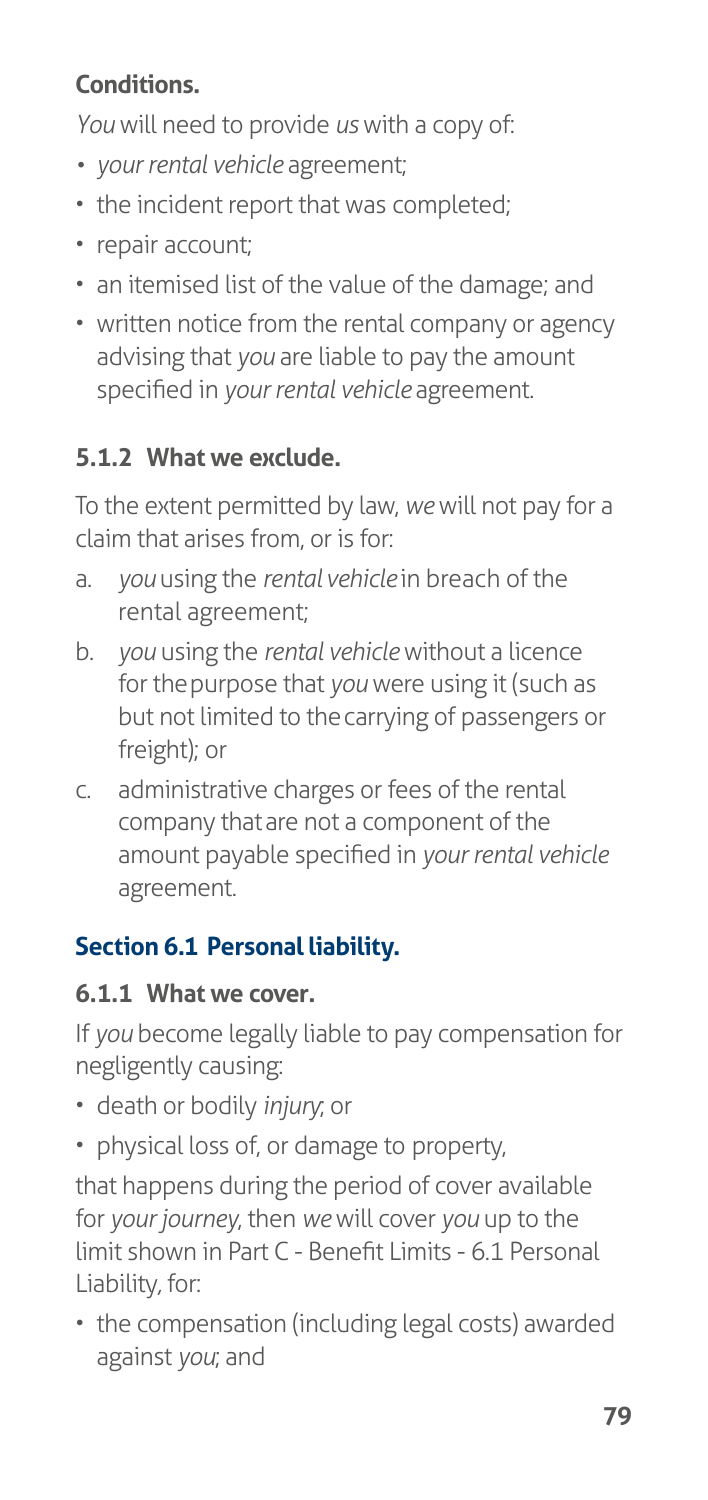**Conditions.**

*You* will need to provide *us* with a copy of:

- *your rental vehicle* agreement;
- the incident report that was completed;
- repair account;
- an itemised list of the value of the damage; and
- written notice from the rental company or agency advising that *you* are liable to pay the amount specified in *your rental vehicle* agreement.

### 5.1.2 What we exclude.

To the extent permitted by law, *we* will not pay for a claim that arises from, or is for:

a. *you* using the *rental vehicle* in breach of the rental agreement;

b. *you* using the *rental vehicle* without a licence for the purpose that *you* were using it (such as but not limited to the carrying of passengers or freight); or

c. administrative charges or fees of the rental company that are not a component of the amount payable specified in *your rental vehicle* agreement.

## Section 6.1 Personal liability.

### 6.1.1 What we cover.

If *you* become legally liable to pay compensation for negligently causing:

- death or bodily *injury*; or
- physical loss of, or damage to property,

that happens during the period of cover available for *your journey*, then *we* will cover *you* up to the limit shown in Part C - Benefit Limits - 6.1 Personal Liability, for:

- the compensation (including legal costs) awarded against *you*; and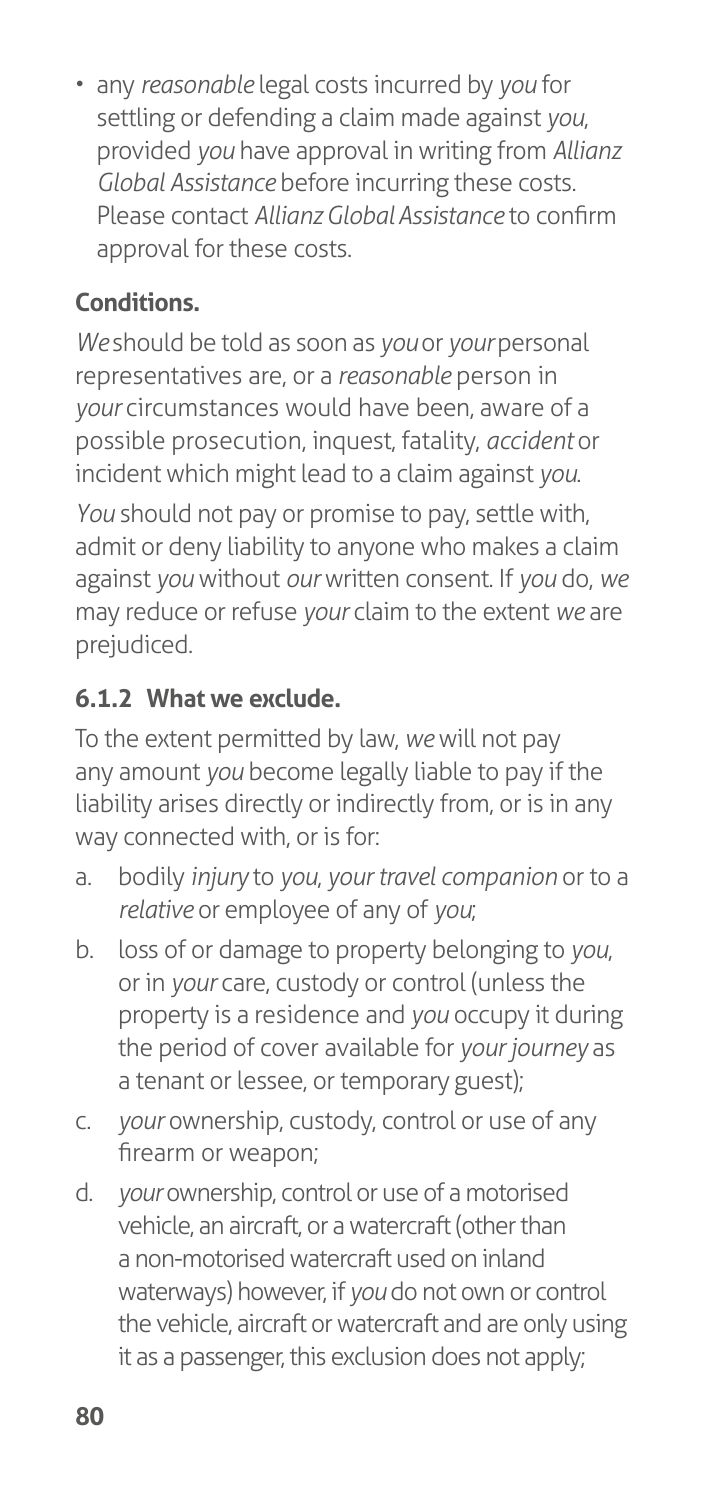- any *reasonable* legal costs incurred by *you* for settling or defending a claim made against *you*, provided *you* have approval in writing from *Allianz Global Assistance* before incurring these costs. Please contact *Allianz Global Assistance* to confirm approval for these costs.

**Conditions.**

*We* should be told as soon as *you* or *your* personal representatives are, or a *reasonable* person in *your* circumstances would have been, aware of a possible prosecution, inquest, fatality, *accident* or incident which might lead to a claim against *you*.

*You* should not pay or promise to pay, settle with, admit or deny liability to anyone who makes a claim against *you* without *our* written consent. If *you* do, *we* may reduce or refuse *your* claim to the extent *we* are prejudiced.

### 6.1.2 What we exclude.

To the extent permitted by law, *we* will not pay any amount *you* become legally liable to pay if the liability arises directly or indirectly from, or is in any way connected with, or is for:

a. bodily *injury* to *you*, *your travel companion* or to a *relative* or employee of any of *you*;

b. loss of or damage to property belonging to *you*, or in *your* care, custody or control (unless the property is a residence and *you* occupy it during the period of cover available for *your journey* as a tenant or lessee, or temporary guest);

c. *your* ownership, custody, control or use of any firearm or weapon;

d. *your* ownership, control or use of a motorised vehicle, an aircraft, or a watercraft (other than a non-motorised watercraft used on inland waterways) however, if *you* do not own or control the vehicle, aircraft or watercraft and are only using it as a passenger, this exclusion does not apply;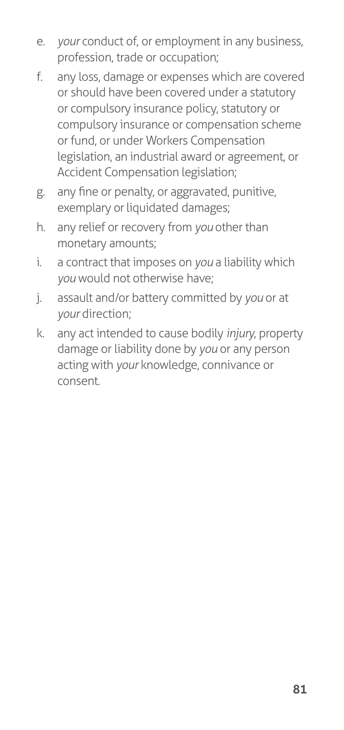e. *your* conduct of, or employment in any business, profession, trade or occupation;
f. any loss, damage or expenses which are covered or should have been covered under a statutory or compulsory insurance policy, statutory or compulsory insurance or compensation scheme or fund, or under Workers Compensation legislation, an industrial award or agreement, or Accident Compensation legislation;
g. any fine or penalty, or aggravated, punitive, exemplary or liquidated damages;
h. any relief or recovery from *you* other than monetary amounts;
i. a contract that imposes on *you* a liability which *you* would not otherwise have;
j. assault and/or battery committed by *you* or at *your* direction;
k. any act intended to cause bodily *injury*, property damage or liability done by *you* or any person acting with *your* knowledge, connivance or consent.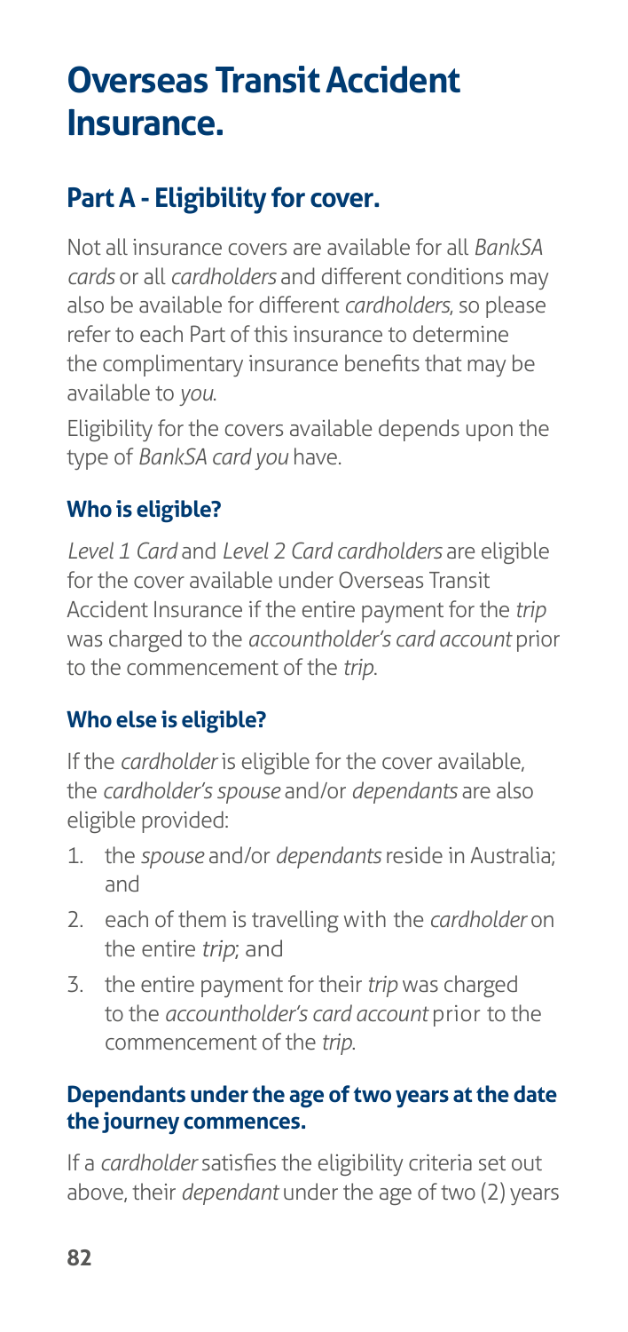# Overseas Transit Accident Insurance.

## Part A - Eligibility for cover.

Not all insurance covers are available for all *BankSA cards* or all *cardholders* and different conditions may also be available for different *cardholders*, so please refer to each Part of this insurance to determine the complimentary insurance benefits that may be available to *you*.

Eligibility for the covers available depends upon the type of *BankSA card you* have.

### Who is eligible?

*Level 1 Card* and *Level 2 Card cardholders* are eligible for the cover available under Overseas Transit Accident Insurance if the entire payment for the *trip* was charged to the *accountholder's card account* prior to the commencement of the *trip*.

### Who else is eligible?

If the *cardholder* is eligible for the cover available, the *cardholder's spouse* and/or *dependants* are also eligible provided:

1. the *spouse* and/or *dependants* reside in Australia; and
2. each of them is travelling with the *cardholder* on the entire *trip*; and
3. the entire payment for their *trip* was charged to the *accountholder's card account* prior to the commencement of the *trip*.

### Dependants under the age of two years at the date the journey commences.

If a *cardholder* satisfies the eligibility criteria set out above, their *dependant* under the age of two (2) years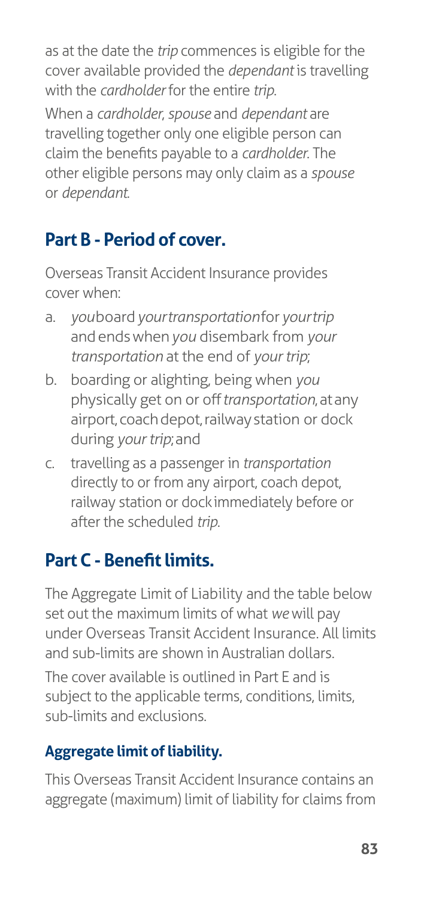as at the date the *trip* commences is eligible for the cover available provided the *dependant* is travelling with the *cardholder* for the entire *trip*.

When a *cardholder*, *spouse* and *dependant* are travelling together only one eligible person can claim the benefits payable to a *cardholder*. The other eligible persons may only claim as a *spouse* or *dependant*.

## Part B - Period of cover.

Overseas Transit Accident Insurance provides cover when:

a. *you* board *your transportation* for *your trip* and ends when *you* disembark from *your transportation* at the end of *your trip*;
b. boarding or alighting, being when *you* physically get on or off *transportation*, at any airport, coach depot, railway station or dock during *your trip*; and
c. travelling as a passenger in *transportation* directly to or from any airport, coach depot, railway station or dock immediately before or after the scheduled *trip*.

## Part C - Benefit limits.

The Aggregate Limit of Liability and the table below set out the maximum limits of what *we* will pay under Overseas Transit Accident Insurance. All limits and sub-limits are shown in Australian dollars.

The cover available is outlined in Part E and is subject to the applicable terms, conditions, limits, sub-limits and exclusions.

### Aggregate limit of liability.

This Overseas Transit Accident Insurance contains an aggregate (maximum) limit of liability for claims from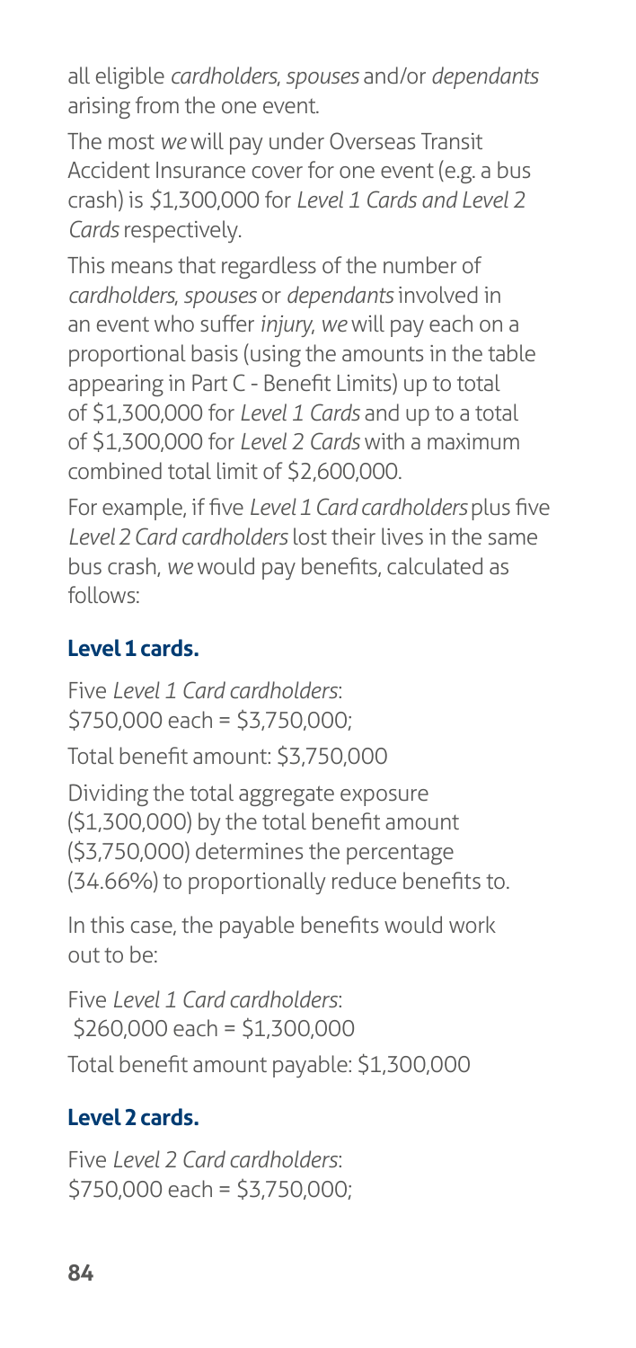all eligible *cardholders*, *spouses* and/or *dependants* arising from the one event.

The most *we* will pay under Overseas Transit Accident Insurance cover for one event (e.g. a bus crash) is $1,300,000 for *Level 1 Cards and Level 2 Cards* respectively.

This means that regardless of the number of *cardholders*, *spouses* or *dependants* involved in an event who suffer *injury*, *we* will pay each on a proportional basis (using the amounts in the table appearing in Part C - Benefit Limits) up to total of $1,300,000 for *Level 1 Cards* and up to a total of $1,300,000 for *Level 2 Cards* with a maximum combined total limit of $2,600,000.

For example, if five *Level 1 Card cardholders* plus five *Level 2 Card cardholders* lost their lives in the same bus crash, *we* would pay benefits, calculated as follows:

### Level 1 cards.

Five *Level 1 Card cardholders*:
$750,000 each = $3,750,000;

Total benefit amount: $3,750,000

Dividing the total aggregate exposure ($1,300,000) by the total benefit amount ($3,750,000) determines the percentage (34.66%) to proportionally reduce benefits to.

In this case, the payable benefits would work out to be:

Five *Level 1 Card cardholders*:
$260,000 each = $1,300,000

Total benefit amount payable: $1,300,000

### Level 2 cards.

Five *Level 2 Card cardholders*:
$750,000 each = $3,750,000;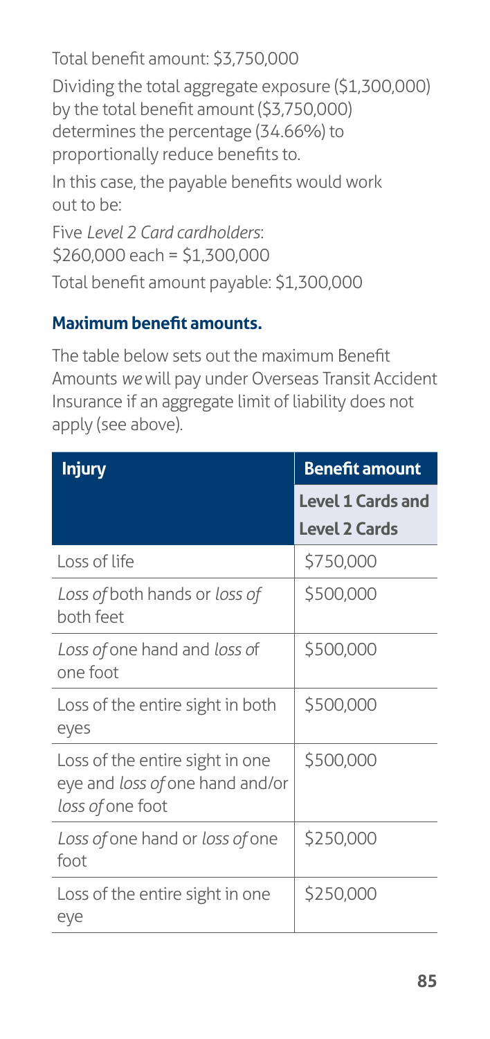Total benefit amount: $3,750,000

Dividing the total aggregate exposure ($1,300,000) by the total benefit amount ($3,750,000) determines the percentage (34.66%) to proportionally reduce benefits to.

In this case, the payable benefits would work out to be:

Five *Level 2 Card cardholders*:
$260,000 each = $1,300,000

Total benefit amount payable: $1,300,000

### Maximum benefit amounts.

The table below sets out the maximum Benefit Amounts *we* will pay under Overseas Transit Accident Insurance if an aggregate limit of liability does not apply (see above).

| Injury | Benefit amount |
|---|---|
| | **Level 1 Cards and Level 2 Cards** |
| Loss of life | $750,000 |
| *Loss of* both hands or *loss of* both feet | $500,000 |
| *Loss of* one hand and *loss of* one foot | $500,000 |
| Loss of the entire sight in both eyes | $500,000 |
| Loss of the entire sight in one eye and *loss of* one hand and/or *loss of* one foot | $500,000 |
| *Loss of* one hand or *loss of* one foot | $250,000 |
| Loss of the entire sight in one eye | $250,000 |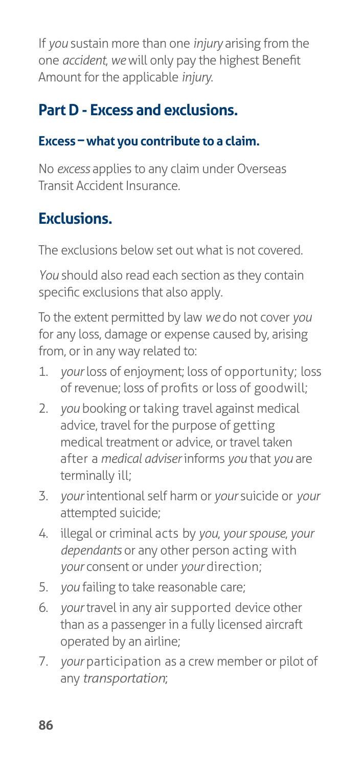If *you* sustain more than one *injury* arising from the one *accident*, *we* will only pay the highest Benefit Amount for the applicable *injury*.

## Part D - Excess and exclusions.

### Excess – what you contribute to a claim.

No *excess* applies to any claim under Overseas Transit Accident Insurance.

## Exclusions.

The exclusions below set out what is not covered.

*You* should also read each section as they contain specific exclusions that also apply.

To the extent permitted by law *we* do not cover *you* for any loss, damage or expense caused by, arising from, or in any way related to:

1. *your* loss of enjoyment; loss of opportunity; loss of revenue; loss of profits or loss of goodwill;
2. *you* booking or taking travel against medical advice, travel for the purpose of getting medical treatment or advice, or travel taken after a *medical adviser* informs *you* that *you* are terminally ill;
3. *your* intentional self harm or *your* suicide or *your* attempted suicide;
4. illegal or criminal acts by *you*, *your spouse*, *your dependants* or any other person acting with *your* consent or under *your* direction;
5. *you* failing to take reasonable care;
6. *your* travel in any air supported device other than as a passenger in a fully licensed aircraft operated by an airline;
7. *your* participation as a crew member or pilot of any *transportation*;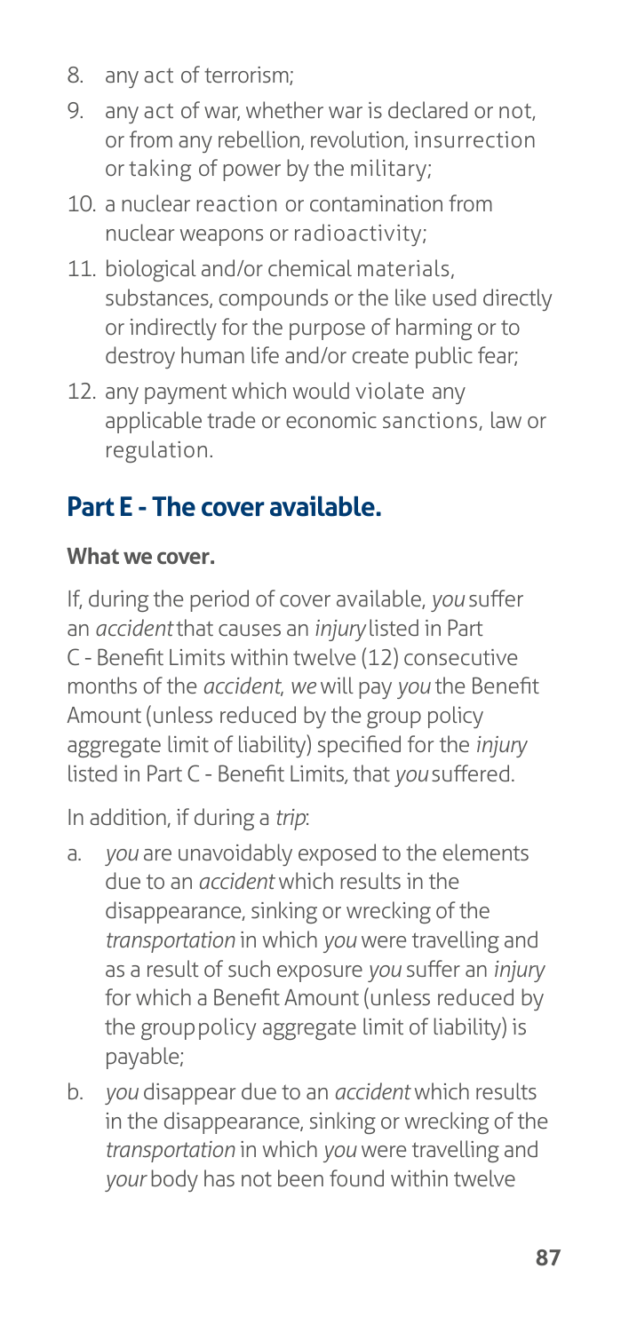8. any act of terrorism;
9. any act of war, whether war is declared or not, or from any rebellion, revolution, insurrection or taking of power by the military;
10. a nuclear reaction or contamination from nuclear weapons or radioactivity;
11. biological and/or chemical materials, substances, compounds or the like used directly or indirectly for the purpose of harming or to destroy human life and/or create public fear;
12. any payment which would violate any applicable trade or economic sanctions, law or regulation.

## Part E - The cover available.

**What we cover.**

If, during the period of cover available, *you* suffer an *accident* that causes an *injury* listed in Part C - Benefit Limits within twelve (12) consecutive months of the *accident*, *we* will pay *you* the Benefit Amount (unless reduced by the group policy aggregate limit of liability) specified for the *injury* listed in Part C - Benefit Limits, that *you* suffered.

In addition, if during a *trip*:

a. *you* are unavoidably exposed to the elements due to an *accident* which results in the disappearance, sinking or wrecking of the *transportation* in which *you* were travelling and as a result of such exposure *you* suffer an *injury* for which a Benefit Amount (unless reduced by the group policy aggregate limit of liability) is payable;
b. *you* disappear due to an *accident* which results in the disappearance, sinking or wrecking of the *transportation* in which *you* were travelling and *your* body has not been found within twelve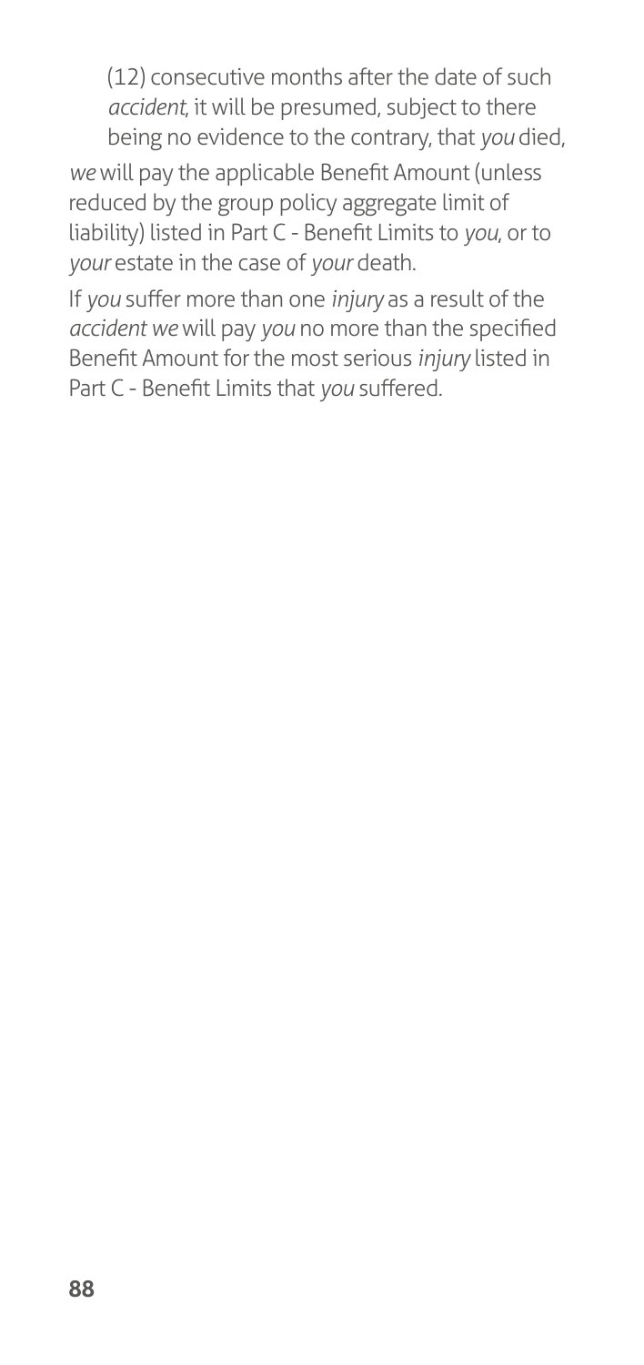(12) consecutive months after the date of such *accident*, it will be presumed, subject to there being no evidence to the contrary, that *you* died,

*we* will pay the applicable Benefit Amount (unless reduced by the group policy aggregate limit of liability) listed in Part C - Benefit Limits to *you*, or to *your* estate in the case of *your* death.

If *you* suffer more than one *injury* as a result of the *accident we* will pay *you* no more than the specified Benefit Amount for the most serious *injury* listed in Part C - Benefit Limits that *you* suffered.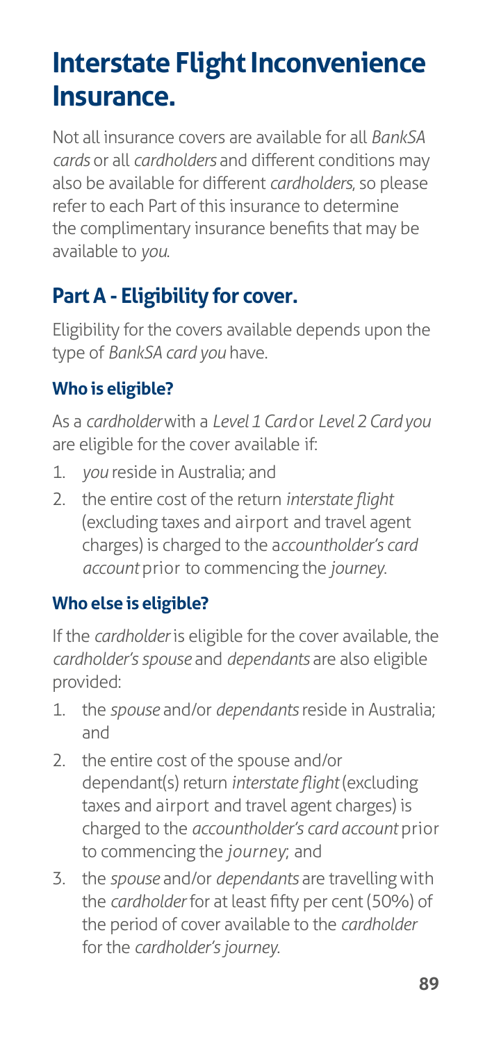# Interstate Flight Inconvenience Insurance.

Not all insurance covers are available for all *BankSA cards* or all *cardholders* and different conditions may also be available for different *cardholders*, so please refer to each Part of this insurance to determine the complimentary insurance benefits that may be available to *you*.

## Part A - Eligibility for cover.

Eligibility for the covers available depends upon the type of *BankSA card you* have.

### Who is eligible?

As a *cardholder* with a *Level 1 Card* or *Level 2 Card you* are eligible for the cover available if:

1. *you* reside in Australia; and
2. the entire cost of the return *interstate flight* (excluding taxes and airport and travel agent charges) is charged to the a*ccountholder's card account* prior to commencing the *journey*.

### Who else is eligible?

If the *cardholder* is eligible for the cover available, the *cardholder's spouse* and *dependants* are also eligible provided:

1. the *spouse* and/or *dependants* reside in Australia; and
2. the entire cost of the spouse and/or dependant(s) return *interstate flight* (excluding taxes and airport and travel agent charges) is charged to the *accountholder's card account* prior to commencing the *journey*; and
3. the *spouse* and/or *dependants* are travelling with the *cardholder* for at least fifty per cent (50%) of the period of cover available to the *cardholder* for the *cardholder's journey*.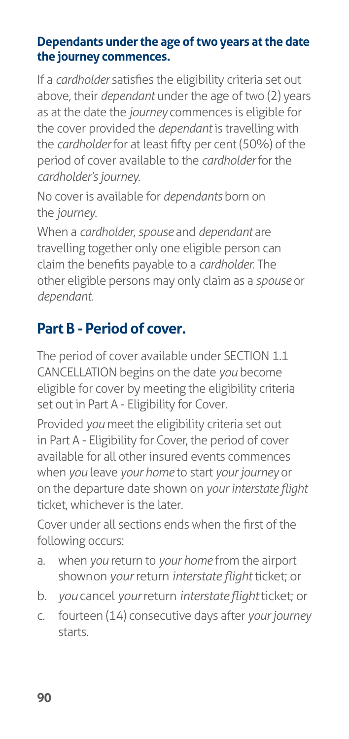**Dependants under the age of two years at the date the journey commences.**

If a *cardholder* satisfies the eligibility criteria set out above, their *dependant* under the age of two (2) years as at the date the *journey* commences is eligible for the cover provided the *dependant* is travelling with the *cardholder* for at least fifty per cent (50%) of the period of cover available to the *cardholder* for the *cardholder's journey*.

No cover is available for *dependants* born on the *journey*.

When a *cardholder*, *spouse* and *dependant* are travelling together only one eligible person can claim the benefits payable to a *cardholder*. The other eligible persons may only claim as a *spouse* or *dependant*.

## Part B - Period of cover.

The period of cover available under SECTION 1.1 CANCELLATION begins on the date *you* become eligible for cover by meeting the eligibility criteria set out in Part A - Eligibility for Cover.

Provided *you* meet the eligibility criteria set out in Part A - Eligibility for Cover, the period of cover available for all other insured events commences when *you* leave *your home* to start *your journey* or on the departure date shown on *your interstate flight* ticket, whichever is the later.

Cover under all sections ends when the first of the following occurs:

a. when *you* return to *your home* from the airport shown on *your* return *interstate flight* ticket; or
b. *you* cancel *your* return *interstate flight* ticket; or
c. fourteen (14) consecutive days after *your journey* starts.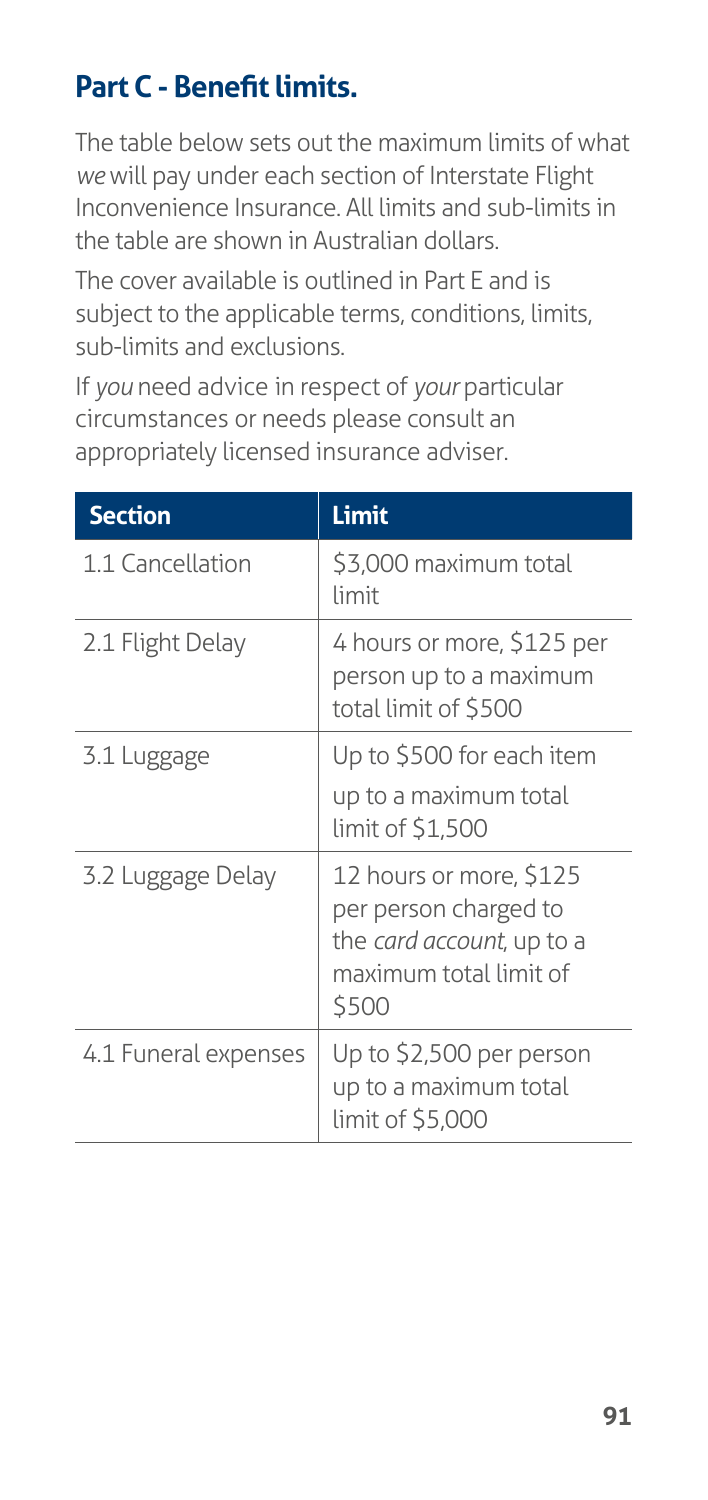## Part C - Benefit limits.

The table below sets out the maximum limits of what *we* will pay under each section of Interstate Flight Inconvenience Insurance. All limits and sub-limits in the table are shown in Australian dollars.

The cover available is outlined in Part E and is subject to the applicable terms, conditions, limits, sub-limits and exclusions.

If *you* need advice in respect of *your* particular circumstances or needs please consult an appropriately licensed insurance adviser.

| Section | Limit |
| --- | --- |
| 1.1 Cancellation | \$3,000 maximum total limit |
| 2.1 Flight Delay | 4 hours or more, \$125 per person up to a maximum total limit of \$500 |
| 3.1 Luggage | Up to \$500 for each item up to a maximum total limit of \$1,500 |
| 3.2 Luggage Delay | 12 hours or more, \$125 per person charged to the *card account*, up to a maximum total limit of \$500 |
| 4.1 Funeral expenses | Up to \$2,500 per person up to a maximum total limit of \$5,000 |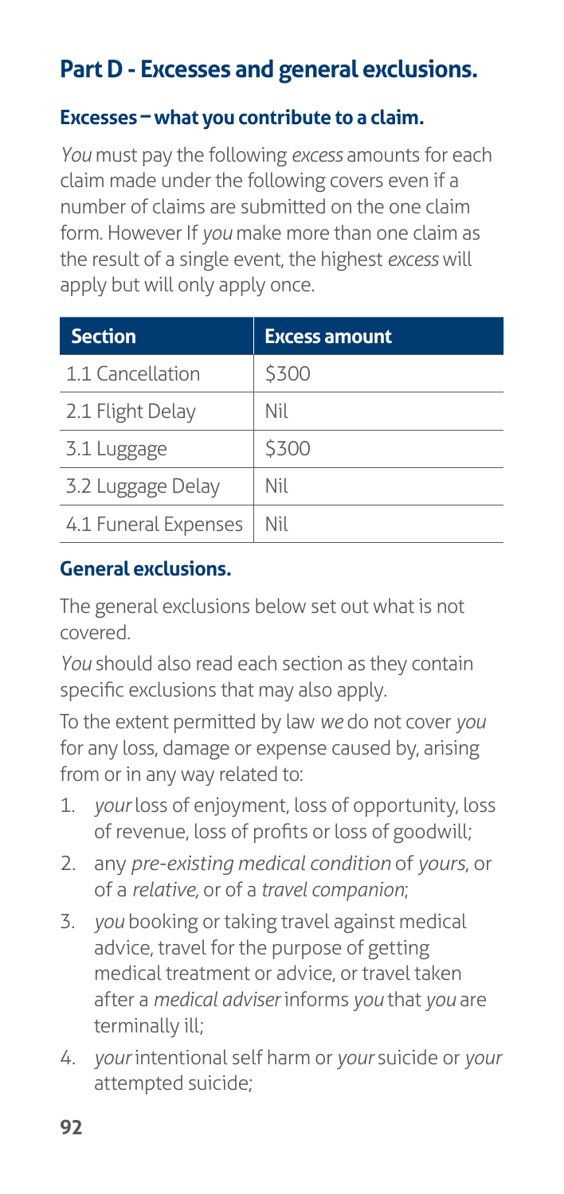## Part D - Excesses and general exclusions.

### Excesses – what you contribute to a claim.

*You* must pay the following *excess* amounts for each claim made under the following covers even if a number of claims are submitted on the one claim form. However If *you* make more than one claim as the result of a single event, the highest *excess* will apply but will only apply once.

| Section | Excess amount |
|---|---|
| 1.1 Cancellation | $300 |
| 2.1 Flight Delay | Nil |
| 3.1 Luggage | $300 |
| 3.2 Luggage Delay | Nil |
| 4.1 Funeral Expenses | Nil |

### General exclusions.

The general exclusions below set out what is not covered.

*You* should also read each section as they contain specific exclusions that may also apply.

To the extent permitted by law *we* do not cover *you* for any loss, damage or expense caused by, arising from or in any way related to:

1. *your* loss of enjoyment, loss of opportunity, loss of revenue, loss of profits or loss of goodwill;
2. any *pre-existing medical condition* of *yours*, or of a *relative*, or of a *travel companion*;
3. *you* booking or taking travel against medical advice, travel for the purpose of getting medical treatment or advice, or travel taken after a *medical adviser* informs *you* that *you* are terminally ill;
4. *your* intentional self harm or *your* suicide or *your* attempted suicide;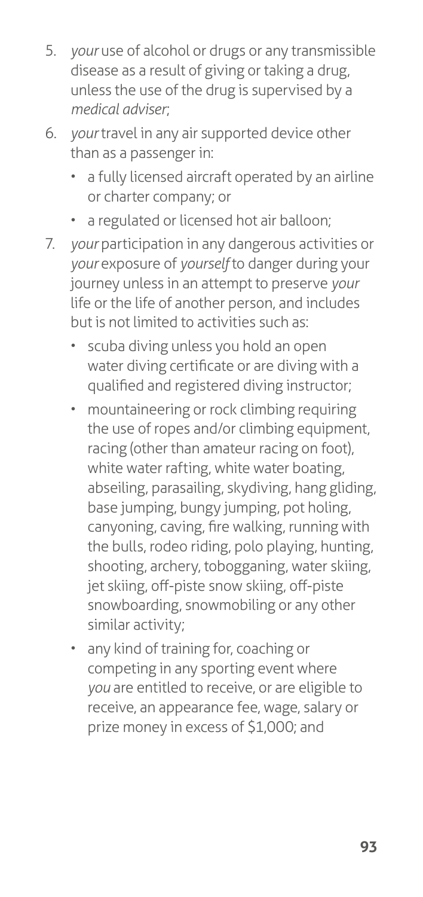5. *your* use of alcohol or drugs or any transmissible disease as a result of giving or taking a drug, unless the use of the drug is supervised by a *medical adviser*;
6. *your* travel in any air supported device other than as a passenger in:
   - a fully licensed aircraft operated by an airline or charter company; or
   - a regulated or licensed hot air balloon;
7. *your* participation in any dangerous activities or *your* exposure of *yourself* to danger during your journey unless in an attempt to preserve *your* life or the life of another person, and includes but is not limited to activities such as:
   - scuba diving unless you hold an open water diving certificate or are diving with a qualified and registered diving instructor;
   - mountaineering or rock climbing requiring the use of ropes and/or climbing equipment, racing (other than amateur racing on foot), white water rafting, white water boating, abseiling, parasailing, skydiving, hang gliding, base jumping, bungy jumping, pot holing, canyoning, caving, fire walking, running with the bulls, rodeo riding, polo playing, hunting, shooting, archery, tobogganing, water skiing, jet skiing, off-piste snow skiing, off-piste snowboarding, snowmobiling or any other similar activity;
   - any kind of training for, coaching or competing in any sporting event where *you* are entitled to receive, or are eligible to receive, an appearance fee, wage, salary or prize money in excess of $1,000; and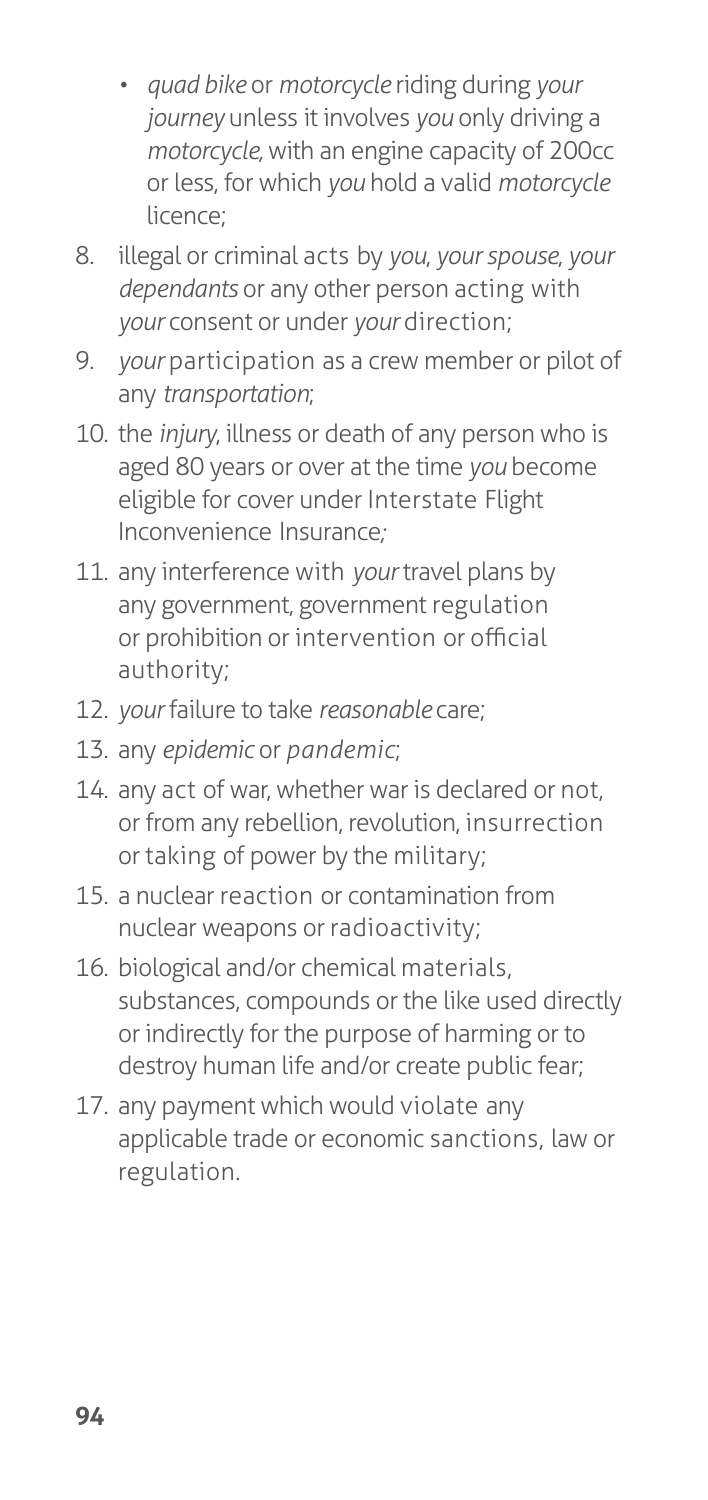- *quad bike* or *motorcycle* riding during *your journey* unless it involves *you* only driving a *motorcycle*, with an engine capacity of 200cc or less, for which *you* hold a valid *motorcycle* licence;

8. illegal or criminal acts by *you*, *your spouse*, *your dependants* or any other person acting with *your* consent or under *your* direction;
9. *your* participation as a crew member or pilot of any *transportation*;
10. the *injury*, illness or death of any person who is aged 80 years or over at the time *you* become eligible for cover under Interstate Flight Inconvenience Insurance;
11. any interference with *your* travel plans by any government, government regulation or prohibition or intervention or official authority;
12. *your* failure to take *reasonable* care;
13. any *epidemic* or *pandemic*;
14. any act of war, whether war is declared or not, or from any rebellion, revolution, insurrection or taking of power by the military;
15. a nuclear reaction or contamination from nuclear weapons or radioactivity;
16. biological and/or chemical materials, substances, compounds or the like used directly or indirectly for the purpose of harming or to destroy human life and/or create public fear;
17. any payment which would violate any applicable trade or economic sanctions, law or regulation.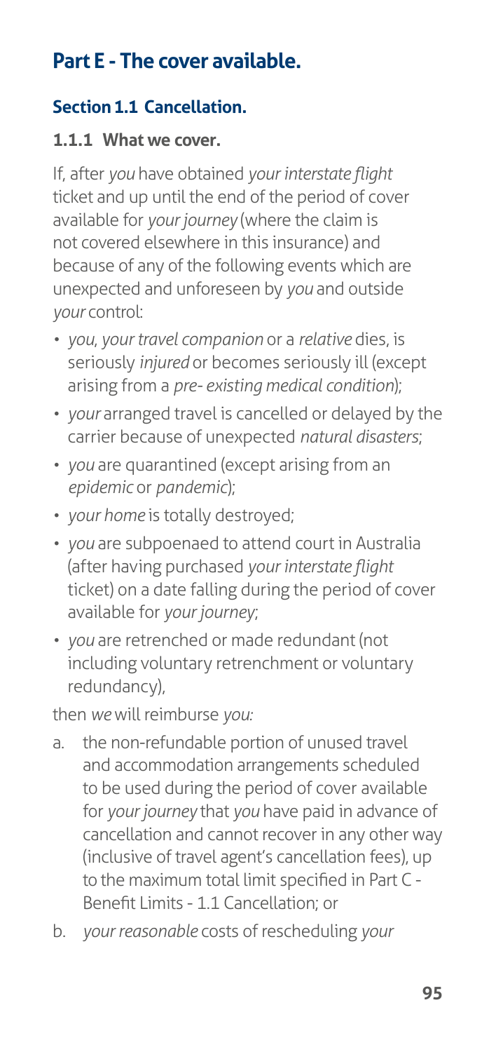# Part E - The cover available.

## Section 1.1 Cancellation.

### 1.1.1 What we cover.

If, after *you* have obtained *your interstate flight* ticket and up until the end of the period of cover available for *your journey* (where the claim is not covered elsewhere in this insurance) and because of any of the following events which are unexpected and unforeseen by *you* and outside *your* control:

- *you*, *your travel companion* or a *relative* dies, is seriously *injured* or becomes seriously ill (except arising from a *pre- existing medical condition*);
- *your* arranged travel is cancelled or delayed by the carrier because of unexpected *natural disasters*;
- *you* are quarantined (except arising from an *epidemic* or *pandemic*);
- *your home* is totally destroyed;
- *you* are subpoenaed to attend court in Australia (after having purchased *your interstate flight* ticket) on a date falling during the period of cover available for *your journey*;
- *you* are retrenched or made redundant (not including voluntary retrenchment or voluntary redundancy),

then *we* will reimburse *you:*

a. the non-refundable portion of unused travel and accommodation arrangements scheduled to be used during the period of cover available for *your journey* that *you* have paid in advance of cancellation and cannot recover in any other way (inclusive of travel agent's cancellation fees), up to the maximum total limit specified in Part C - Benefit Limits - 1.1 Cancellation; or

b. *your reasonable* costs of rescheduling *your*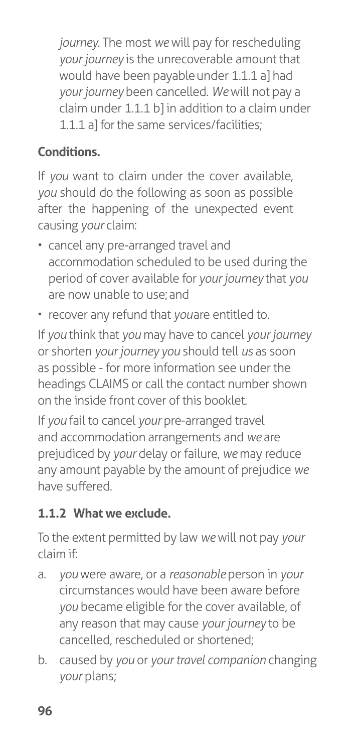*journey*. The most *we* will pay for rescheduling *your journey* is the unrecoverable amount that would have been payable under 1.1.1 a] had *your journey* been cancelled. *We* will not pay a claim under 1.1.1 b] in addition to a claim under 1.1.1 a] for the same services/facilities;

**Conditions.**

If *you* want to claim under the cover available, *you* should do the following as soon as possible after the happening of the unexpected event causing *your* claim:

- cancel any pre-arranged travel and accommodation scheduled to be used during the period of cover available for *your journey* that *you* are now unable to use; and
- recover any refund that *you*are entitled to.

If *you* think that *you* may have to cancel *your journey* or shorten *your journey you* should tell *us* as soon as possible - for more information see under the headings CLAIMS or call the contact number shown on the inside front cover of this booklet.

If *you* fail to cancel *your* pre-arranged travel and accommodation arrangements and *we* are prejudiced by *your* delay or failure, *we* may reduce any amount payable by the amount of prejudice *we* have suffered.

### 1.1.2 What we exclude.

To the extent permitted by law *we* will not pay *your* claim if:

a. *you* were aware, or a *reasonable* person in *your* circumstances would have been aware before *you* became eligible for the cover available, of any reason that may cause *your journey* to be cancelled, rescheduled or shortened;

b. caused by *you* or *your travel companion* changing *your* plans;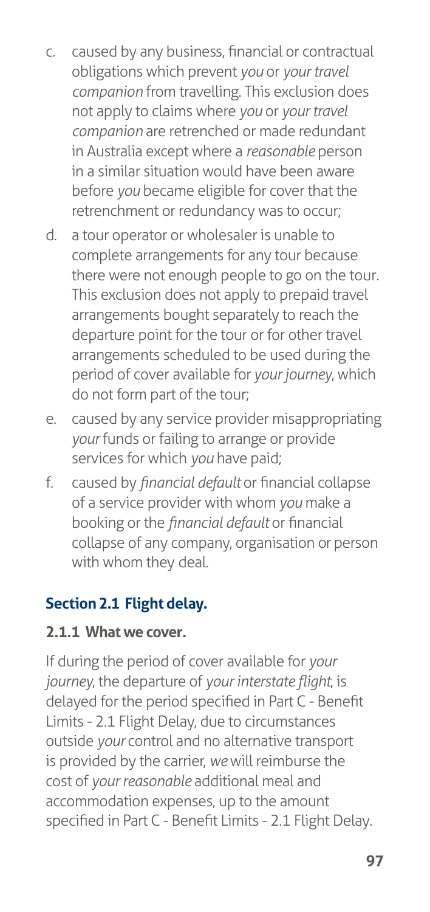c. caused by any business, financial or contractual obligations which prevent *you* or *your travel companion* from travelling. This exclusion does not apply to claims where *you* or *your travel companion* are retrenched or made redundant in Australia except where a *reasonable* person in a similar situation would have been aware before *you* became eligible for cover that the retrenchment or redundancy was to occur;

d. a tour operator or wholesaler is unable to complete arrangements for any tour because there were not enough people to go on the tour. This exclusion does not apply to prepaid travel arrangements bought separately to reach the departure point for the tour or for other travel arrangements scheduled to be used during the period of cover available for *your journey*, which do not form part of the tour;

e. caused by any service provider misappropriating *your* funds or failing to arrange or provide services for which *you* have paid;

f. caused by *financial default* or financial collapse of a service provider with whom *you* make a booking or the *financial default* or financial collapse of any company, organisation or person with whom they deal.

## Section 2.1 Flight delay.

### 2.1.1 What we cover.

If during the period of cover available for *your journey*, the departure of *your interstate flight*, is delayed for the period specified in Part C - Benefit Limits - 2.1 Flight Delay, due to circumstances outside *your* control and no alternative transport is provided by the carrier, *we* will reimburse the cost of *your reasonable* additional meal and accommodation expenses, up to the amount specified in Part C - Benefit Limits - 2.1 Flight Delay.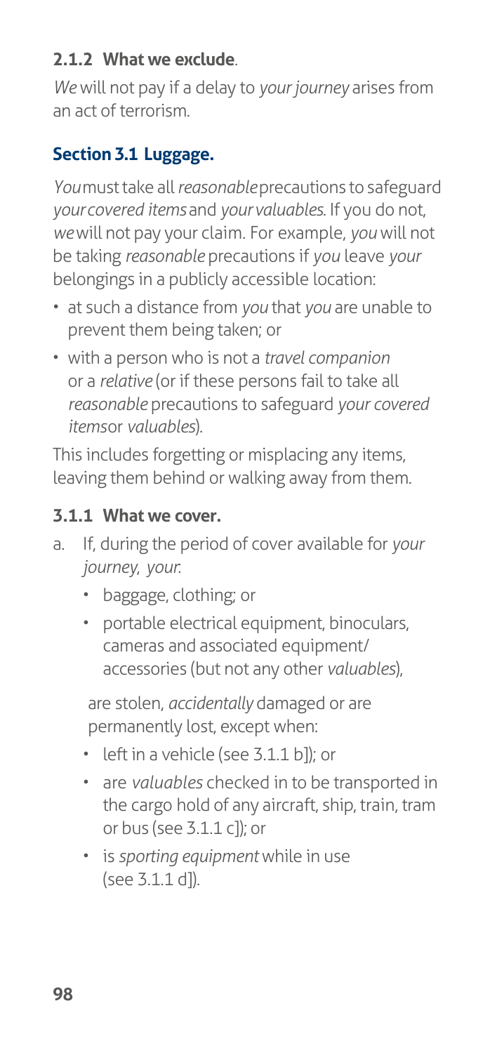### 2.1.2 What we exclude.

*We* will not pay if a delay to *your journey* arises from an act of terrorism.

## Section 3.1 Luggage.

*You* must take all *reasonable* precautions to safeguard *your covered items* and *your valuables*. If you do not, *we* will not pay your claim. For example, *you* will not be taking *reasonable* precautions if *you* leave *your* belongings in a publicly accessible location:

- at such a distance from *you* that *you* are unable to prevent them being taken; or
- with a person who is not a *travel companion* or a *relative* (or if these persons fail to take all *reasonable* precautions to safeguard *your covered items* or *valuables*).

This includes forgetting or misplacing any items, leaving them behind or walking away from them.

### 3.1.1 What we cover.

a. If, during the period of cover available for *your journey*, *your*:
   - baggage, clothing; or
   - portable electrical equipment, binoculars, cameras and associated equipment/ accessories (but not any other *valuables*),

   are stolen, *accidentally* damaged or are permanently lost, except when:
   - left in a vehicle (see 3.1.1 b]); or
   - are *valuables* checked in to be transported in the cargo hold of any aircraft, ship, train, tram or bus (see 3.1.1 c]); or
   - is *sporting equipment* while in use (see 3.1.1 d]).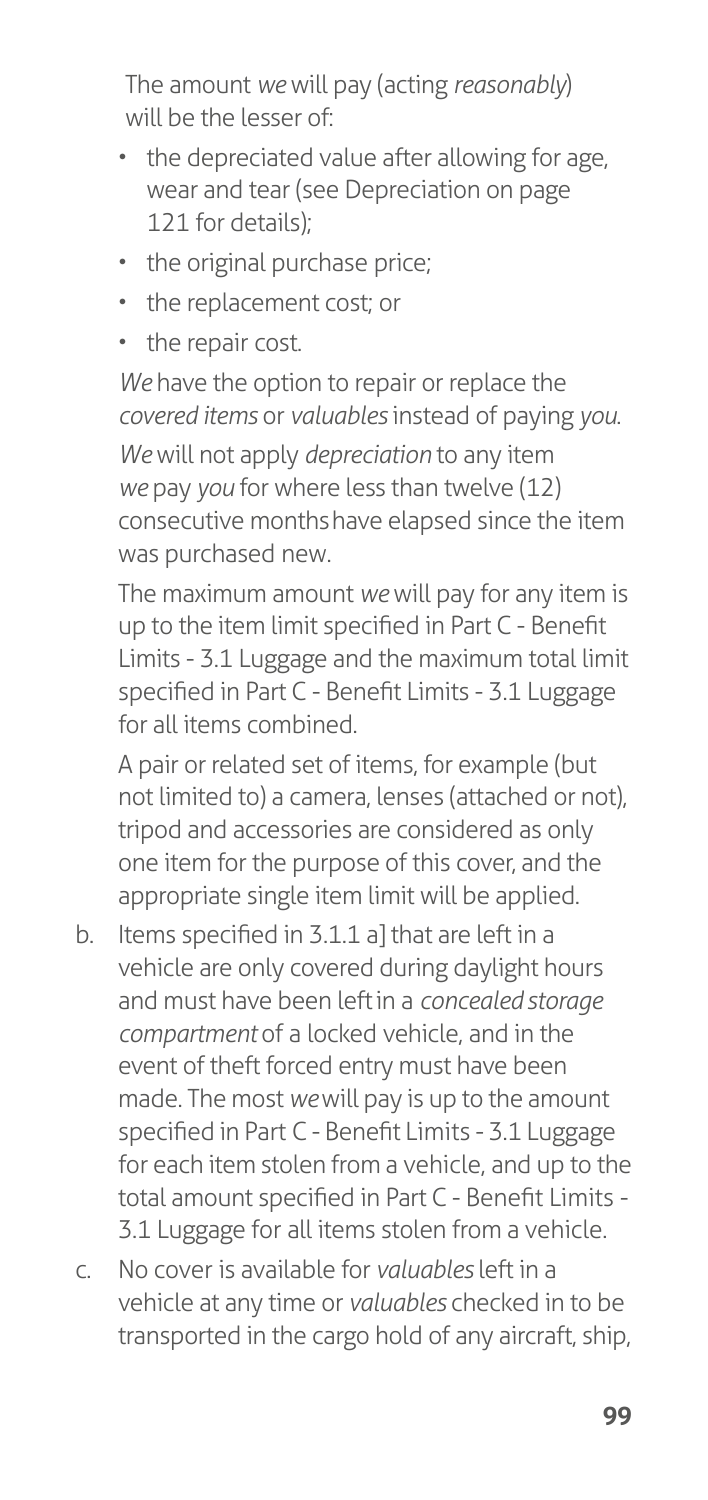The amount *we* will pay (acting *reasonably*) will be the lesser of:

- the depreciated value after allowing for age, wear and tear (see Depreciation on page 121 for details);
- the original purchase price;
- the replacement cost; or
- the repair cost.

*We* have the option to repair or replace the *covered items* or *valuables* instead of paying *you.*

*We* will not apply *depreciation* to any item *we* pay *you* for where less than twelve (12) consecutive months have elapsed since the item was purchased new.

The maximum amount *we* will pay for any item is up to the item limit specified in Part C - Benefit Limits - 3.1 Luggage and the maximum total limit specified in Part C - Benefit Limits - 3.1 Luggage for all items combined.

A pair or related set of items, for example (but not limited to) a camera, lenses (attached or not), tripod and accessories are considered as only one item for the purpose of this cover, and the appropriate single item limit will be applied.

b. Items specified in 3.1.1 a] that are left in a vehicle are only covered during daylight hours and must have been left in a *concealed storage compartment* of a locked vehicle, and in the event of theft forced entry must have been made. The most *we* will pay is up to the amount specified in Part C - Benefit Limits - 3.1 Luggage for each item stolen from a vehicle, and up to the total amount specified in Part C - Benefit Limits - 3.1 Luggage for all items stolen from a vehicle.

c. No cover is available for *valuables* left in a vehicle at any time or *valuables* checked in to be transported in the cargo hold of any aircraft, ship,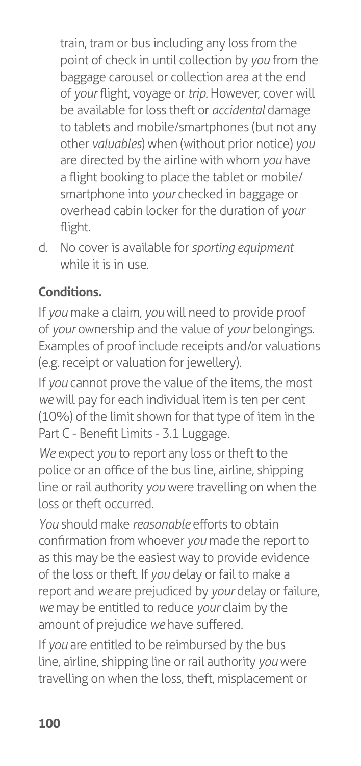train, tram or bus including any loss from the point of check in until collection by *you* from the baggage carousel or collection area at the end of *your* flight, voyage or *trip*. However, cover will be available for loss theft or *accidental* damage to tablets and mobile/smartphones (but not any other *valuables*) when (without prior notice) *you* are directed by the airline with whom *you* have a flight booking to place the tablet or mobile/smartphone into *your* checked in baggage or overhead cabin locker for the duration of *your* flight.

d. No cover is available for *sporting equipment* while it is in use.

**Conditions.**

If *you* make a claim, *you* will need to provide proof of *your* ownership and the value of *your* belongings. Examples of proof include receipts and/or valuations (e.g. receipt or valuation for jewellery).

If *you* cannot prove the value of the items, the most *we* will pay for each individual item is ten per cent (10%) of the limit shown for that type of item in the Part C - Benefit Limits - 3.1 Luggage.

*We* expect *you* to report any loss or theft to the police or an office of the bus line, airline, shipping line or rail authority *you* were travelling on when the loss or theft occurred.

*You* should make *reasonable* efforts to obtain confirmation from whoever *you* made the report to as this may be the easiest way to provide evidence of the loss or theft. If *you* delay or fail to make a report and *we* are prejudiced by *your* delay or failure, *we* may be entitled to reduce *your* claim by the amount of prejudice *we* have suffered.

If *you* are entitled to be reimbursed by the bus line, airline, shipping line or rail authority *you* were travelling on when the loss, theft, misplacement or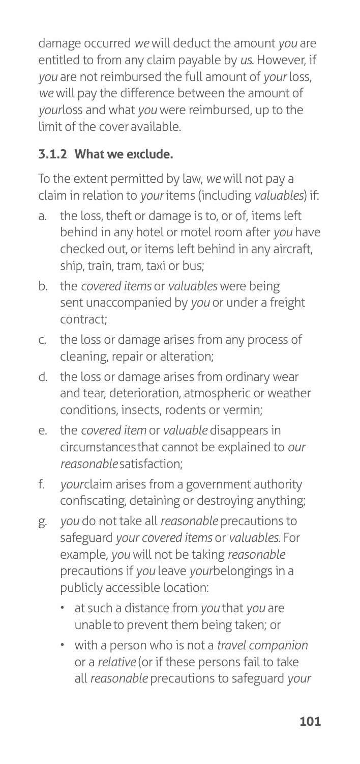damage occurred *we* will deduct the amount *you* are entitled to from any claim payable by *us*. However, if *you* are not reimbursed the full amount of *your* loss, *we* will pay the difference between the amount of *your* loss and what *you* were reimbursed, up to the limit of the cover available.

### 3.1.2 What we exclude.

To the extent permitted by law, *we* will not pay a claim in relation to *your* items (including *valuables*) if:

a. the loss, theft or damage is to, or of, items left behind in any hotel or motel room after *you* have checked out, or items left behind in any aircraft, ship, train, tram, taxi or bus;
b. the *covered items* or *valuables* were being sent unaccompanied by *you* or under a freight contract;
c. the loss or damage arises from any process of cleaning, repair or alteration;
d. the loss or damage arises from ordinary wear and tear, deterioration, atmospheric or weather conditions, insects, rodents or vermin;
e. the *covered item* or *valuable* disappears in circumstances that cannot be explained to *our reasonable* satisfaction;
f. *your* claim arises from a government authority confiscating, detaining or destroying anything;
g. *you* do not take all *reasonable* precautions to safeguard *your covered items* or *valuables*. For example, *you* will not be taking *reasonable* precautions if *you* leave *your* belongings in a publicly accessible location:
   - at such a distance from *you* that *you* are unable to prevent them being taken; or
   - with a person who is not a *travel companion* or a *relative* (or if these persons fail to take all *reasonable* precautions to safeguard *your*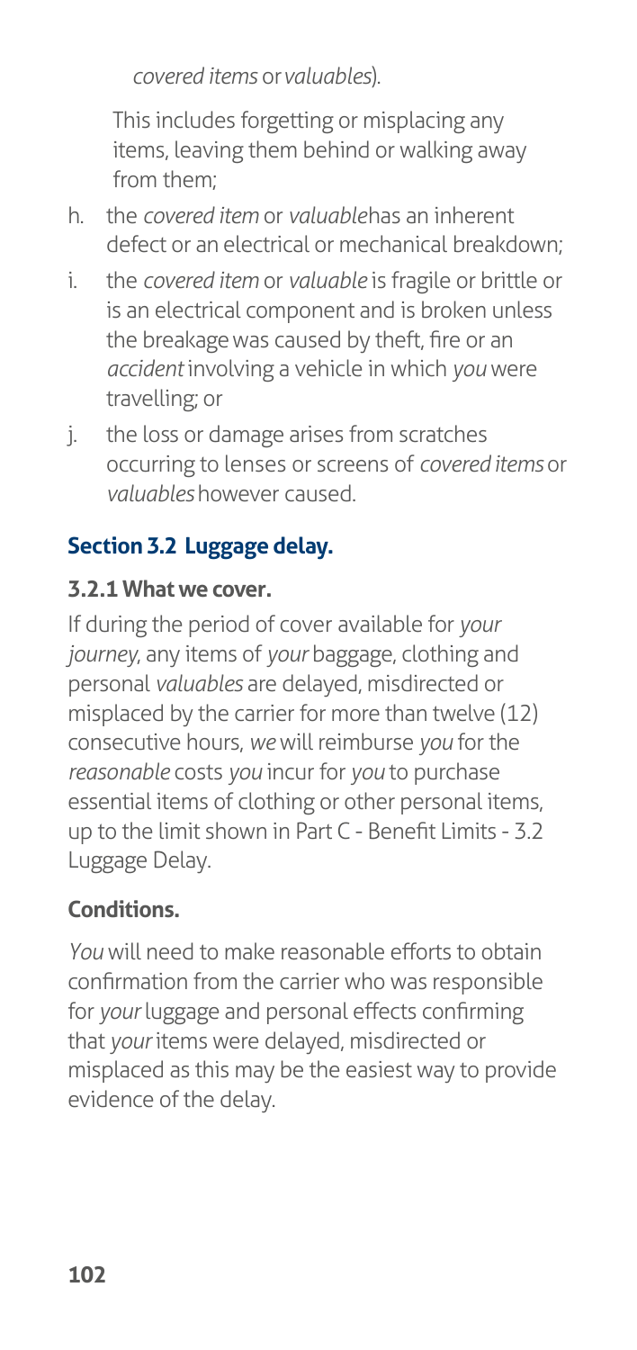*covered items* or *valuables*).

This includes forgetting or misplacing any items, leaving them behind or walking away from them;

h. the *covered item* or *valuable* has an inherent defect or an electrical or mechanical breakdown;

i. the *covered item* or *valuable* is fragile or brittle or is an electrical component and is broken unless the breakage was caused by theft, fire or an *accident* involving a vehicle in which *you* were travelling; or

j. the loss or damage arises from scratches occurring to lenses or screens of *covered items* or *valuables* however caused.

## Section 3.2 Luggage delay.

### 3.2.1 What we cover.

If during the period of cover available for *your journey*, any items of *your* baggage, clothing and personal *valuables* are delayed, misdirected or misplaced by the carrier for more than twelve (12) consecutive hours, *we* will reimburse *you* for the *reasonable* costs *you* incur for *you* to purchase essential items of clothing or other personal items, up to the limit shown in Part C - Benefit Limits - 3.2 Luggage Delay.

### Conditions.

*You* will need to make reasonable efforts to obtain confirmation from the carrier who was responsible for *your* luggage and personal effects confirming that *your* items were delayed, misdirected or misplaced as this may be the easiest way to provide evidence of the delay.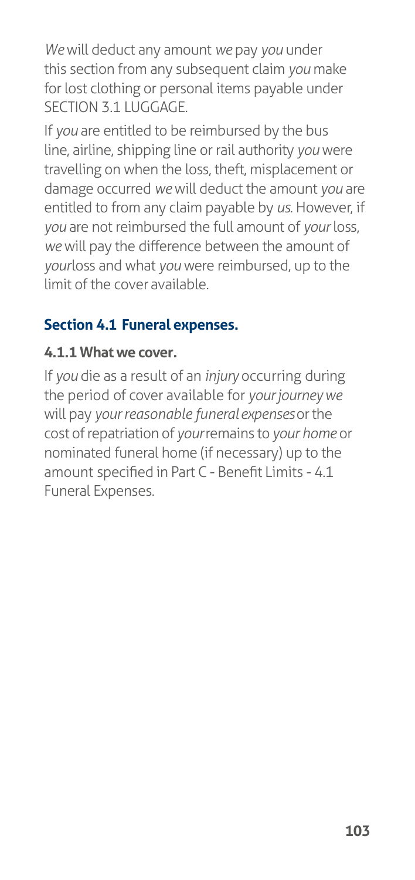*We* will deduct any amount *we* pay *you* under this section from any subsequent claim *you* make for lost clothing or personal items payable under SECTION 3.1 LUGGAGE.

If *you* are entitled to be reimbursed by the bus line, airline, shipping line or rail authority *you* were travelling on when the loss, theft, misplacement or damage occurred *we* will deduct the amount *you* are entitled to from any claim payable by *us*. However, if *you* are not reimbursed the full amount of *your* loss, *we* will pay the difference between the amount of *your*loss and what *you* were reimbursed, up to the limit of the cover available.

## Section 4.1 Funeral expenses.

### 4.1.1 What we cover.

If *you* die as a result of an *injury* occurring during the period of cover available for *your journey we* will pay *your reasonable funeral expenses* or the cost of repatriation of *your* remains to *your home* or nominated funeral home (if necessary) up to the amount specified in Part C - Benefit Limits - 4.1 Funeral Expenses.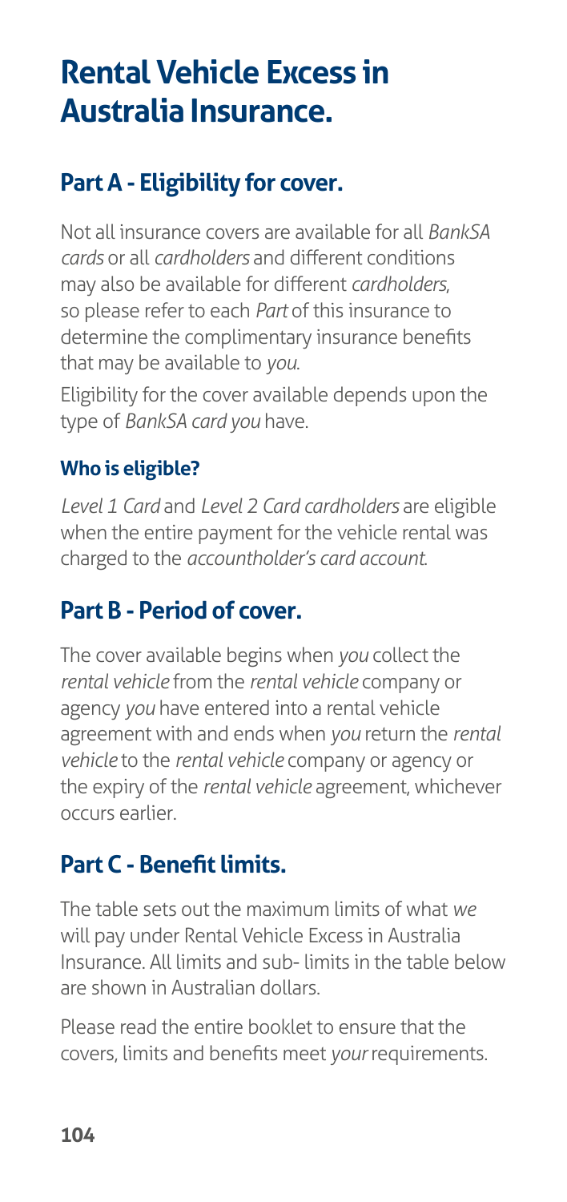# Rental Vehicle Excess in Australia Insurance.

## Part A - Eligibility for cover.

Not all insurance covers are available for all *BankSA cards* or all *cardholders* and different conditions may also be available for different *cardholders*, so please refer to each *Part* of this insurance to determine the complimentary insurance benefits that may be available to *you*.

Eligibility for the cover available depends upon the type of *BankSA card you* have.

### Who is eligible?

*Level 1 Card* and *Level 2 Card cardholders* are eligible when the entire payment for the vehicle rental was charged to the *accountholder's card account*.

## Part B - Period of cover.

The cover available begins when *you* collect the *rental vehicle* from the *rental vehicle* company or agency *you* have entered into a rental vehicle agreement with and ends when *you* return the *rental vehicle* to the *rental vehicle* company or agency or the expiry of the *rental vehicle* agreement, whichever occurs earlier.

## Part C - Benefit limits.

The table sets out the maximum limits of what *we* will pay under Rental Vehicle Excess in Australia Insurance. All limits and sub- limits in the table below are shown in Australian dollars.

Please read the entire booklet to ensure that the covers, limits and benefits meet *your* requirements.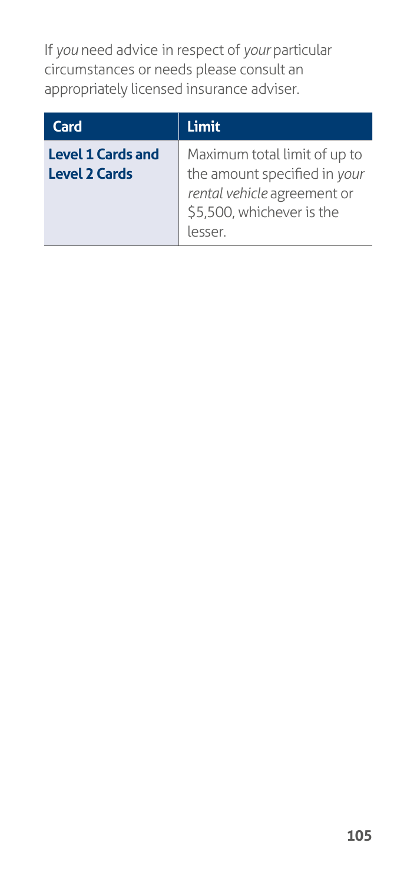If *you* need advice in respect of *your* particular circumstances or needs please consult an appropriately licensed insurance adviser.

| Card | Limit |
|---|---|
| **Level 1 Cards and Level 2 Cards** | Maximum total limit of up to the amount specified in *your rental vehicle* agreement or $5,500, whichever is the lesser. |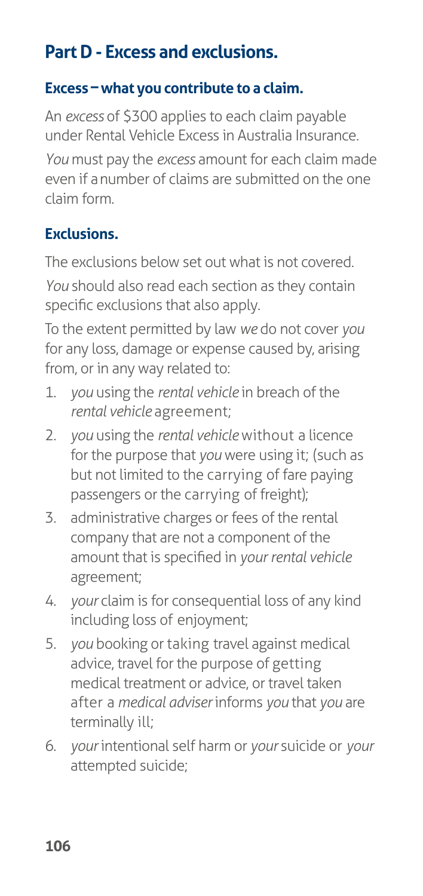## Part D - Excess and exclusions.

### Excess – what you contribute to a claim.

An *excess* of $300 applies to each claim payable under Rental Vehicle Excess in Australia Insurance.

*You* must pay the *excess* amount for each claim made even if a number of claims are submitted on the one claim form.

### Exclusions.

The exclusions below set out what is not covered.

*You* should also read each section as they contain specific exclusions that also apply.

To the extent permitted by law *we* do not cover *you* for any loss, damage or expense caused by, arising from, or in any way related to:

1. *you* using the *rental vehicle* in breach of the *rental vehicle* agreement;
2. *you* using the *rental vehicle* without a licence for the purpose that *you* were using it; (such as but not limited to the carrying of fare paying passengers or the carrying of freight);
3. administrative charges or fees of the rental company that are not a component of the amount that is specified in *your rental vehicle* agreement;
4. *your* claim is for consequential loss of any kind including loss of enjoyment;
5. *you* booking or taking travel against medical advice, travel for the purpose of getting medical treatment or advice, or travel taken after a *medical adviser* informs *you* that *you* are terminally ill;
6. *your* intentional self harm or *your* suicide or *your* attempted suicide;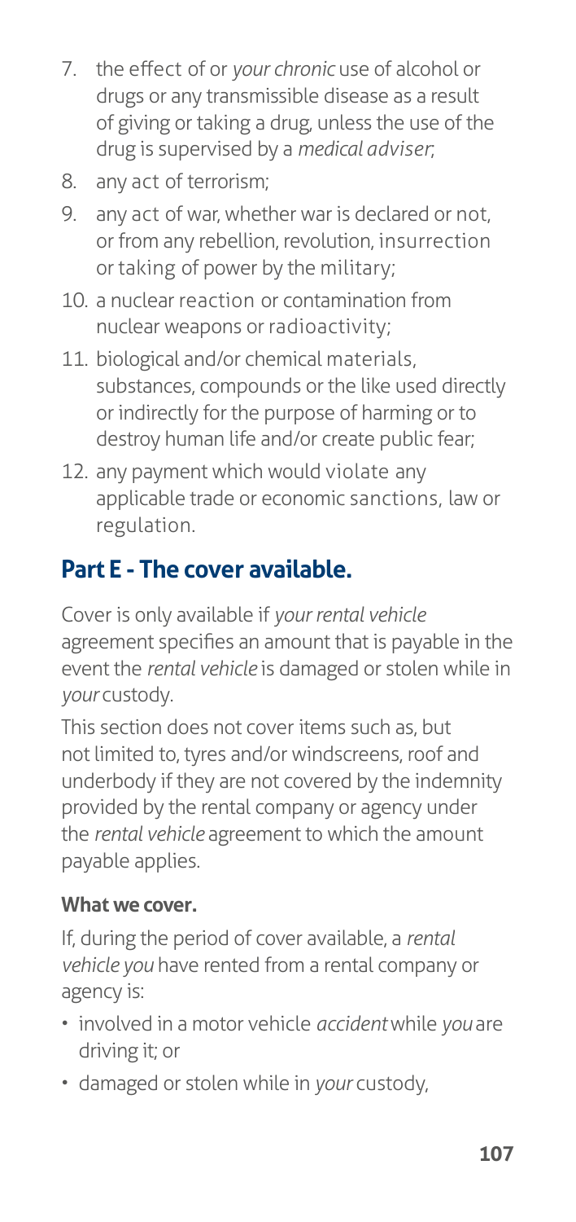7. the effect of or *your chronic* use of alcohol or drugs or any transmissible disease as a result of giving or taking a drug, unless the use of the drug is supervised by a *medical adviser*;
8. any act of terrorism;
9. any act of war, whether war is declared or not, or from any rebellion, revolution, insurrection or taking of power by the military;
10. a nuclear reaction or contamination from nuclear weapons or radioactivity;
11. biological and/or chemical materials, substances, compounds or the like used directly or indirectly for the purpose of harming or to destroy human life and/or create public fear;
12. any payment which would violate any applicable trade or economic sanctions, law or regulation.

## Part E - The cover available.

Cover is only available if *your rental vehicle* agreement specifies an amount that is payable in the event the *rental vehicle* is damaged or stolen while in *your* custody.

This section does not cover items such as, but not limited to, tyres and/or windscreens, roof and underbody if they are not covered by the indemnity provided by the rental company or agency under the *rental vehicle* agreement to which the amount payable applies.

**What we cover.**

If, during the period of cover available, a *rental vehicle you* have rented from a rental company or agency is:

- involved in a motor vehicle *accident* while *you* are driving it; or
- damaged or stolen while in *your* custody,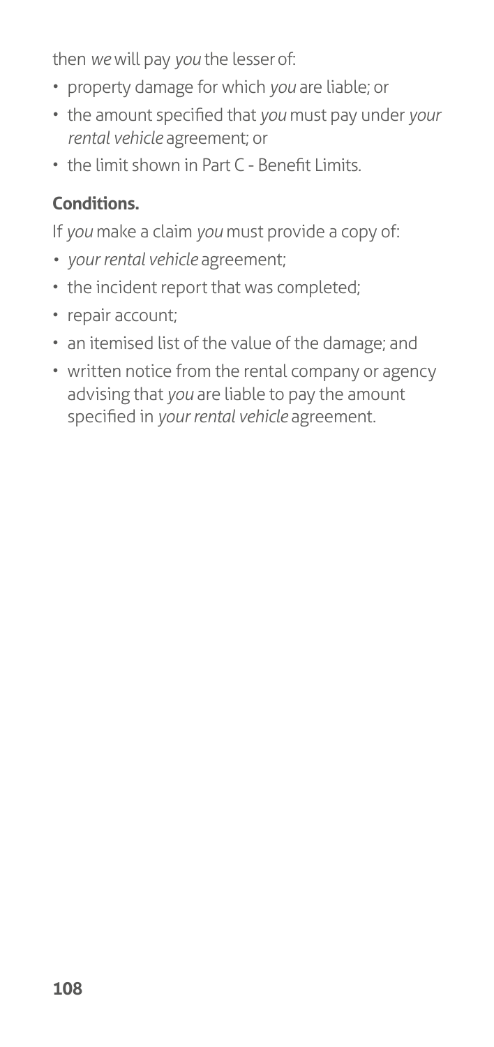then *we* will pay *you* the lesser of:

- property damage for which *you* are liable; or
- the amount specified that *you* must pay under *your rental vehicle* agreement; or
- the limit shown in Part C - Benefit Limits.

**Conditions.**

If *you* make a claim *you* must provide a copy of:

- *your rental vehicle* agreement;
- the incident report that was completed;
- repair account;
- an itemised list of the value of the damage; and
- written notice from the rental company or agency advising that *you* are liable to pay the amount specified in *your rental vehicle* agreement.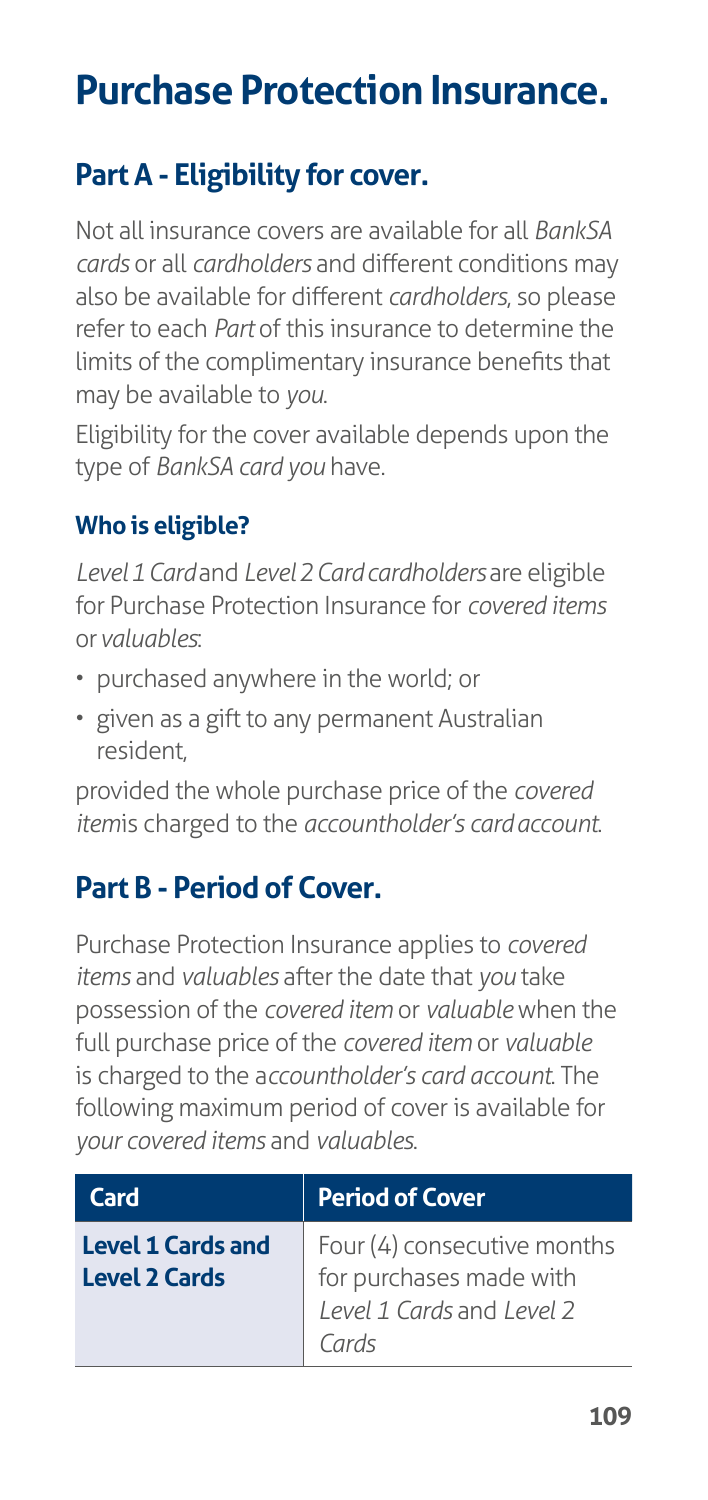# Purchase Protection Insurance.

## Part A - Eligibility for cover.

Not all insurance covers are available for all *BankSA cards* or all *cardholders* and different conditions may also be available for different *cardholders*, so please refer to each *Part* of this insurance to determine the limits of the complimentary insurance benefits that may be available to *you*.

Eligibility for the cover available depends upon the type of *BankSA card you* have.

### Who is eligible?

*Level 1 Card* and *Level 2 Card cardholders* are eligible for Purchase Protection Insurance for *covered items* or *valuables*:

- purchased anywhere in the world; or
- given as a gift to any permanent Australian resident,

provided the whole purchase price of the *covered item* is charged to the *accountholder's card account*.

## Part B - Period of Cover.

Purchase Protection Insurance applies to *covered items* and *valuables* after the date that *you* take possession of the *covered item* or *valuable* when the full purchase price of the *covered item* or *valuable* is charged to the a*ccountholder's card account*. The following maximum period of cover is available for *your covered items* and *valuables*.

| Card | Period of Cover |
|---|---|
| **Level 1 Cards and Level 2 Cards** | Four (4) consecutive months for purchases made with *Level 1 Cards* and *Level 2 Cards* |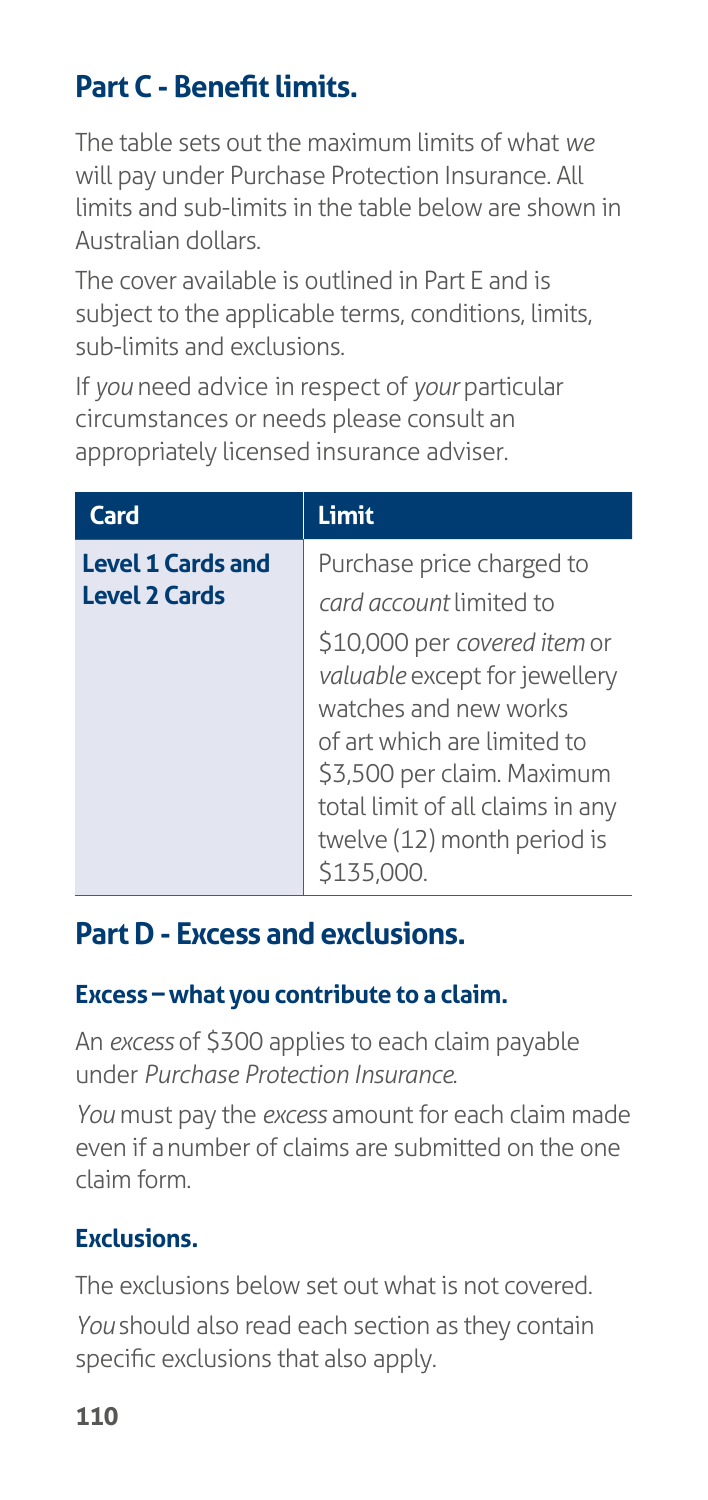## Part C - Benefit limits.

The table sets out the maximum limits of what *we* will pay under Purchase Protection Insurance. All limits and sub-limits in the table below are shown in Australian dollars.

The cover available is outlined in Part E and is subject to the applicable terms, conditions, limits, sub-limits and exclusions.

If *you* need advice in respect of *your* particular circumstances or needs please consult an appropriately licensed insurance adviser.

| Card | Limit |
|---|---|
| **Level 1 Cards and Level 2 Cards** | Purchase price charged to *card account* limited to<br><br>$10,000 per *covered item* or *valuable* except for jewellery watches and new works of art which are limited to $3,500 per claim. Maximum total limit of all claims in any twelve (12) month period is $135,000. |

## Part D - Excess and exclusions.

### Excess – what you contribute to a claim.

An *excess* of $300 applies to each claim payable under *Purchase Protection Insurance*.

*You* must pay the *excess* amount for each claim made even if a number of claims are submitted on the one claim form.

### Exclusions.

The exclusions below set out what is not covered.

*You* should also read each section as they contain specific exclusions that also apply.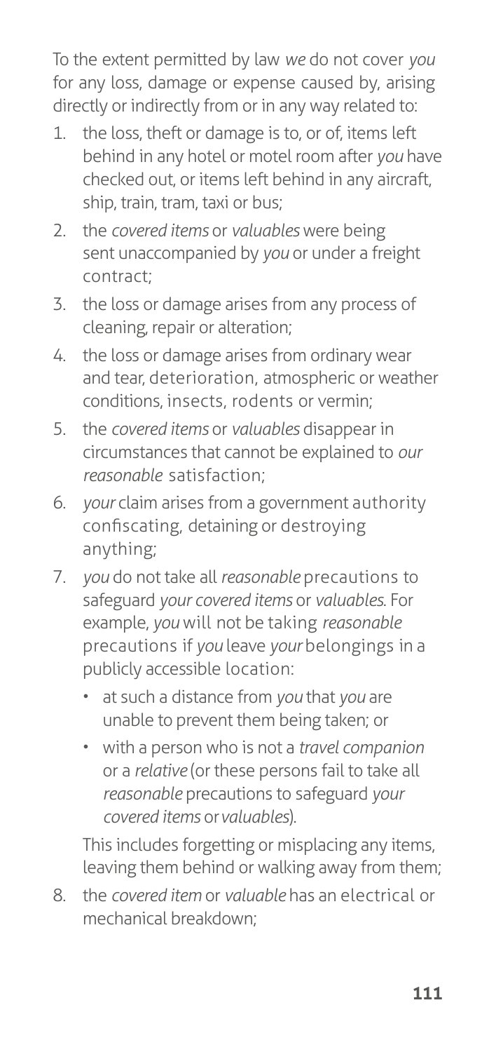To the extent permitted by law *we* do not cover *you* for any loss, damage or expense caused by, arising directly or indirectly from or in any way related to:

1. the loss, theft or damage is to, or of, items left behind in any hotel or motel room after *you* have checked out, or items left behind in any aircraft, ship, train, tram, taxi or bus;
2. the *covered items* or *valuables* were being sent unaccompanied by *you* or under a freight contract;
3. the loss or damage arises from any process of cleaning, repair or alteration;
4. the loss or damage arises from ordinary wear and tear, deterioration, atmospheric or weather conditions, insects, rodents or vermin;
5. the *covered items* or *valuables* disappear in circumstances that cannot be explained to *our reasonable* satisfaction;
6. *your* claim arises from a government authority confiscating, detaining or destroying anything;
7. *you* do not take all *reasonable* precautions to safeguard *your covered items* or *valuables*. For example, *you* will not be taking *reasonable* precautions if *you* leave *your* belongings in a publicly accessible location:
   - at such a distance from *you* that *you* are unable to prevent them being taken; or
   - with a person who is not a *travel companion* or a *relative* (or these persons fail to take all *reasonable* precautions to safeguard *your covered items* or *valuables*).

   This includes forgetting or misplacing any items, leaving them behind or walking away from them;
8. the *covered item* or *valuable* has an electrical or mechanical breakdown;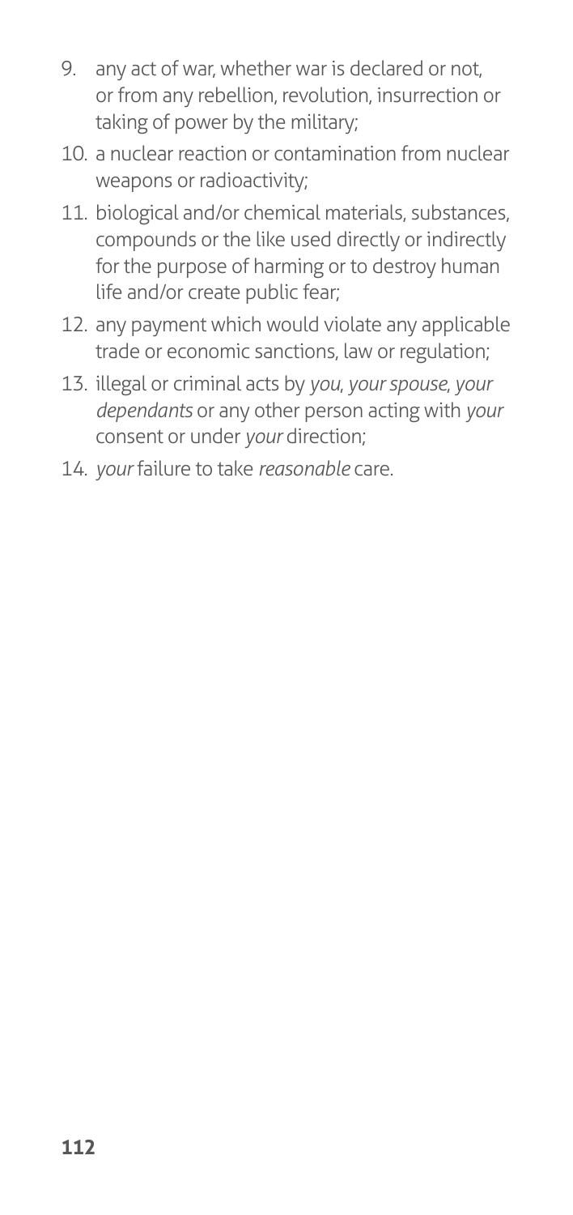9. any act of war, whether war is declared or not, or from any rebellion, revolution, insurrection or taking of power by the military;
10. a nuclear reaction or contamination from nuclear weapons or radioactivity;
11. biological and/or chemical materials, substances, compounds or the like used directly or indirectly for the purpose of harming or to destroy human life and/or create public fear;
12. any payment which would violate any applicable trade or economic sanctions, law or regulation;
13. illegal or criminal acts by *you*, *your spouse*, *your dependants* or any other person acting with *your* consent or under *your* direction;
14. *your* failure to take *reasonable* care.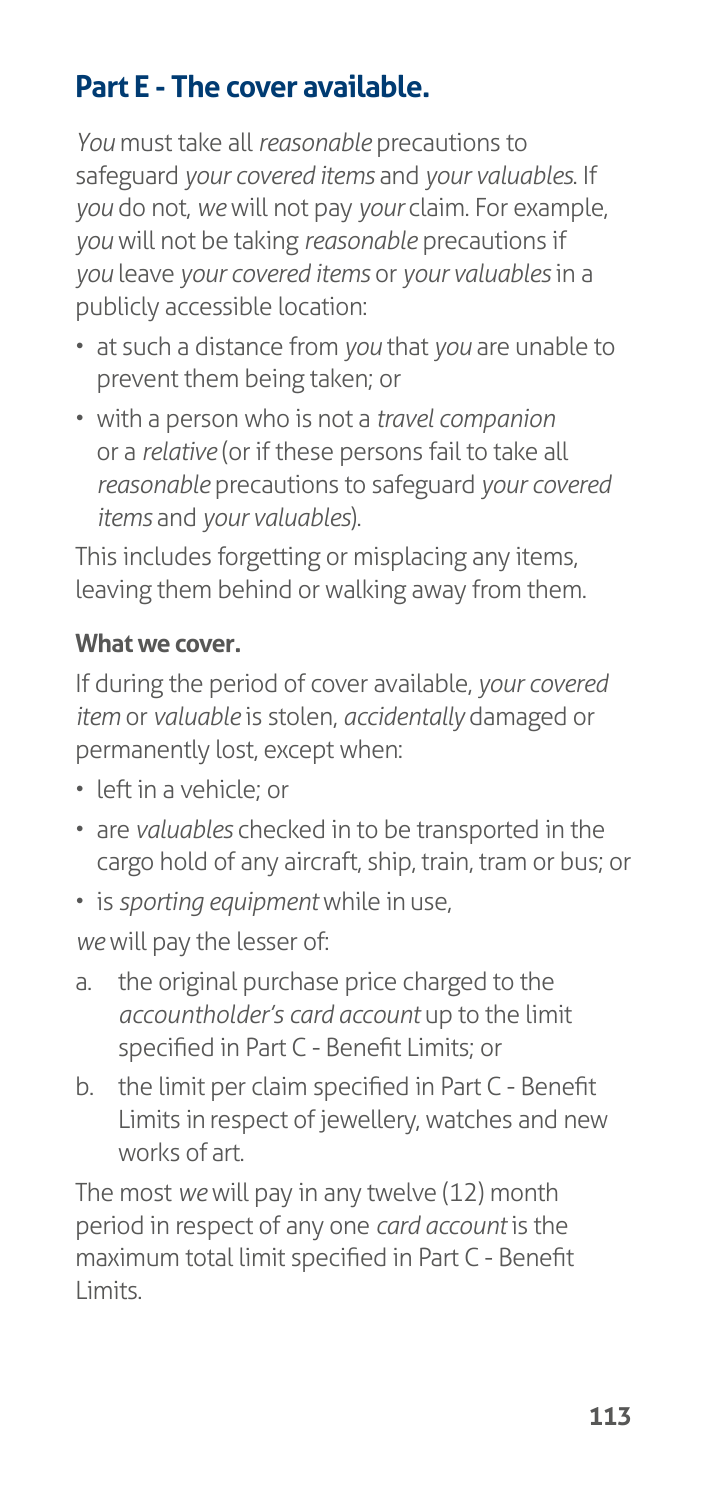## Part E - The cover available.

*You* must take all *reasonable* precautions to safeguard *your covered items* and *your valuables*. If *you* do not, *we* will not pay *your* claim. For example, *you* will not be taking *reasonable* precautions if *you* leave *your covered items* or *your valuables* in a publicly accessible location:

- at such a distance from *you* that *you* are unable to prevent them being taken; or
- with a person who is not a *travel companion* or a *relative* (or if these persons fail to take all *reasonable* precautions to safeguard *your covered items* and *your valuables*).

This includes forgetting or misplacing any items, leaving them behind or walking away from them.

**What we cover.**

If during the period of cover available, *your covered item* or *valuable* is stolen, *accidentally* damaged or permanently lost, except when:

- left in a vehicle; or
- are *valuables* checked in to be transported in the cargo hold of any aircraft, ship, train, tram or bus; or
- is *sporting equipment* while in use,

*we* will pay the lesser of:

a. the original purchase price charged to the *accountholder's card account* up to the limit specified in Part C - Benefit Limits; or
b. the limit per claim specified in Part C - Benefit Limits in respect of jewellery, watches and new works of art.

The most *we* will pay in any twelve (12) month period in respect of any one *card account* is the maximum total limit specified in Part C - Benefit Limits.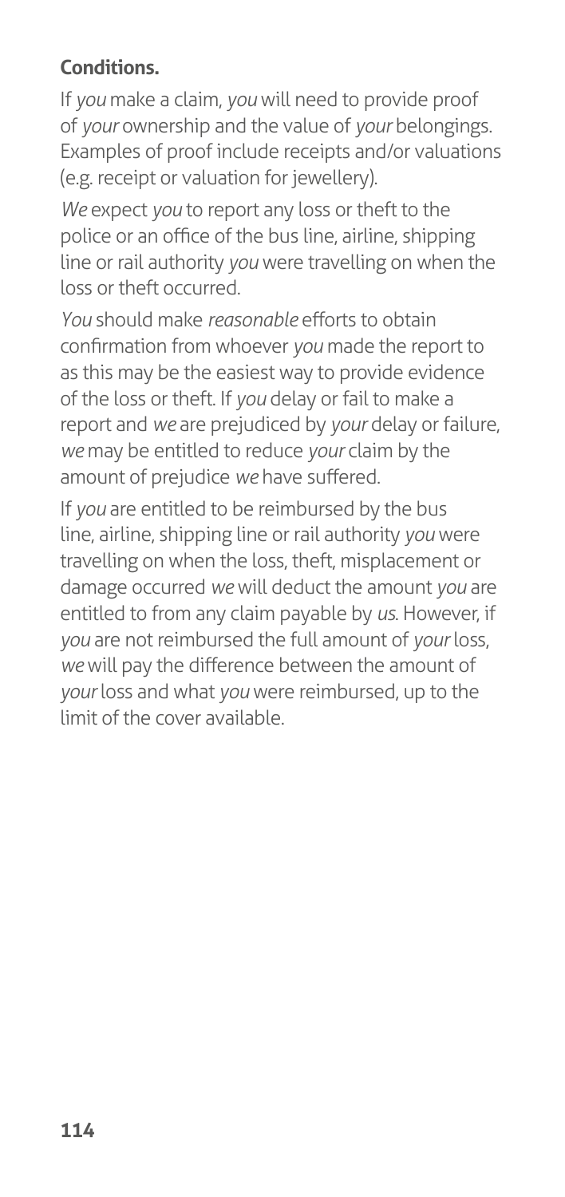**Conditions.**

If *you* make a claim, *you* will need to provide proof of *your* ownership and the value of *your* belongings. Examples of proof include receipts and/or valuations (e.g. receipt or valuation for jewellery).

*We* expect *you* to report any loss or theft to the police or an office of the bus line, airline, shipping line or rail authority *you* were travelling on when the loss or theft occurred.

*You* should make *reasonable* efforts to obtain confirmation from whoever *you* made the report to as this may be the easiest way to provide evidence of the loss or theft. If *you* delay or fail to make a report and *we* are prejudiced by *your* delay or failure, *we* may be entitled to reduce *your* claim by the amount of prejudice *we* have suffered.

If *you* are entitled to be reimbursed by the bus line, airline, shipping line or rail authority *you* were travelling on when the loss, theft, misplacement or damage occurred *we* will deduct the amount *you* are entitled to from any claim payable by *us*. However, if *you* are not reimbursed the full amount of *your* loss, *we* will pay the difference between the amount of *your* loss and what *you* were reimbursed, up to the limit of the cover available.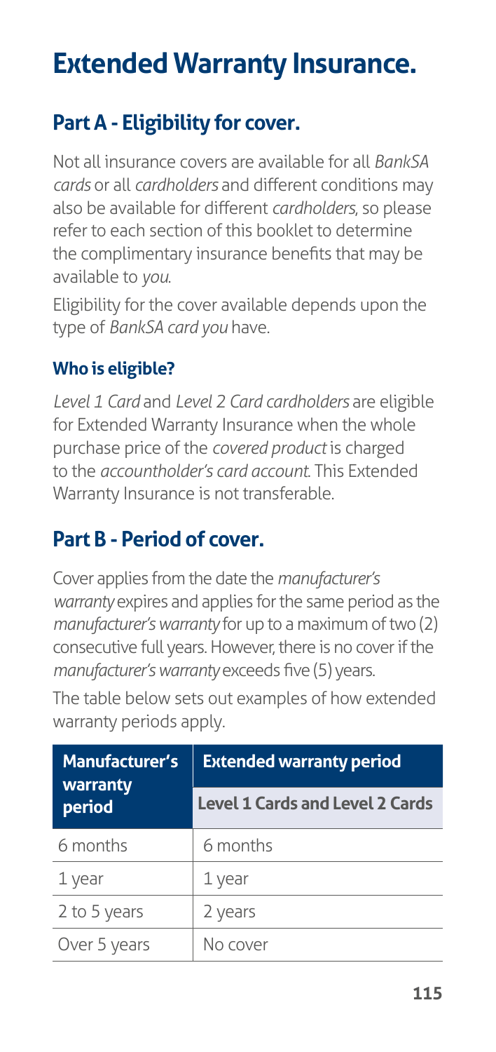# Extended Warranty Insurance.

## Part A - Eligibility for cover.

Not all insurance covers are available for all *BankSA cards* or all *cardholders* and different conditions may also be available for different *cardholders*, so please refer to each section of this booklet to determine the complimentary insurance benefits that may be available to *you*.

Eligibility for the cover available depends upon the type of *BankSA card you* have.

### Who is eligible?

*Level 1 Card* and *Level 2 Card cardholders* are eligible for Extended Warranty Insurance when the whole purchase price of the *covered product* is charged to the *accountholder's card account*. This Extended Warranty Insurance is not transferable.

## Part B - Period of cover.

Cover applies from the date the *manufacturer's warranty* expires and applies for the same period as the *manufacturer's warranty* for up to a maximum of two (2) consecutive full years. However, there is no cover if the *manufacturer's warranty* exceeds five (5) years.

The table below sets out examples of how extended warranty periods apply.

| Manufacturer's warranty period | Extended warranty period |
|---|---|
| | **Level 1 Cards and Level 2 Cards** |
| 6 months | 6 months |
| 1 year | 1 year |
| 2 to 5 years | 2 years |
| Over 5 years | No cover |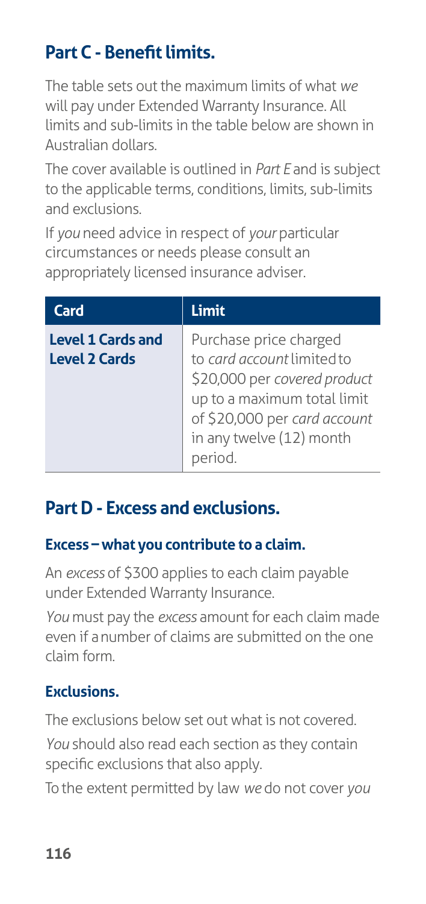## Part C - Benefit limits.

The table sets out the maximum limits of what *we* will pay under Extended Warranty Insurance. All limits and sub-limits in the table below are shown in Australian dollars.

The cover available is outlined in *Part E* and is subject to the applicable terms, conditions, limits, sub-limits and exclusions.

If *you* need advice in respect of *your* particular circumstances or needs please consult an appropriately licensed insurance adviser.

| Card | Limit |
| --- | --- |
| **Level 1 Cards and Level 2 Cards** | Purchase price charged to *card account* limited to $20,000 per *covered product* up to a maximum total limit of $20,000 per *card account* in any twelve (12) month period. |

## Part D - Excess and exclusions.

### Excess – what you contribute to a claim.

An *excess* of $300 applies to each claim payable under Extended Warranty Insurance.

*You* must pay the *excess* amount for each claim made even if a number of claims are submitted on the one claim form.

### Exclusions.

The exclusions below set out what is not covered.

*You* should also read each section as they contain specific exclusions that also apply.

To the extent permitted by law *we* do not cover *you*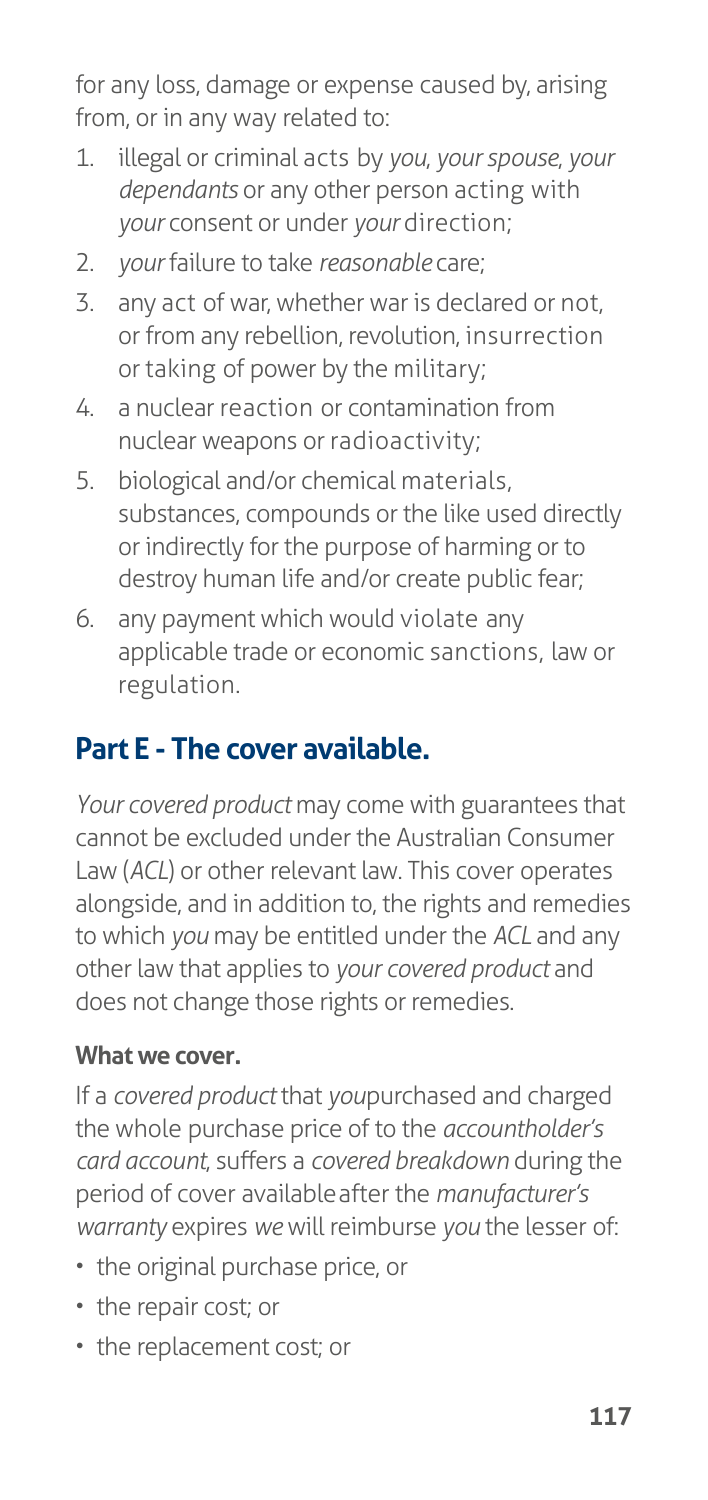for any loss, damage or expense caused by, arising from, or in any way related to:

1. illegal or criminal acts by *you*, *your spouse*, *your dependants* or any other person acting with *your* consent or under *your* direction;
2. *your* failure to take *reasonable* care;
3. any act of war, whether war is declared or not, or from any rebellion, revolution, insurrection or taking of power by the military;
4. a nuclear reaction or contamination from nuclear weapons or radioactivity;
5. biological and/or chemical materials, substances, compounds or the like used directly or indirectly for the purpose of harming or to destroy human life and/or create public fear;
6. any payment which would violate any applicable trade or economic sanctions, law or regulation.

## Part E - The cover available.

*Your covered product* may come with guarantees that cannot be excluded under the Australian Consumer Law (*ACL*) or other relevant law. This cover operates alongside, and in addition to, the rights and remedies to which *you* may be entitled under the *ACL* and any other law that applies to *your covered product* and does not change those rights or remedies.

### What we cover.

If a *covered product* that *you*purchased and charged the whole purchase price of to the *accountholder's card account*, suffers a *covered breakdown* during the period of cover availableafter the *manufacturer's warranty* expires *we* will reimburse *you* the lesser of:

- the original purchase price, or
- the repair cost; or
- the replacement cost; or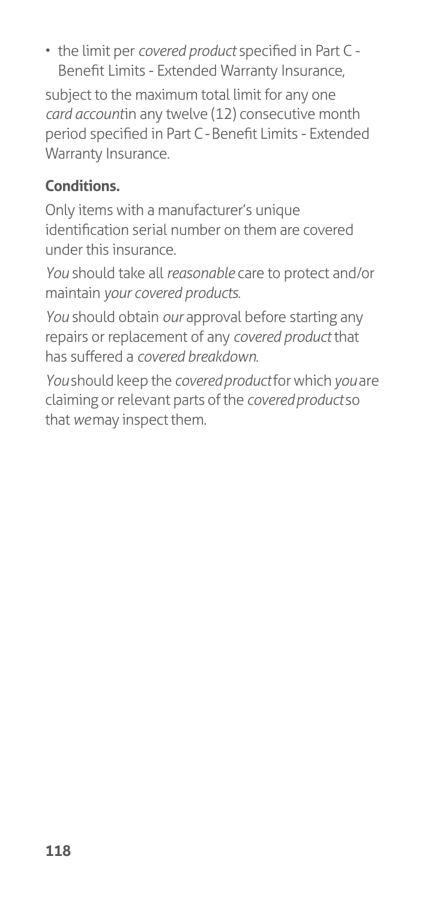- the limit per *covered product* specified in Part C - Benefit Limits - Extended Warranty Insurance,

subject to the maximum total limit for any one *card account* in any twelve (12) consecutive month period specified in Part C - Benefit Limits - Extended Warranty Insurance.

**Conditions.**

Only items with a manufacturer's unique identification serial number on them are covered under this insurance.

*You* should take all *reasonable* care to protect and/or maintain *your covered products*.

*You* should obtain *our* approval before starting any repairs or replacement of any *covered product* that has suffered a *covered breakdown*.

*You* should keep the *covered product* for which *you* are claiming or relevant parts of the *covered product* so that *we* may inspect them.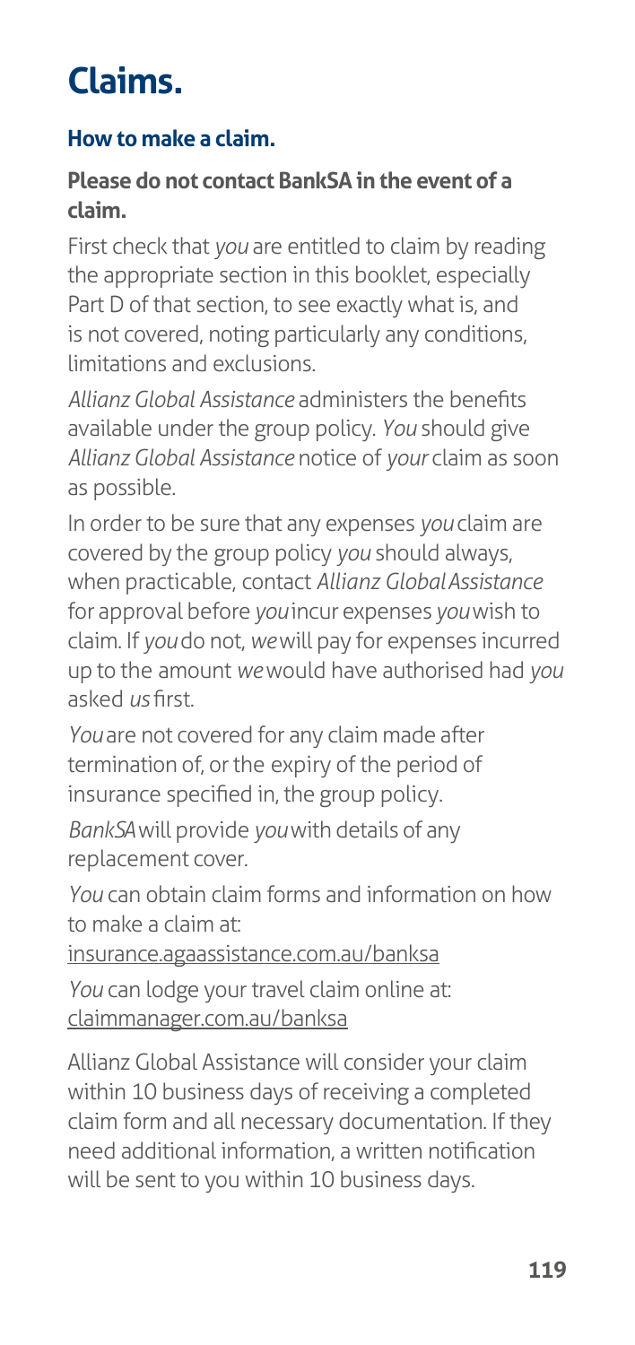# Claims.

## How to make a claim.

### Please do not contact BankSA in the event of a claim.

First check that *you* are entitled to claim by reading the appropriate section in this booklet, especially Part D of that section, to see exactly what is, and is not covered, noting particularly any conditions, limitations and exclusions.

*Allianz Global Assistance* administers the benefits available under the group policy. *You* should give *Allianz Global Assistance* notice of *your* claim as soon as possible.

In order to be sure that any expenses *you* claim are covered by the group policy *you* should always, when practicable, contact *Allianz Global Assistance* for approval before *you* incur expenses *you* wish to claim. If *you* do not, *we* will pay for expenses incurred up to the amount *we* would have authorised had *you* asked *us* first.

*You* are not covered for any claim made after termination of, or the expiry of the period of insurance specified in, the group policy.

*BankSA* will provide *you* with details of any replacement cover.

*You* can obtain claim forms and information on how to make a claim at:
insurance.agaassistance.com.au/banksa

*You* can lodge your travel claim online at:
claimmanager.com.au/banksa

Allianz Global Assistance will consider your claim within 10 business days of receiving a completed claim form and all necessary documentation. If they need additional information, a written notification will be sent to you within 10 business days.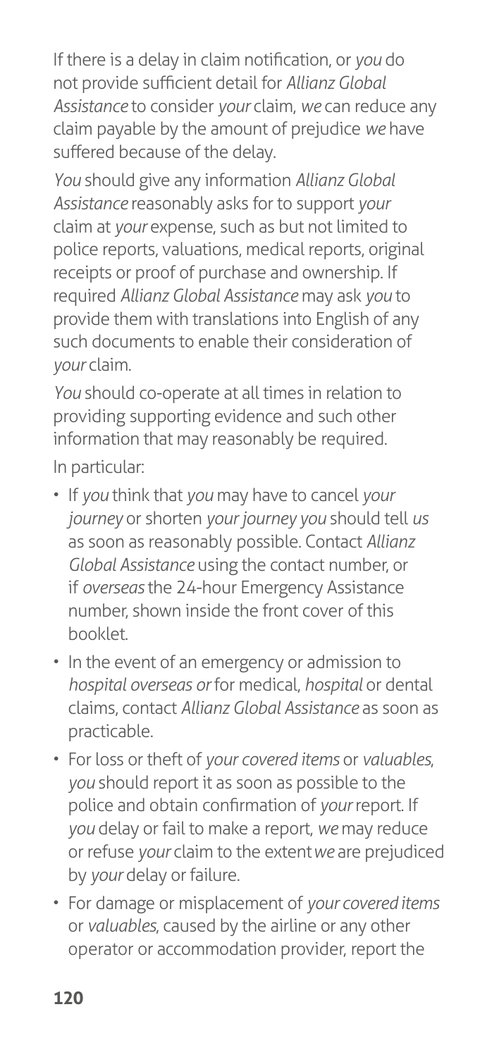If there is a delay in claim notification, or *you* do not provide sufficient detail for *Allianz Global Assistance* to consider *your* claim, *we* can reduce any claim payable by the amount of prejudice *we* have suffered because of the delay.

*You* should give any information *Allianz Global Assistance* reasonably asks for to support *your* claim at *your* expense, such as but not limited to police reports, valuations, medical reports, original receipts or proof of purchase and ownership. If required *Allianz Global Assistance* may ask *you* to provide them with translations into English of any such documents to enable their consideration of *your* claim.

*You* should co-operate at all times in relation to providing supporting evidence and such other information that may reasonably be required.

In particular:

- If *you* think that *you* may have to cancel *your journey* or shorten *your journey you* should tell *us* as soon as reasonably possible. Contact *Allianz Global Assistance* using the contact number, or if *overseas* the 24-hour Emergency Assistance number, shown inside the front cover of this booklet.
- In the event of an emergency or admission to *hospital overseas or* for medical, *hospital* or dental claims, contact *Allianz Global Assistance* as soon as practicable.
- For loss or theft of *your covered items* or *valuables*, *you* should report it as soon as possible to the police and obtain confirmation of *your* report. If *you* delay or fail to make a report, *we* may reduce or refuse *your* claim to the extent *we* are prejudiced by *your* delay or failure.
- For damage or misplacement of *your covered items* or *valuables*, caused by the airline or any other operator or accommodation provider, report the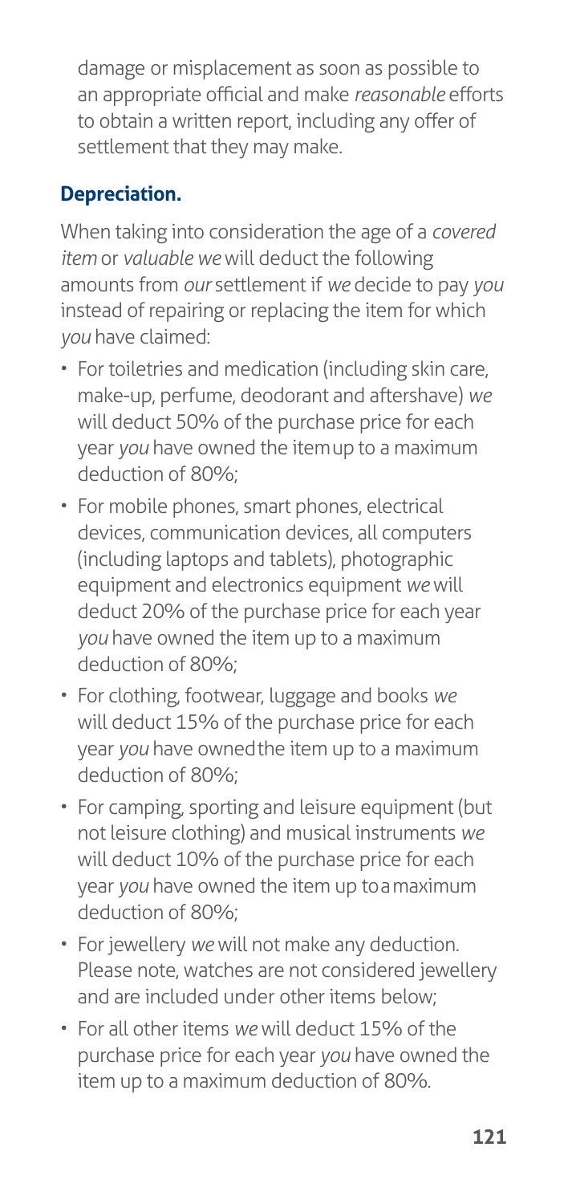damage or misplacement as soon as possible to an appropriate official and make *reasonable* efforts to obtain a written report, including any offer of settlement that they may make.

## Depreciation.

When taking into consideration the age of a *covered item* or *valuable we* will deduct the following amounts from *our* settlement if *we* decide to pay *you* instead of repairing or replacing the item for which *you* have claimed:

- For toiletries and medication (including skin care, make-up, perfume, deodorant and aftershave) *we* will deduct 50% of the purchase price for each year *you* have owned the item up to a maximum deduction of 80%;
- For mobile phones, smart phones, electrical devices, communication devices, all computers (including laptops and tablets), photographic equipment and electronics equipment *we* will deduct 20% of the purchase price for each year *you* have owned the item up to a maximum deduction of 80%;
- For clothing, footwear, luggage and books *we* will deduct 15% of the purchase price for each year *you* have owned the item up to a maximum deduction of 80%;
- For camping, sporting and leisure equipment (but not leisure clothing) and musical instruments *we* will deduct 10% of the purchase price for each year *you* have owned the item up to a maximum deduction of 80%;
- For jewellery *we* will not make any deduction. Please note, watches are not considered jewellery and are included under other items below;
- For all other items *we* will deduct 15% of the purchase price for each year *you* have owned the item up to a maximum deduction of 80%.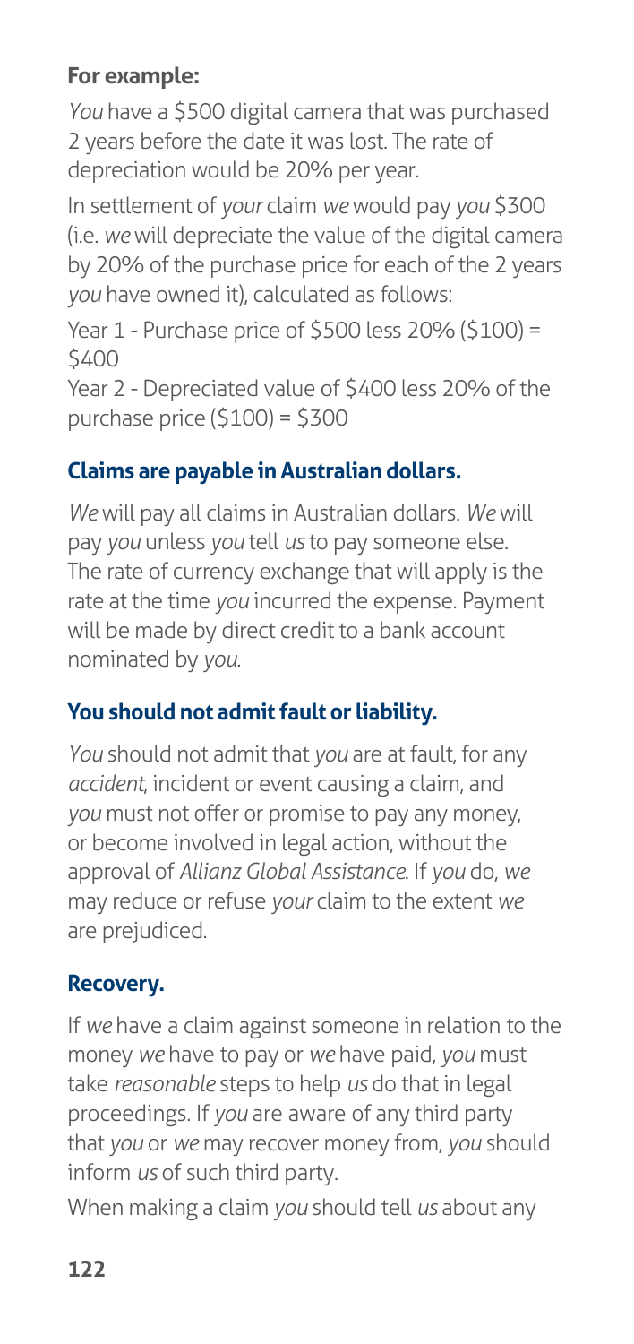**For example:**

*You* have a $500 digital camera that was purchased 2 years before the date it was lost. The rate of depreciation would be 20% per year.

In settlement of *your* claim *we* would pay *you* $300 (i.e. *we* will depreciate the value of the digital camera by 20% of the purchase price for each of the 2 years *you* have owned it), calculated as follows:

Year 1 - Purchase price of $500 less 20% ($100) = $400
Year 2 - Depreciated value of $400 less 20% of the purchase price ($100) = $300

## Claims are payable in Australian dollars.

*We* will pay all claims in Australian dollars. *We* will pay *you* unless *you* tell *us* to pay someone else. The rate of currency exchange that will apply is the rate at the time *you* incurred the expense. Payment will be made by direct credit to a bank account nominated by *you*.

## You should not admit fault or liability.

*You* should not admit that *you* are at fault, for any *accident*, incident or event causing a claim, and *you* must not offer or promise to pay any money, or become involved in legal action, without the approval of *Allianz Global Assistance*. If *you* do, *we* may reduce or refuse *your* claim to the extent *we* are prejudiced.

## Recovery.

If *we* have a claim against someone in relation to the money *we* have to pay or *we* have paid, *you* must take *reasonable* steps to help *us* do that in legal proceedings. If *you* are aware of any third party that *you* or *we* may recover money from, *you* should inform *us* of such third party.

When making a claim *you* should tell *us* about any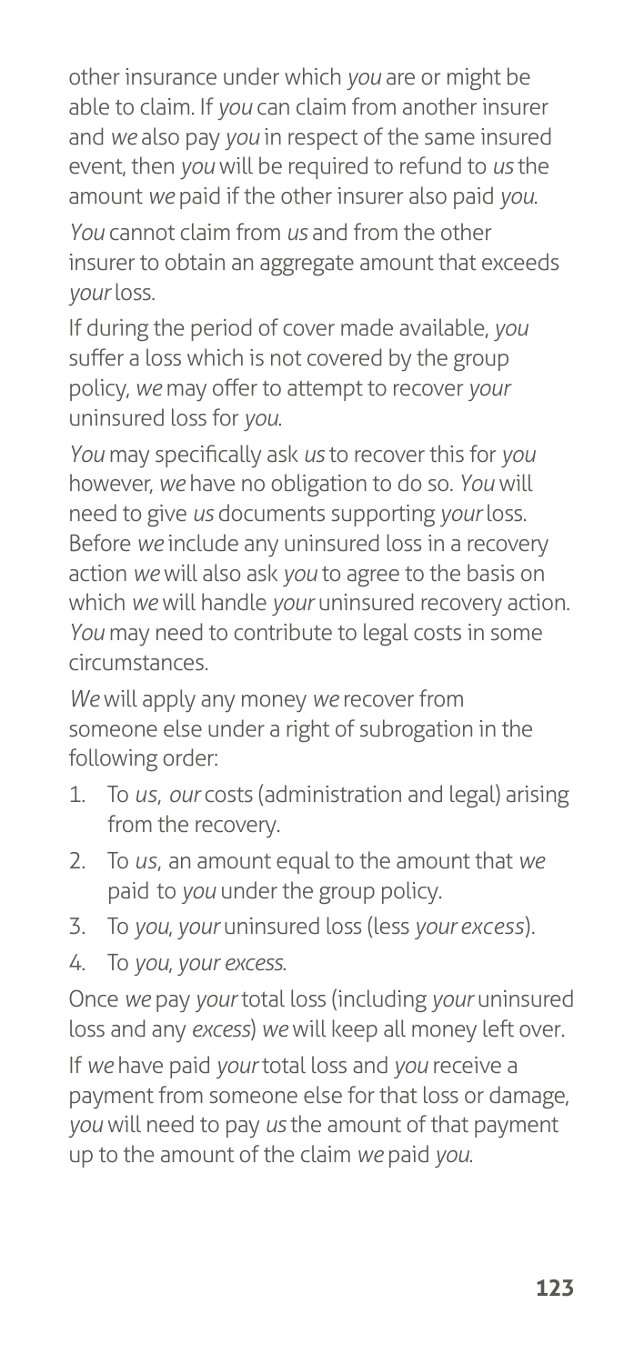other insurance under which *you* are or might be able to claim. If *you* can claim from another insurer and *we* also pay *you* in respect of the same insured event, then *you* will be required to refund to *us* the amount *we* paid if the other insurer also paid *you*.

*You* cannot claim from *us* and from the other insurer to obtain an aggregate amount that exceeds *your* loss.

If during the period of cover made available, *you* suffer a loss which is not covered by the group policy, *we* may offer to attempt to recover *your* uninsured loss for *you*.

*You* may specifically ask *us* to recover this for *you* however, *we* have no obligation to do so. *You* will need to give *us* documents supporting *your* loss. Before *we* include any uninsured loss in a recovery action *we* will also ask *you* to agree to the basis on which *we* will handle *your* uninsured recovery action. *You* may need to contribute to legal costs in some circumstances.

*We* will apply any money *we* recover from someone else under a right of subrogation in the following order:

1. To *us*, *our* costs (administration and legal) arising from the recovery.
2. To *us*, an amount equal to the amount that *we* paid to *you* under the group policy.
3. To *you*, *your* uninsured loss (less *your excess*).
4. To *you*, *your excess*.

Once *we* pay *your* total loss (including *your* uninsured loss and any *excess*) *we* will keep all money left over.

If *we* have paid *your* total loss and *you* receive a payment from someone else for that loss or damage, *you* will need to pay *us* the amount of that payment up to the amount of the claim *we* paid *you*.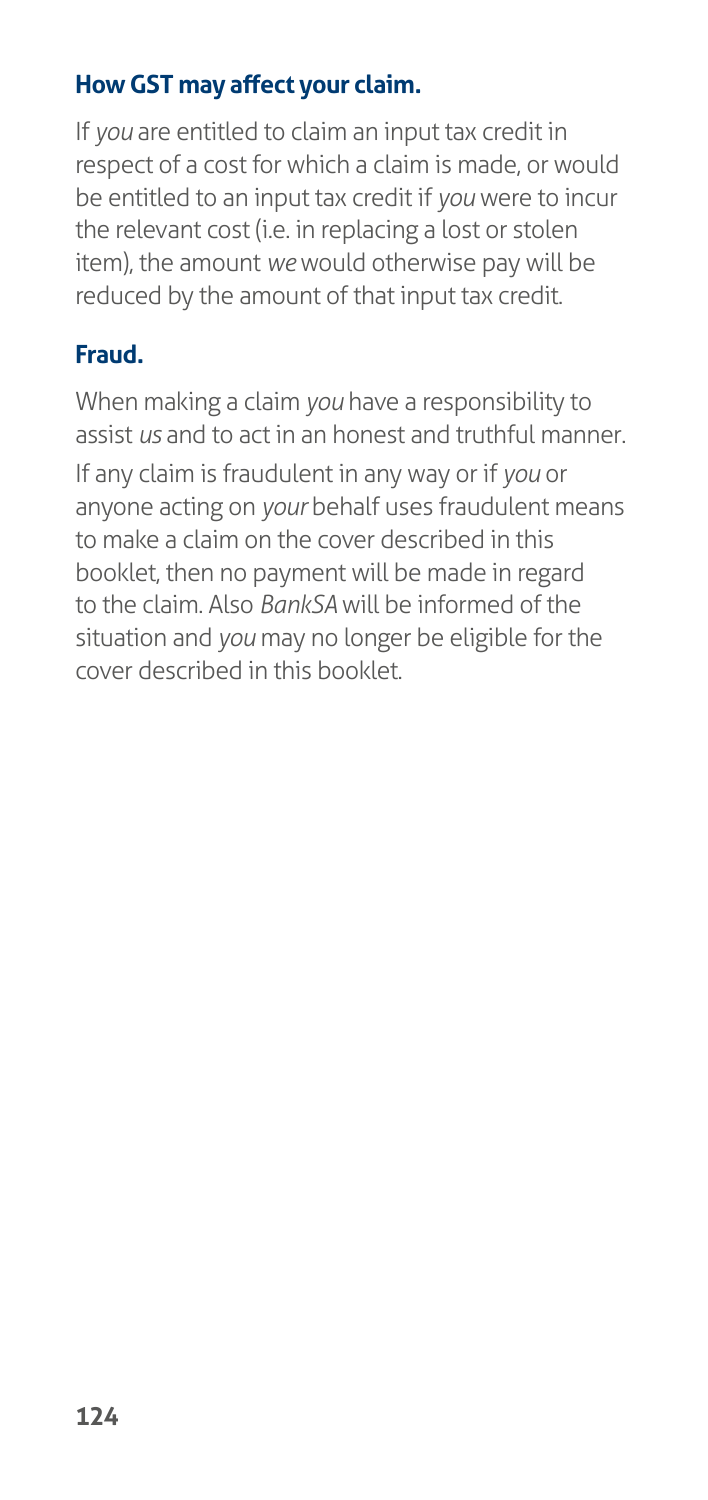### How GST may affect your claim.

If *you* are entitled to claim an input tax credit in respect of a cost for which a claim is made, or would be entitled to an input tax credit if *you* were to incur the relevant cost (i.e. in replacing a lost or stolen item), the amount *we* would otherwise pay will be reduced by the amount of that input tax credit.

### Fraud.

When making a claim *you* have a responsibility to assist *us* and to act in an honest and truthful manner.

If any claim is fraudulent in any way or if *you* or anyone acting on *your* behalf uses fraudulent means to make a claim on the cover described in this booklet, then no payment will be made in regard to the claim. Also *BankSA* will be informed of the situation and *you* may no longer be eligible for the cover described in this booklet.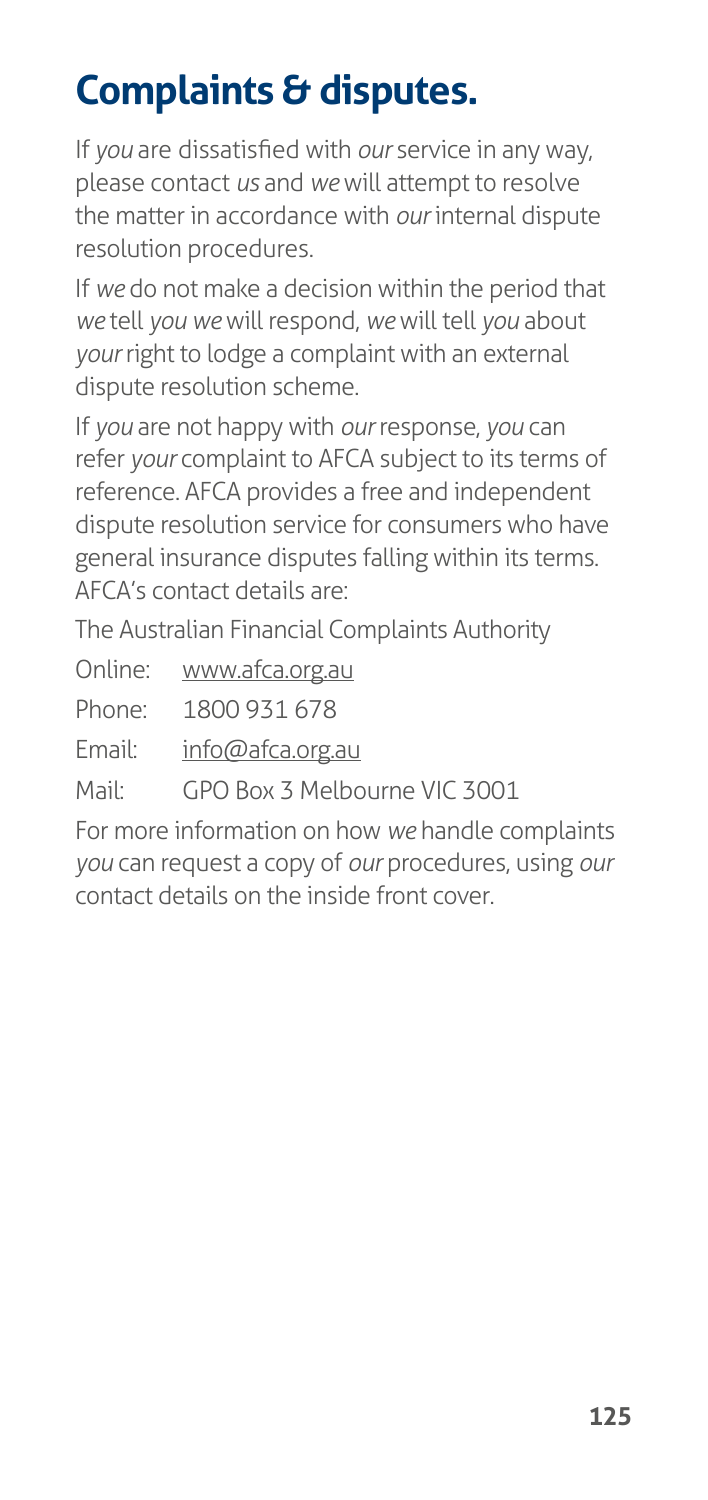# Complaints & disputes.

If *you* are dissatisfied with *our* service in any way, please contact *us* and *we* will attempt to resolve the matter in accordance with *our* internal dispute resolution procedures.

If *we* do not make a decision within the period that *we* tell *you we* will respond, *we* will tell *you* about *your* right to lodge a complaint with an external dispute resolution scheme.

If *you* are not happy with *our* response, *you* can refer *your* complaint to AFCA subject to its terms of reference. AFCA provides a free and independent dispute resolution service for consumers who have general insurance disputes falling within its terms. AFCA's contact details are:

The Australian Financial Complaints Authority

Online: www.afca.org.au

Phone: 1800 931 678

Email: info@afca.org.au

Mail: GPO Box 3 Melbourne VIC 3001

For more information on how *we* handle complaints *you* can request a copy of *our* procedures, using *our* contact details on the inside front cover.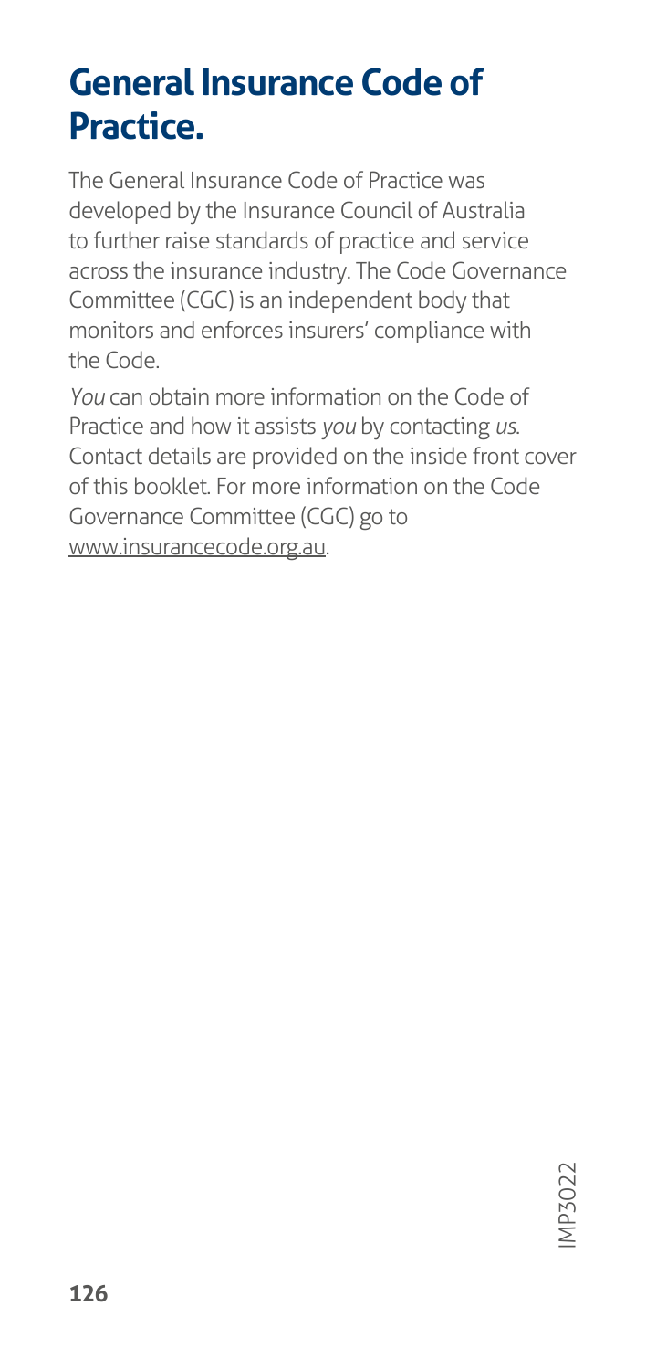# General Insurance Code of Practice.

The General Insurance Code of Practice was developed by the Insurance Council of Australia to further raise standards of practice and service across the insurance industry. The Code Governance Committee (CGC) is an independent body that monitors and enforces insurers' compliance with the Code.

*You* can obtain more information on the Code of Practice and how it assists *you* by contacting *us*. Contact details are provided on the inside front cover of this booklet. For more information on the Code Governance Committee (CGC) go to www.insurancecode.org.au.

IMP3022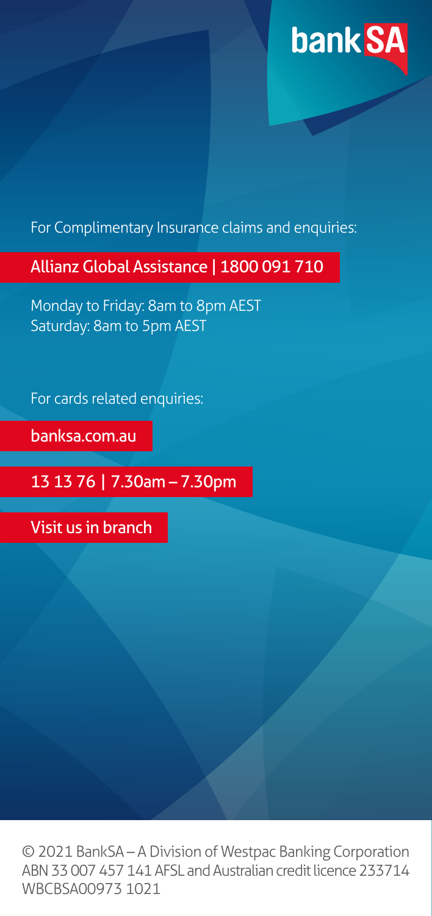bankSA

For Complimentary Insurance claims and enquiries:

Allianz Global Assistance | 1800 091 710

Monday to Friday: 8am to 8pm AEST
Saturday: 8am to 5pm AEST

For cards related enquiries:

banksa.com.au

13 13 76 | 7.30am – 7.30pm

Visit us in branch

© 2021 BankSA – A Division of Westpac Banking Corporation
ABN 33 007 457 141 AFSL and Australian credit licence 233714
WBCBSA00973 1021